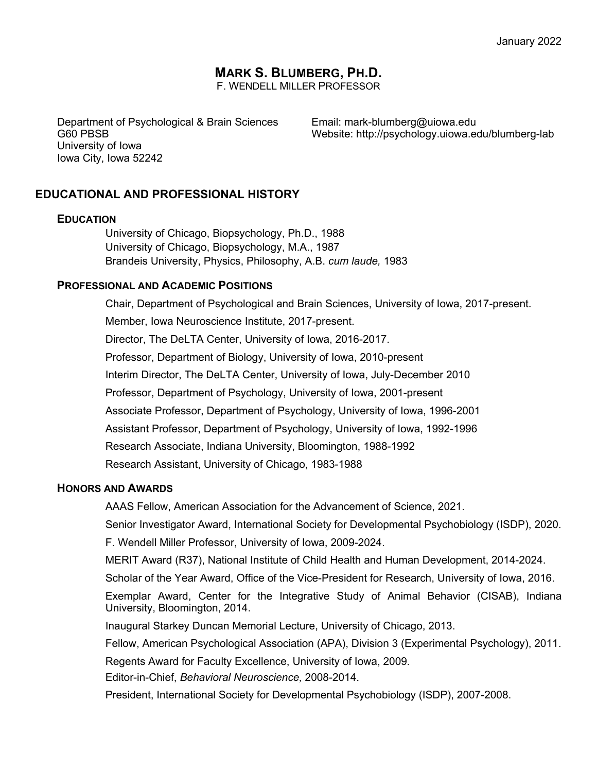January 2022

# MARK S. BLUMBERG, PH.D.

F. WENDELL MILLER PROFESSOR

Department of Psychological & Brain Sciences
G60 PBSB
University of Iowa
Iowa City, Iowa 52242

Email: mark-blumberg@uiowa.edu
Website: http://psychology.uiowa.edu/blumberg-lab

## EDUCATIONAL AND PROFESSIONAL HISTORY

### EDUCATION

University of Chicago, Biopsychology, Ph.D., 1988
University of Chicago, Biopsychology, M.A., 1987
Brandeis University, Physics, Philosophy, A.B. *cum laude,* 1983

### PROFESSIONAL AND ACADEMIC POSITIONS

Chair, Department of Psychological and Brain Sciences, University of Iowa, 2017-present.

Member, Iowa Neuroscience Institute, 2017-present.

Director, The DeLTA Center, University of Iowa, 2016-2017.

Professor, Department of Biology, University of Iowa, 2010-present

Interim Director, The DeLTA Center, University of Iowa, July-December 2010

Professor, Department of Psychology, University of Iowa, 2001-present

Associate Professor, Department of Psychology, University of Iowa, 1996-2001

Assistant Professor, Department of Psychology, University of Iowa, 1992-1996

Research Associate, Indiana University, Bloomington, 1988-1992

Research Assistant, University of Chicago, 1983-1988

### HONORS AND AWARDS

AAAS Fellow, American Association for the Advancement of Science, 2021.

Senior Investigator Award, International Society for Developmental Psychobiology (ISDP), 2020.

F. Wendell Miller Professor, University of Iowa, 2009-2024.

MERIT Award (R37), National Institute of Child Health and Human Development, 2014-2024.

Scholar of the Year Award, Office of the Vice-President for Research, University of Iowa, 2016.

Exemplar Award, Center for the Integrative Study of Animal Behavior (CISAB), Indiana University, Bloomington, 2014.

Inaugural Starkey Duncan Memorial Lecture, University of Chicago, 2013.

Fellow, American Psychological Association (APA), Division 3 (Experimental Psychology), 2011.

Regents Award for Faculty Excellence, University of Iowa, 2009.

Editor-in-Chief, *Behavioral Neuroscience,* 2008-2014.

President, International Society for Developmental Psychobiology (ISDP), 2007-2008.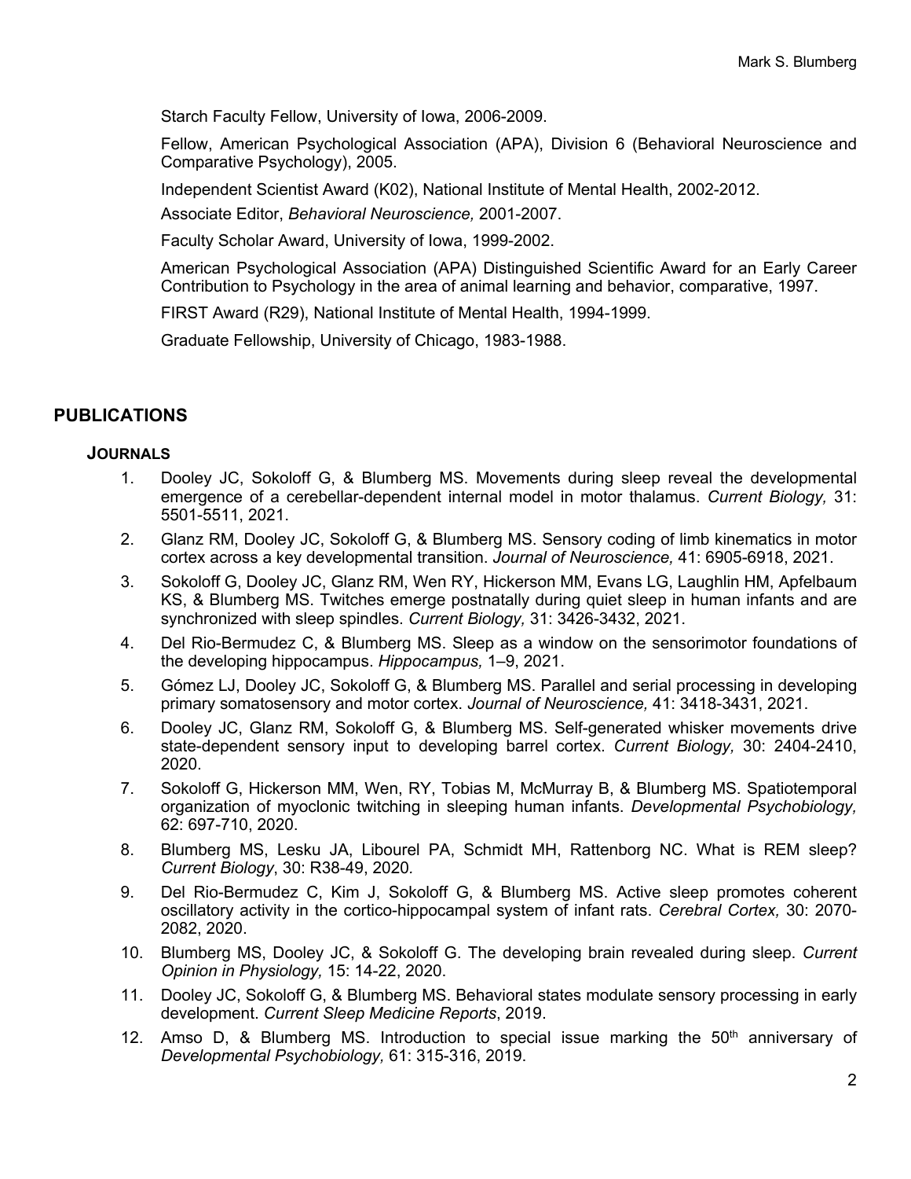Starch Faculty Fellow, University of Iowa, 2006-2009.

Fellow, American Psychological Association (APA), Division 6 (Behavioral Neuroscience and Comparative Psychology), 2005.

Independent Scientist Award (K02), National Institute of Mental Health, 2002-2012.

Associate Editor, *Behavioral Neuroscience,* 2001-2007.

Faculty Scholar Award, University of Iowa, 1999-2002.

American Psychological Association (APA) Distinguished Scientific Award for an Early Career Contribution to Psychology in the area of animal learning and behavior, comparative, 1997.

FIRST Award (R29), National Institute of Mental Health, 1994-1999.

Graduate Fellowship, University of Chicago, 1983-1988.

## PUBLICATIONS

### JOURNALS

1. Dooley JC, Sokoloff G, & Blumberg MS. Movements during sleep reveal the developmental emergence of a cerebellar-dependent internal model in motor thalamus. *Current Biology,* 31: 5501-5511, 2021.
2. Glanz RM, Dooley JC, Sokoloff G, & Blumberg MS. Sensory coding of limb kinematics in motor cortex across a key developmental transition. *Journal of Neuroscience,* 41: 6905-6918, 2021.
3. Sokoloff G, Dooley JC, Glanz RM, Wen RY, Hickerson MM, Evans LG, Laughlin HM, Apfelbaum KS, & Blumberg MS. Twitches emerge postnatally during quiet sleep in human infants and are synchronized with sleep spindles. *Current Biology,* 31: 3426-3432, 2021.
4. Del Rio-Bermudez C, & Blumberg MS. Sleep as a window on the sensorimotor foundations of the developing hippocampus. *Hippocampus,* 1–9, 2021.
5. Gómez LJ, Dooley JC, Sokoloff G, & Blumberg MS. Parallel and serial processing in developing primary somatosensory and motor cortex. *Journal of Neuroscience,* 41: 3418-3431, 2021.
6. Dooley JC, Glanz RM, Sokoloff G, & Blumberg MS. Self-generated whisker movements drive state-dependent sensory input to developing barrel cortex. *Current Biology,* 30: 2404-2410, 2020.
7. Sokoloff G, Hickerson MM, Wen, RY, Tobias M, McMurray B, & Blumberg MS. Spatiotemporal organization of myoclonic twitching in sleeping human infants. *Developmental Psychobiology,* 62: 697-710, 2020.
8. Blumberg MS, Lesku JA, Libourel PA, Schmidt MH, Rattenborg NC. What is REM sleep? *Current Biology*, 30: R38-49, 2020.
9. Del Rio-Bermudez C, Kim J, Sokoloff G, & Blumberg MS. Active sleep promotes coherent oscillatory activity in the cortico-hippocampal system of infant rats. *Cerebral Cortex,* 30: 2070-2082, 2020.
10. Blumberg MS, Dooley JC, & Sokoloff G. The developing brain revealed during sleep. *Current Opinion in Physiology,* 15: 14-22, 2020.
11. Dooley JC, Sokoloff G, & Blumberg MS. Behavioral states modulate sensory processing in early development. *Current Sleep Medicine Reports*, 2019.
12. Amso D, & Blumberg MS. Introduction to special issue marking the 50th anniversary of *Developmental Psychobiology,* 61: 315-316, 2019.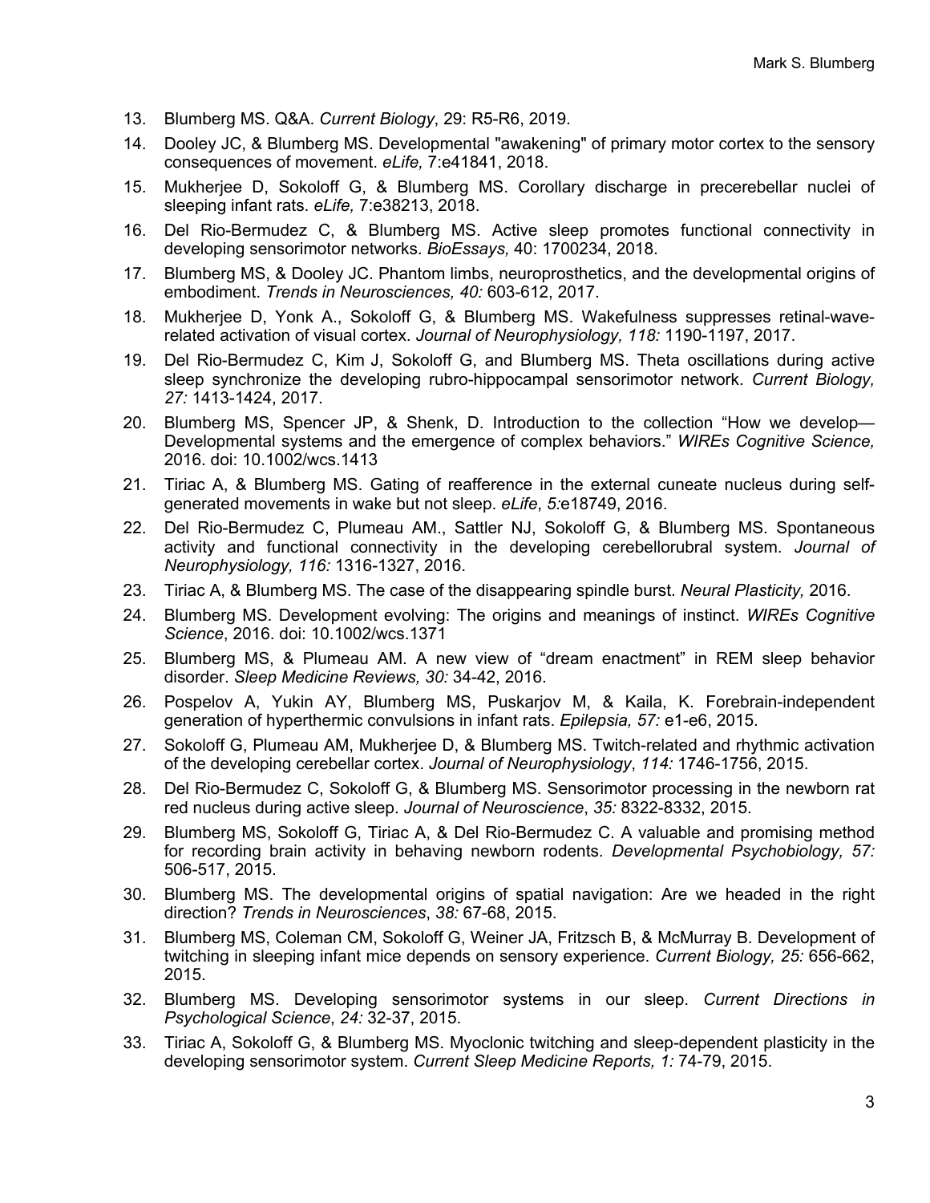13. Blumberg MS. Q&A. *Current Biology*, 29: R5-R6, 2019.
14. Dooley JC, & Blumberg MS. Developmental "awakening" of primary motor cortex to the sensory consequences of movement. *eLife,* 7:e41841, 2018.
15. Mukherjee D, Sokoloff G, & Blumberg MS. Corollary discharge in precerebellar nuclei of sleeping infant rats. *eLife,* 7:e38213, 2018.
16. Del Rio-Bermudez C, & Blumberg MS. Active sleep promotes functional connectivity in developing sensorimotor networks. *BioEssays,* 40: 1700234, 2018.
17. Blumberg MS, & Dooley JC. Phantom limbs, neuroprosthetics, and the developmental origins of embodiment. *Trends in Neurosciences, 40:* 603-612, 2017.
18. Mukherjee D, Yonk A., Sokoloff G, & Blumberg MS. Wakefulness suppresses retinal-wave-related activation of visual cortex. *Journal of Neurophysiology, 118:* 1190-1197, 2017.
19. Del Rio-Bermudez C, Kim J, Sokoloff G, and Blumberg MS. Theta oscillations during active sleep synchronize the developing rubro-hippocampal sensorimotor network. *Current Biology, 27:* 1413-1424, 2017.
20. Blumberg MS, Spencer JP, & Shenk, D. Introduction to the collection "How we develop—Developmental systems and the emergence of complex behaviors." *WIREs Cognitive Science,* 2016. doi: 10.1002/wcs.1413
21. Tiriac A, & Blumberg MS. Gating of reafference in the external cuneate nucleus during self-generated movements in wake but not sleep. *eLife*, *5:*e18749, 2016.
22. Del Rio-Bermudez C, Plumeau AM., Sattler NJ, Sokoloff G, & Blumberg MS. Spontaneous activity and functional connectivity in the developing cerebellorubral system. *Journal of Neurophysiology, 116:* 1316-1327, 2016.
23. Tiriac A, & Blumberg MS. The case of the disappearing spindle burst. *Neural Plasticity,* 2016.
24. Blumberg MS. Development evolving: The origins and meanings of instinct. *WIREs Cognitive Science*, 2016. doi: 10.1002/wcs.1371
25. Blumberg MS, & Plumeau AM. A new view of "dream enactment" in REM sleep behavior disorder. *Sleep Medicine Reviews, 30:* 34-42, 2016.
26. Pospelov A, Yukin AY, Blumberg MS, Puskarjov M, & Kaila, K. Forebrain-independent generation of hyperthermic convulsions in infant rats. *Epilepsia, 57:* e1-e6, 2015.
27. Sokoloff G, Plumeau AM, Mukherjee D, & Blumberg MS. Twitch-related and rhythmic activation of the developing cerebellar cortex. *Journal of Neurophysiology*, *114:* 1746-1756, 2015.
28. Del Rio-Bermudez C, Sokoloff G, & Blumberg MS. Sensorimotor processing in the newborn rat red nucleus during active sleep. *Journal of Neuroscience*, *35:* 8322-8332, 2015.
29. Blumberg MS, Sokoloff G, Tiriac A, & Del Rio-Bermudez C. A valuable and promising method for recording brain activity in behaving newborn rodents. *Developmental Psychobiology, 57:* 506-517, 2015.
30. Blumberg MS. The developmental origins of spatial navigation: Are we headed in the right direction? *Trends in Neurosciences*, *38:* 67-68, 2015.
31. Blumberg MS, Coleman CM, Sokoloff G, Weiner JA, Fritzsch B, & McMurray B. Development of twitching in sleeping infant mice depends on sensory experience. *Current Biology, 25:* 656-662, 2015.
32. Blumberg MS. Developing sensorimotor systems in our sleep. *Current Directions in Psychological Science*, *24:* 32-37, 2015.
33. Tiriac A, Sokoloff G, & Blumberg MS. Myoclonic twitching and sleep-dependent plasticity in the developing sensorimotor system. *Current Sleep Medicine Reports, 1:* 74-79, 2015.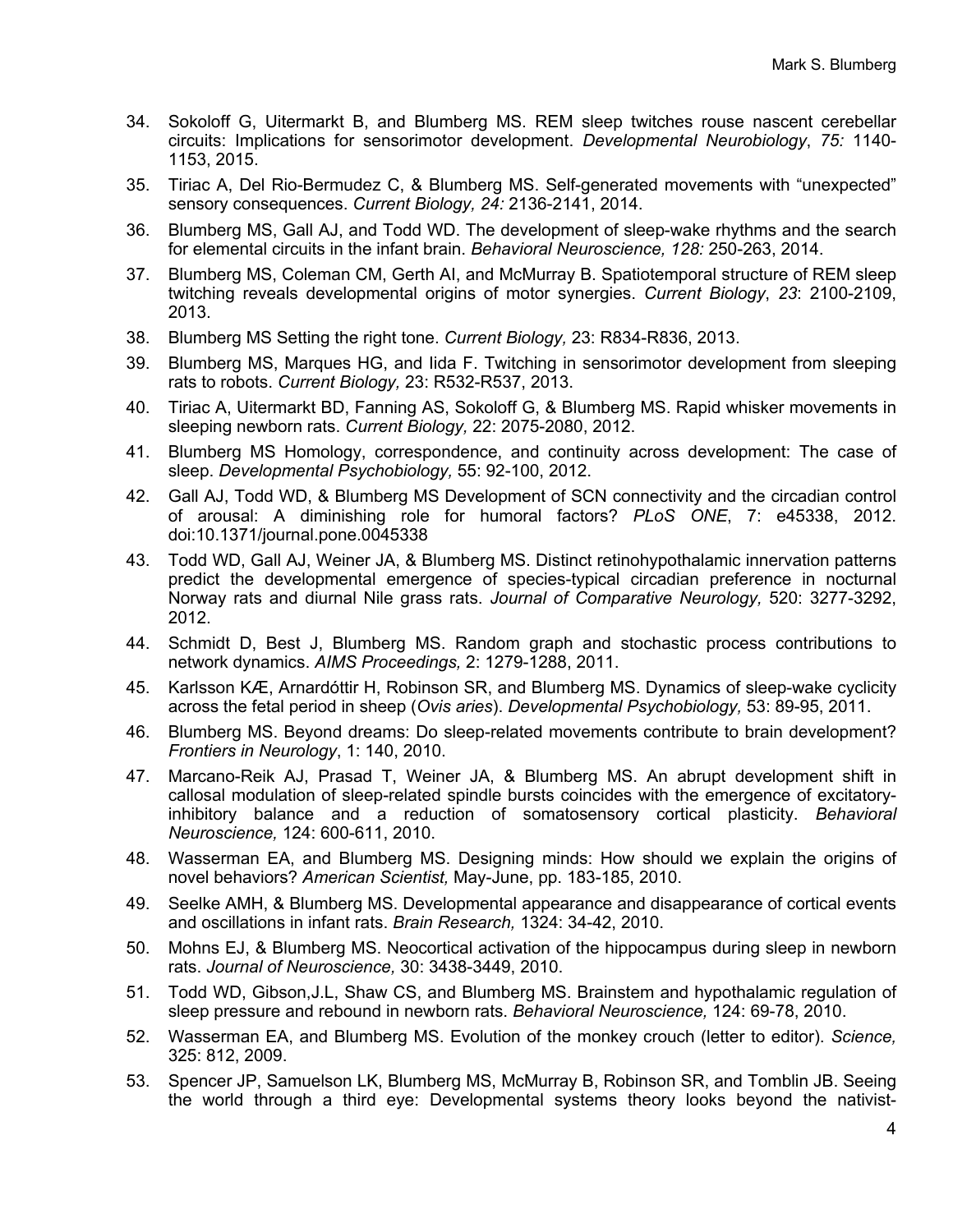34. Sokoloff G, Uitermarkt B, and Blumberg MS. REM sleep twitches rouse nascent cerebellar circuits: Implications for sensorimotor development. *Developmental Neurobiology*, *75:* 1140-1153, 2015.
35. Tiriac A, Del Rio-Bermudez C, & Blumberg MS. Self-generated movements with "unexpected" sensory consequences. *Current Biology, 24:* 2136-2141, 2014.
36. Blumberg MS, Gall AJ, and Todd WD. The development of sleep-wake rhythms and the search for elemental circuits in the infant brain. *Behavioral Neuroscience, 128:* 250-263, 2014.
37. Blumberg MS, Coleman CM, Gerth AI, and McMurray B. Spatiotemporal structure of REM sleep twitching reveals developmental origins of motor synergies. *Current Biology*, *23*: 2100-2109, 2013.
38. Blumberg MS Setting the right tone. *Current Biology,* 23: R834-R836, 2013.
39. Blumberg MS, Marques HG, and Iida F. Twitching in sensorimotor development from sleeping rats to robots. *Current Biology,* 23: R532-R537, 2013.
40. Tiriac A, Uitermarkt BD, Fanning AS, Sokoloff G, & Blumberg MS. Rapid whisker movements in sleeping newborn rats. *Current Biology,* 22: 2075-2080, 2012.
41. Blumberg MS Homology, correspondence, and continuity across development: The case of sleep. *Developmental Psychobiology,* 55: 92-100, 2012.
42. Gall AJ, Todd WD, & Blumberg MS Development of SCN connectivity and the circadian control of arousal: A diminishing role for humoral factors? *PLoS ONE*, 7: e45338, 2012. doi:10.1371/journal.pone.0045338
43. Todd WD, Gall AJ, Weiner JA, & Blumberg MS. Distinct retinohypothalamic innervation patterns predict the developmental emergence of species-typical circadian preference in nocturnal Norway rats and diurnal Nile grass rats. *Journal of Comparative Neurology,* 520: 3277-3292, 2012.
44. Schmidt D, Best J, Blumberg MS. Random graph and stochastic process contributions to network dynamics. *AIMS Proceedings,* 2: 1279-1288, 2011.
45. Karlsson KÆ, Arnardóttir H, Robinson SR, and Blumberg MS. Dynamics of sleep-wake cyclicity across the fetal period in sheep (*Ovis aries*). *Developmental Psychobiology,* 53: 89-95, 2011.
46. Blumberg MS. Beyond dreams: Do sleep-related movements contribute to brain development? *Frontiers in Neurology*, 1: 140, 2010.
47. Marcano-Reik AJ, Prasad T, Weiner JA, & Blumberg MS. An abrupt development shift in callosal modulation of sleep-related spindle bursts coincides with the emergence of excitatory-inhibitory balance and a reduction of somatosensory cortical plasticity. *Behavioral Neuroscience,* 124: 600-611, 2010.
48. Wasserman EA, and Blumberg MS. Designing minds: How should we explain the origins of novel behaviors? *American Scientist,* May-June, pp. 183-185, 2010.
49. Seelke AMH, & Blumberg MS. Developmental appearance and disappearance of cortical events and oscillations in infant rats. *Brain Research,* 1324: 34-42, 2010.
50. Mohns EJ, & Blumberg MS. Neocortical activation of the hippocampus during sleep in newborn rats. *Journal of Neuroscience,* 30: 3438-3449, 2010.
51. Todd WD, Gibson,J.L, Shaw CS, and Blumberg MS. Brainstem and hypothalamic regulation of sleep pressure and rebound in newborn rats. *Behavioral Neuroscience,* 124: 69-78, 2010.
52. Wasserman EA, and Blumberg MS. Evolution of the monkey crouch (letter to editor). *Science,* 325: 812, 2009.
53. Spencer JP, Samuelson LK, Blumberg MS, McMurray B, Robinson SR, and Tomblin JB. Seeing the world through a third eye: Developmental systems theory looks beyond the nativist-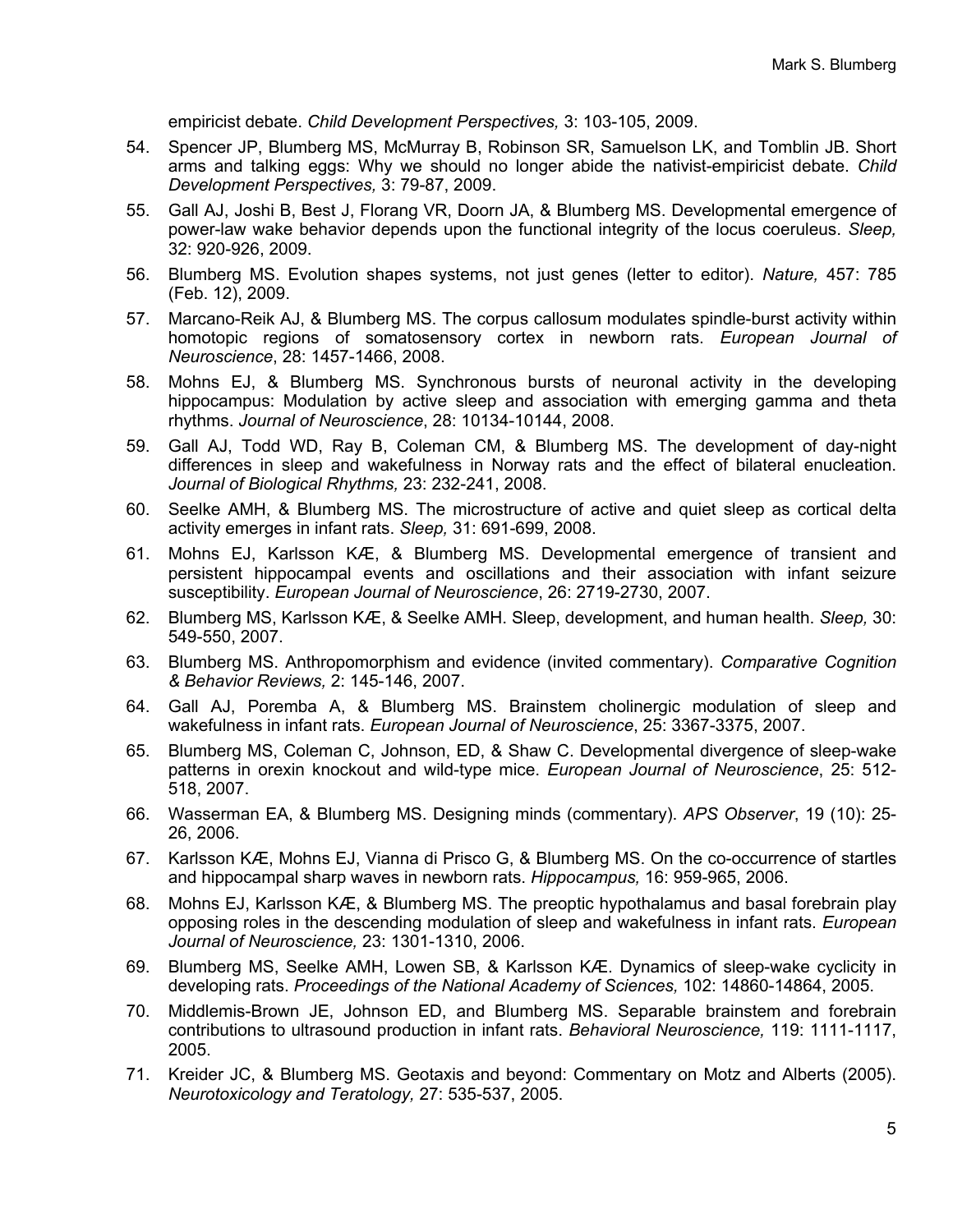empiricist debate. *Child Development Perspectives,* 3: 103-105, 2009.

54. Spencer JP, Blumberg MS, McMurray B, Robinson SR, Samuelson LK, and Tomblin JB. Short arms and talking eggs: Why we should no longer abide the nativist-empiricist debate. *Child Development Perspectives,* 3: 79-87, 2009.

55. Gall AJ, Joshi B, Best J, Florang VR, Doorn JA, & Blumberg MS. Developmental emergence of power-law wake behavior depends upon the functional integrity of the locus coeruleus. *Sleep,* 32: 920-926, 2009.

56. Blumberg MS. Evolution shapes systems, not just genes (letter to editor). *Nature,* 457: 785 (Feb. 12), 2009.

57. Marcano-Reik AJ, & Blumberg MS. The corpus callosum modulates spindle-burst activity within homotopic regions of somatosensory cortex in newborn rats. *European Journal of Neuroscience*, 28: 1457-1466, 2008.

58. Mohns EJ, & Blumberg MS. Synchronous bursts of neuronal activity in the developing hippocampus: Modulation by active sleep and association with emerging gamma and theta rhythms. *Journal of Neuroscience*, 28: 10134-10144, 2008.

59. Gall AJ, Todd WD, Ray B, Coleman CM, & Blumberg MS. The development of day-night differences in sleep and wakefulness in Norway rats and the effect of bilateral enucleation. *Journal of Biological Rhythms,* 23: 232-241, 2008.

60. Seelke AMH, & Blumberg MS. The microstructure of active and quiet sleep as cortical delta activity emerges in infant rats. *Sleep,* 31: 691-699, 2008.

61. Mohns EJ, Karlsson KÆ, & Blumberg MS. Developmental emergence of transient and persistent hippocampal events and oscillations and their association with infant seizure susceptibility. *European Journal of Neuroscience*, 26: 2719-2730, 2007.

62. Blumberg MS, Karlsson KÆ, & Seelke AMH. Sleep, development, and human health. *Sleep,* 30: 549-550, 2007.

63. Blumberg MS. Anthropomorphism and evidence (invited commentary). *Comparative Cognition & Behavior Reviews,* 2: 145-146, 2007.

64. Gall AJ, Poremba A, & Blumberg MS. Brainstem cholinergic modulation of sleep and wakefulness in infant rats. *European Journal of Neuroscience*, 25: 3367-3375, 2007.

65. Blumberg MS, Coleman C, Johnson, ED, & Shaw C. Developmental divergence of sleep-wake patterns in orexin knockout and wild-type mice. *European Journal of Neuroscience*, 25: 512-518, 2007.

66. Wasserman EA, & Blumberg MS. Designing minds (commentary). *APS Observer*, 19 (10): 25-26, 2006.

67. Karlsson KÆ, Mohns EJ, Vianna di Prisco G, & Blumberg MS. On the co-occurrence of startles and hippocampal sharp waves in newborn rats. *Hippocampus,* 16: 959-965, 2006.

68. Mohns EJ, Karlsson KÆ, & Blumberg MS. The preoptic hypothalamus and basal forebrain play opposing roles in the descending modulation of sleep and wakefulness in infant rats. *European Journal of Neuroscience,* 23: 1301-1310, 2006.

69. Blumberg MS, Seelke AMH, Lowen SB, & Karlsson KÆ. Dynamics of sleep-wake cyclicity in developing rats. *Proceedings of the National Academy of Sciences,* 102: 14860-14864, 2005.

70. Middlemis-Brown JE, Johnson ED, and Blumberg MS. Separable brainstem and forebrain contributions to ultrasound production in infant rats. *Behavioral Neuroscience,* 119: 1111-1117, 2005.

71. Kreider JC, & Blumberg MS. Geotaxis and beyond: Commentary on Motz and Alberts (2005). *Neurotoxicology and Teratology,* 27: 535-537, 2005.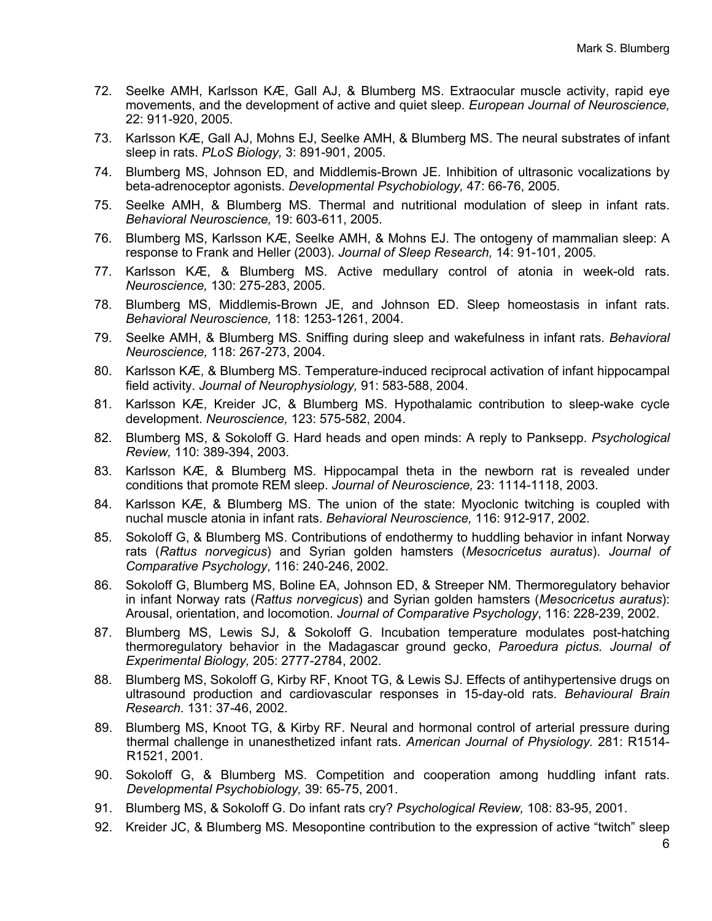72. Seelke AMH, Karlsson KÆ, Gall AJ, & Blumberg MS. Extraocular muscle activity, rapid eye movements, and the development of active and quiet sleep. *European Journal of Neuroscience,* 22: 911-920, 2005.
73. Karlsson KÆ, Gall AJ, Mohns EJ, Seelke AMH, & Blumberg MS. The neural substrates of infant sleep in rats. *PLoS Biology,* 3: 891-901, 2005.
74. Blumberg MS, Johnson ED, and Middlemis-Brown JE. Inhibition of ultrasonic vocalizations by beta-adrenoceptor agonists. *Developmental Psychobiology,* 47: 66-76, 2005.
75. Seelke AMH, & Blumberg MS. Thermal and nutritional modulation of sleep in infant rats. *Behavioral Neuroscience,* 19: 603-611, 2005.
76. Blumberg MS, Karlsson KÆ, Seelke AMH, & Mohns EJ. The ontogeny of mammalian sleep: A response to Frank and Heller (2003). *Journal of Sleep Research,* 14: 91-101, 2005.
77. Karlsson KÆ, & Blumberg MS. Active medullary control of atonia in week-old rats. *Neuroscience,* 130: 275-283, 2005.
78. Blumberg MS, Middlemis-Brown JE, and Johnson ED. Sleep homeostasis in infant rats. *Behavioral Neuroscience,* 118: 1253-1261, 2004.
79. Seelke AMH, & Blumberg MS. Sniffing during sleep and wakefulness in infant rats. *Behavioral Neuroscience,* 118: 267-273, 2004.
80. Karlsson KÆ, & Blumberg MS. Temperature-induced reciprocal activation of infant hippocampal field activity. *Journal of Neurophysiology,* 91: 583-588, 2004.
81. Karlsson KÆ, Kreider JC, & Blumberg MS. Hypothalamic contribution to sleep-wake cycle development. *Neuroscience,* 123: 575-582, 2004.
82. Blumberg MS, & Sokoloff G. Hard heads and open minds: A reply to Panksepp. *Psychological Review,* 110: 389-394, 2003.
83. Karlsson KÆ, & Blumberg MS. Hippocampal theta in the newborn rat is revealed under conditions that promote REM sleep. *Journal of Neuroscience,* 23: 1114-1118, 2003.
84. Karlsson KÆ, & Blumberg MS. The union of the state: Myoclonic twitching is coupled with nuchal muscle atonia in infant rats. *Behavioral Neuroscience,* 116: 912-917, 2002.
85. Sokoloff G, & Blumberg MS. Contributions of endothermy to huddling behavior in infant Norway rats (*Rattus norvegicus*) and Syrian golden hamsters (*Mesocricetus auratus*). *Journal of Comparative Psychology*, 116: 240-246, 2002.
86. Sokoloff G, Blumberg MS, Boline EA, Johnson ED, & Streeper NM. Thermoregulatory behavior in infant Norway rats (*Rattus norvegicus*) and Syrian golden hamsters (*Mesocricetus auratus*): Arousal, orientation, and locomotion. *Journal of Comparative Psychology*, 116: 228-239, 2002.
87. Blumberg MS, Lewis SJ, & Sokoloff G. Incubation temperature modulates post-hatching thermoregulatory behavior in the Madagascar ground gecko, *Paroedura pictus. Journal of Experimental Biology,* 205: 2777-2784, 2002.
88. Blumberg MS, Sokoloff G, Kirby RF, Knoot TG, & Lewis SJ. Effects of antihypertensive drugs on ultrasound production and cardiovascular responses in 15-day-old rats. *Behavioural Brain Research.* 131: 37-46, 2002.
89. Blumberg MS, Knoot TG, & Kirby RF. Neural and hormonal control of arterial pressure during thermal challenge in unanesthetized infant rats. *American Journal of Physiology.* 281: R1514-R1521, 2001.
90. Sokoloff G, & Blumberg MS. Competition and cooperation among huddling infant rats. *Developmental Psychobiology,* 39: 65-75, 2001.
91. Blumberg MS, & Sokoloff G. Do infant rats cry? *Psychological Review,* 108: 83-95, 2001.
92. Kreider JC, & Blumberg MS. Mesopontine contribution to the expression of active "twitch" sleep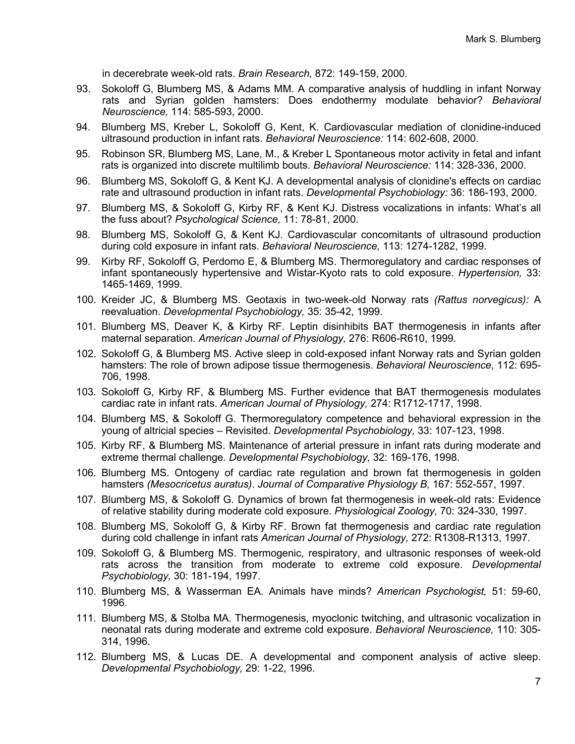in decerebrate week-old rats. *Brain Research,* 872: 149-159, 2000.

93. Sokoloff G, Blumberg MS, & Adams MM. A comparative analysis of huddling in infant Norway rats and Syrian golden hamsters: Does endothermy modulate behavior? *Behavioral Neuroscience,* 114: 585-593, 2000.
94. Blumberg MS, Kreber L, Sokoloff G, Kent, K. Cardiovascular mediation of clonidine-induced ultrasound production in infant rats. *Behavioral Neuroscience:* 114: 602-608, 2000.
95. Robinson SR, Blumberg MS, Lane, M., & Kreber L Spontaneous motor activity in fetal and infant rats is organized into discrete multilimb bouts. *Behavioral Neuroscience:* 114: 328-336, 2000.
96. Blumberg MS, Sokoloff G, & Kent KJ. A developmental analysis of clonidine's effects on cardiac rate and ultrasound production in infant rats. *Developmental Psychobiology:* 36: 186-193, 2000.
97. Blumberg MS, & Sokoloff G, Kirby RF, & Kent KJ. Distress vocalizations in infants: What's all the fuss about? *Psychological Science,* 11: 78-81, 2000.
98. Blumberg MS, Sokoloff G, & Kent KJ. Cardiovascular concomitants of ultrasound production during cold exposure in infant rats. *Behavioral Neuroscience,* 113: 1274-1282, 1999.
99. Kirby RF, Sokoloff G, Perdomo E, & Blumberg MS. Thermoregulatory and cardiac responses of infant spontaneously hypertensive and Wistar-Kyoto rats to cold exposure. *Hypertension,* 33: 1465-1469, 1999.
100. Kreider JC, & Blumberg MS. Geotaxis in two-week-old Norway rats *(Rattus norvegicus):* A reevaluation. *Developmental Psychobiology,* 35: 35-42, 1999.
101. Blumberg MS, Deaver K, & Kirby RF. Leptin disinhibits BAT thermogenesis in infants after maternal separation. *American Journal of Physiology,* 276: R606-R610, 1999.
102. Sokoloff G, & Blumberg MS. Active sleep in cold-exposed infant Norway rats and Syrian golden hamsters: The role of brown adipose tissue thermogenesis. *Behavioral Neuroscience,* 112: 695-706, 1998.
103. Sokoloff G, Kirby RF, & Blumberg MS. Further evidence that BAT thermogenesis modulates cardiac rate in infant rats. *American Journal of Physiology,* 274: R1712-1717, 1998.
104. Blumberg MS, & Sokoloff G. Thermoregulatory competence and behavioral expression in the young of altricial species – Revisited. *Developmental Psychobiology,* 33: 107-123, 1998.
105. Kirby RF, & Blumberg MS. Maintenance of arterial pressure in infant rats during moderate and extreme thermal challenge. *Developmental Psychobiology,* 32: 169-176, 1998.
106. Blumberg MS. Ontogeny of cardiac rate regulation and brown fat thermogenesis in golden hamsters *(Mesocricetus auratus)*. *Journal of Comparative Physiology B,* 167: 552-557, 1997.
107. Blumberg MS, & Sokoloff G. Dynamics of brown fat thermogenesis in week-old rats: Evidence of relative stability during moderate cold exposure. *Physiological Zoology,* 70: 324-330, 1997.
108. Blumberg MS, Sokoloff G, & Kirby RF. Brown fat thermogenesis and cardiac rate regulation during cold challenge in infant rats *American Journal of Physiology,* 272: R1308-R1313, 1997.
109. Sokoloff G, & Blumberg MS. Thermogenic, respiratory, and ultrasonic responses of week-old rats across the transition from moderate to extreme cold exposure. *Developmental Psychobiology,* 30: 181-194, 1997.
110. Blumberg MS, & Wasserman EA. Animals have minds? *American Psychologist,* 51: 59-60, 1996.
111. Blumberg MS, & Stolba MA. Thermogenesis, myoclonic twitching, and ultrasonic vocalization in neonatal rats during moderate and extreme cold exposure. *Behavioral Neuroscience,* 110: 305-314, 1996.
112. Blumberg MS, & Lucas DE. A developmental and component analysis of active sleep. *Developmental Psychobiology,* 29: 1-22, 1996.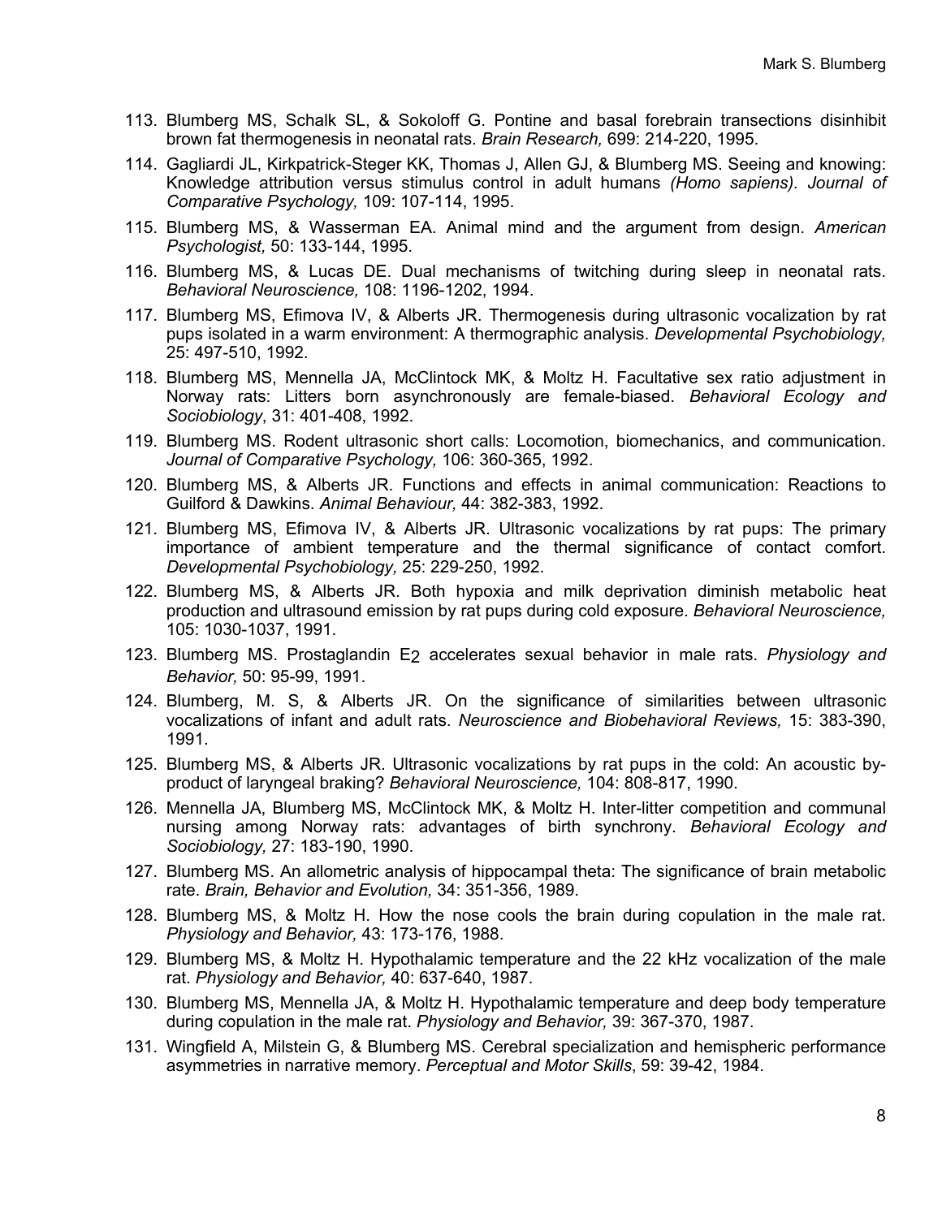113. Blumberg MS, Schalk SL, & Sokoloff G. Pontine and basal forebrain transections disinhibit brown fat thermogenesis in neonatal rats. *Brain Research,* 699: 214-220, 1995.
114. Gagliardi JL, Kirkpatrick-Steger KK, Thomas J, Allen GJ, & Blumberg MS. Seeing and knowing: Knowledge attribution versus stimulus control in adult humans *(Homo sapiens). Journal of Comparative Psychology,* 109: 107-114, 1995.
115. Blumberg MS, & Wasserman EA. Animal mind and the argument from design. *American Psychologist,* 50: 133-144, 1995.
116. Blumberg MS, & Lucas DE. Dual mechanisms of twitching during sleep in neonatal rats. *Behavioral Neuroscience,* 108: 1196-1202, 1994.
117. Blumberg MS, Efimova IV, & Alberts JR. Thermogenesis during ultrasonic vocalization by rat pups isolated in a warm environment: A thermographic analysis. *Developmental Psychobiology,* 25: 497-510, 1992.
118. Blumberg MS, Mennella JA, McClintock MK, & Moltz H. Facultative sex ratio adjustment in Norway rats: Litters born asynchronously are female-biased. *Behavioral Ecology and Sociobiology*, 31: 401-408, 1992.
119. Blumberg MS. Rodent ultrasonic short calls: Locomotion, biomechanics, and communication. *Journal of Comparative Psychology,* 106: 360-365, 1992.
120. Blumberg MS, & Alberts JR. Functions and effects in animal communication: Reactions to Guilford & Dawkins. *Animal Behaviour,* 44: 382-383, 1992.
121. Blumberg MS, Efimova IV, & Alberts JR. Ultrasonic vocalizations by rat pups: The primary importance of ambient temperature and the thermal significance of contact comfort. *Developmental Psychobiology,* 25: 229-250, 1992.
122. Blumberg MS, & Alberts JR. Both hypoxia and milk deprivation diminish metabolic heat production and ultrasound emission by rat pups during cold exposure. *Behavioral Neuroscience,* 105: 1030-1037, 1991.
123. Blumberg MS. Prostaglandin $E_2$ accelerates sexual behavior in male rats. *Physiology and Behavior,* 50: 95-99, 1991.
124. Blumberg, M. S, & Alberts JR. On the significance of similarities between ultrasonic vocalizations of infant and adult rats. *Neuroscience and Biobehavioral Reviews,* 15: 383-390, 1991.
125. Blumberg MS, & Alberts JR. Ultrasonic vocalizations by rat pups in the cold: An acoustic by-product of laryngeal braking? *Behavioral Neuroscience,* 104: 808-817, 1990.
126. Mennella JA, Blumberg MS, McClintock MK, & Moltz H. Inter-litter competition and communal nursing among Norway rats: advantages of birth synchrony. *Behavioral Ecology and Sociobiology,* 27: 183-190, 1990.
127. Blumberg MS. An allometric analysis of hippocampal theta: The significance of brain metabolic rate. *Brain, Behavior and Evolution,* 34: 351-356, 1989.
128. Blumberg MS, & Moltz H. How the nose cools the brain during copulation in the male rat. *Physiology and Behavior,* 43: 173-176, 1988.
129. Blumberg MS, & Moltz H. Hypothalamic temperature and the 22 kHz vocalization of the male rat. *Physiology and Behavior,* 40: 637-640, 1987.
130. Blumberg MS, Mennella JA, & Moltz H. Hypothalamic temperature and deep body temperature during copulation in the male rat. *Physiology and Behavior,* 39: 367-370, 1987.
131. Wingfield A, Milstein G, & Blumberg MS. Cerebral specialization and hemispheric performance asymmetries in narrative memory. *Perceptual and Motor Skills*, 59: 39-42, 1984.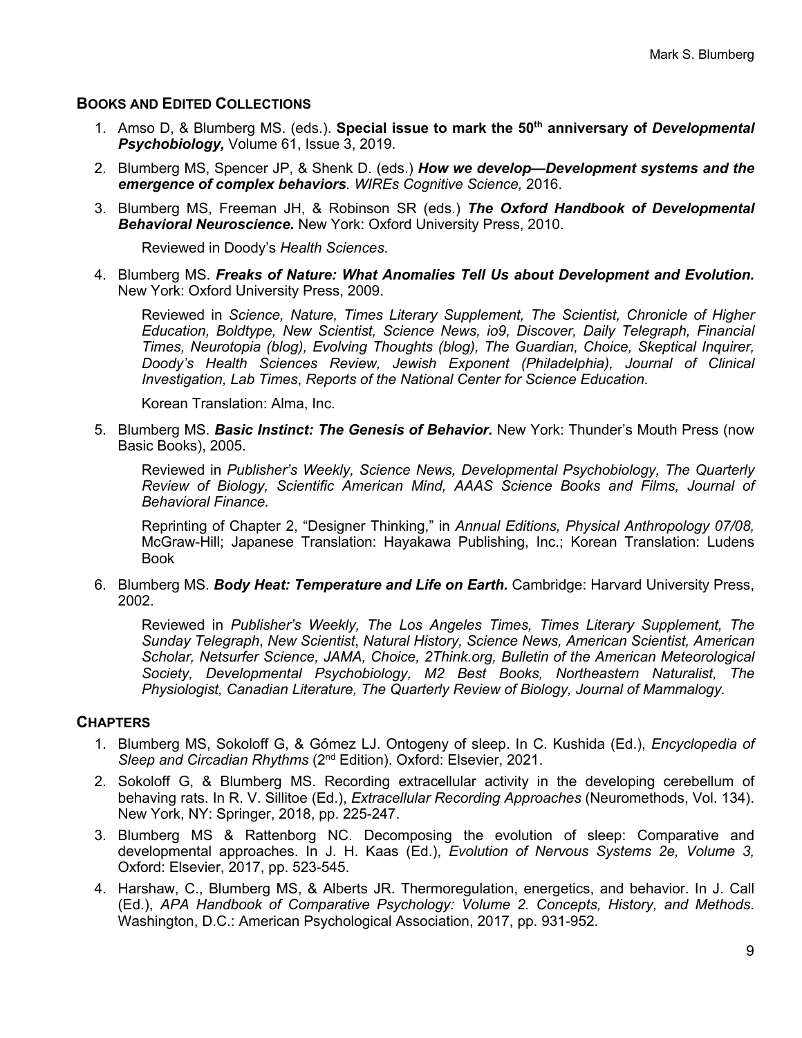## BOOKS AND EDITED COLLECTIONS

1. Amso D, & Blumberg MS. (eds.). **Special issue to mark the 50th anniversary of *Developmental Psychobiology,*** Volume 61, Issue 3, 2019.

2. Blumberg MS, Spencer JP, & Shenk D. (eds.) ***How we develop—Development systems and the emergence of complex behaviors***. *WIREs Cognitive Science,* 2016.

3. Blumberg MS, Freeman JH, & Robinson SR (eds.) ***The Oxford Handbook of Developmental Behavioral Neuroscience.*** New York: Oxford University Press, 2010.

   Reviewed in Doody's *Health Sciences*.

4. Blumberg MS. ***Freaks of Nature: What Anomalies Tell Us about Development and Evolution.*** New York: Oxford University Press, 2009.

   Reviewed in *Science, Nature, Times Literary Supplement, The Scientist, Chronicle of Higher Education, Boldtype, New Scientist, Science News, io9, Discover, Daily Telegraph, Financial Times, Neurotopia (blog), Evolving Thoughts (blog), The Guardian, Choice, Skeptical Inquirer, Doody's Health Sciences Review, Jewish Exponent (Philadelphia), Journal of Clinical Investigation, Lab Times*, *Reports of the National Center for Science Education.*

   Korean Translation: Alma, Inc.

5. Blumberg MS. ***Basic Instinct: The Genesis of Behavior.*** New York: Thunder's Mouth Press (now Basic Books), 2005.

   Reviewed in *Publisher's Weekly, Science News, Developmental Psychobiology, The Quarterly Review of Biology, Scientific American Mind, AAAS Science Books and Films, Journal of Behavioral Finance.*

   Reprinting of Chapter 2, "Designer Thinking," in *Annual Editions, Physical Anthropology 07/08,* McGraw-Hill; Japanese Translation: Hayakawa Publishing, Inc.; Korean Translation: Ludens Book

6. Blumberg MS. ***Body Heat: Temperature and Life on Earth.*** Cambridge: Harvard University Press, 2002.

   Reviewed in *Publisher's Weekly, The Los Angeles Times, Times Literary Supplement, The Sunday Telegraph*, *New Scientist*, *Natural History, Science News, American Scientist, American Scholar, Netsurfer Science, JAMA, Choice, 2Think.org, Bulletin of the American Meteorological Society, Developmental Psychobiology, M2 Best Books, Northeastern Naturalist, The Physiologist, Canadian Literature, The Quarterly Review of Biology, Journal of Mammalogy.*

## CHAPTERS

1. Blumberg MS, Sokoloff G, & Gómez LJ. Ontogeny of sleep. In C. Kushida (Ed.), *Encyclopedia of Sleep and Circadian Rhythms* (2nd Edition). Oxford: Elsevier, 2021.
2. Sokoloff G, & Blumberg MS. Recording extracellular activity in the developing cerebellum of behaving rats. In R. V. Sillitoe (Ed.), *Extracellular Recording Approaches* (Neuromethods, Vol. 134). New York, NY: Springer, 2018, pp. 225-247.
3. Blumberg MS & Rattenborg NC. Decomposing the evolution of sleep: Comparative and developmental approaches. In J. H. Kaas (Ed.), *Evolution of Nervous Systems 2e, Volume 3,* Oxford: Elsevier, 2017, pp. 523-545.
4. Harshaw, C., Blumberg MS, & Alberts JR. Thermoregulation, energetics, and behavior. In J. Call (Ed.), *APA Handbook of Comparative Psychology: Volume 2. Concepts, History, and Methods*. Washington, D.C.: American Psychological Association, 2017, pp. 931-952.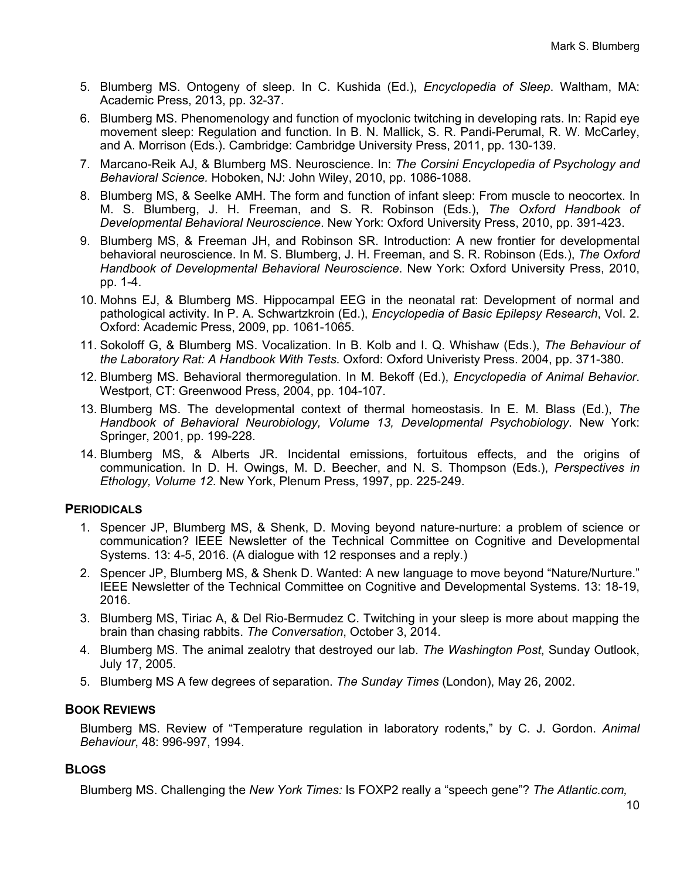5. Blumberg MS. Ontogeny of sleep. In C. Kushida (Ed.), *Encyclopedia of Sleep*. Waltham, MA: Academic Press, 2013, pp. 32-37.
6. Blumberg MS. Phenomenology and function of myoclonic twitching in developing rats. In: Rapid eye movement sleep: Regulation and function. In B. N. Mallick, S. R. Pandi-Perumal, R. W. McCarley, and A. Morrison (Eds.). Cambridge: Cambridge University Press, 2011, pp. 130-139.
7. Marcano-Reik AJ, & Blumberg MS. Neuroscience. In: *The Corsini Encyclopedia of Psychology and Behavioral Science.* Hoboken, NJ: John Wiley, 2010, pp. 1086-1088.
8. Blumberg MS, & Seelke AMH. The form and function of infant sleep: From muscle to neocortex. In M. S. Blumberg, J. H. Freeman, and S. R. Robinson (Eds.), *The Oxford Handbook of Developmental Behavioral Neuroscience*. New York: Oxford University Press, 2010, pp. 391-423.
9. Blumberg MS, & Freeman JH, and Robinson SR. Introduction: A new frontier for developmental behavioral neuroscience. In M. S. Blumberg, J. H. Freeman, and S. R. Robinson (Eds.), *The Oxford Handbook of Developmental Behavioral Neuroscience*. New York: Oxford University Press, 2010, pp. 1-4.
10. Mohns EJ, & Blumberg MS. Hippocampal EEG in the neonatal rat: Development of normal and pathological activity. In P. A. Schwartzkroin (Ed.), *Encyclopedia of Basic Epilepsy Research*, Vol. 2. Oxford: Academic Press, 2009, pp. 1061-1065.
11. Sokoloff G, & Blumberg MS. Vocalization. In B. Kolb and I. Q. Whishaw (Eds.), *The Behaviour of the Laboratory Rat: A Handbook With Tests*. Oxford: Oxford Univeristy Press. 2004, pp. 371-380.
12. Blumberg MS. Behavioral thermoregulation. In M. Bekoff (Ed.), *Encyclopedia of Animal Behavior*. Westport, CT: Greenwood Press, 2004, pp. 104-107.
13. Blumberg MS. The developmental context of thermal homeostasis. In E. M. Blass (Ed.), *The Handbook of Behavioral Neurobiology, Volume 13, Developmental Psychobiology*. New York: Springer, 2001, pp. 199-228.
14. Blumberg MS, & Alberts JR. Incidental emissions, fortuitous effects, and the origins of communication. In D. H. Owings, M. D. Beecher, and N. S. Thompson (Eds.), *Perspectives in Ethology, Volume 12*. New York, Plenum Press, 1997, pp. 225-249.

## PERIODICALS

1. Spencer JP, Blumberg MS, & Shenk, D. Moving beyond nature-nurture: a problem of science or communication? IEEE Newsletter of the Technical Committee on Cognitive and Developmental Systems. 13: 4-5, 2016. (A dialogue with 12 responses and a reply.)
2. Spencer JP, Blumberg MS, & Shenk D. Wanted: A new language to move beyond "Nature/Nurture." IEEE Newsletter of the Technical Committee on Cognitive and Developmental Systems. 13: 18-19, 2016.
3. Blumberg MS, Tiriac A, & Del Rio-Bermudez C. Twitching in your sleep is more about mapping the brain than chasing rabbits. *The Conversation*, October 3, 2014.
4. Blumberg MS. The animal zealotry that destroyed our lab. *The Washington Post*, Sunday Outlook, July 17, 2005.
5. Blumberg MS A few degrees of separation. *The Sunday Times* (London), May 26, 2002.

## BOOK REVIEWS

Blumberg MS. Review of "Temperature regulation in laboratory rodents," by C. J. Gordon. *Animal Behaviour*, 48: 996-997, 1994.

## BLOGS

Blumberg MS. Challenging the *New York Times:* Is FOXP2 really a "speech gene"? *The Atlantic.com,*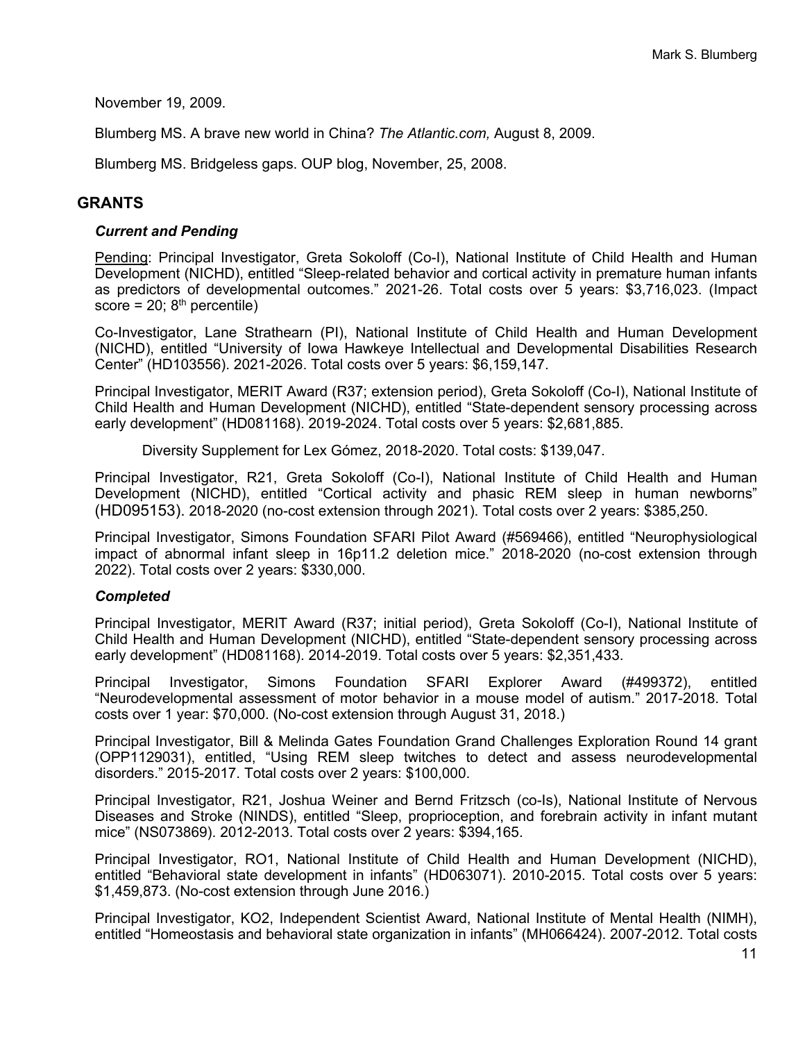November 19, 2009.

Blumberg MS. A brave new world in China? *The Atlantic.com,* August 8, 2009.

Blumberg MS. Bridgeless gaps. OUP blog, November, 25, 2008.

## GRANTS

### *Current and Pending*

Pending: Principal Investigator, Greta Sokoloff (Co-I), National Institute of Child Health and Human Development (NICHD), entitled "Sleep-related behavior and cortical activity in premature human infants as predictors of developmental outcomes." 2021-26. Total costs over 5 years: $3,716,023. (Impact score = 20; 8th percentile)

Co-Investigator, Lane Strathearn (PI), National Institute of Child Health and Human Development (NICHD), entitled "University of Iowa Hawkeye Intellectual and Developmental Disabilities Research Center" (HD103556). 2021-2026. Total costs over 5 years: $6,159,147.

Principal Investigator, MERIT Award (R37; extension period), Greta Sokoloff (Co-I), National Institute of Child Health and Human Development (NICHD), entitled "State-dependent sensory processing across early development" (HD081168). 2019-2024. Total costs over 5 years: $2,681,885.

Diversity Supplement for Lex Gómez, 2018-2020. Total costs: $139,047.

Principal Investigator, R21, Greta Sokoloff (Co-I), National Institute of Child Health and Human Development (NICHD), entitled "Cortical activity and phasic REM sleep in human newborns" (HD095153). 2018-2020 (no-cost extension through 2021). Total costs over 2 years: $385,250.

Principal Investigator, Simons Foundation SFARI Pilot Award (#569466), entitled "Neurophysiological impact of abnormal infant sleep in 16p11.2 deletion mice." 2018-2020 (no-cost extension through 2022). Total costs over 2 years: $330,000.

### *Completed*

Principal Investigator, MERIT Award (R37; initial period), Greta Sokoloff (Co-I), National Institute of Child Health and Human Development (NICHD), entitled "State-dependent sensory processing across early development" (HD081168). 2014-2019. Total costs over 5 years: $2,351,433.

Principal Investigator, Simons Foundation SFARI Explorer Award (#499372), entitled "Neurodevelopmental assessment of motor behavior in a mouse model of autism." 2017-2018. Total costs over 1 year: $70,000. (No-cost extension through August 31, 2018.)

Principal Investigator, Bill & Melinda Gates Foundation Grand Challenges Exploration Round 14 grant (OPP1129031), entitled, "Using REM sleep twitches to detect and assess neurodevelopmental disorders." 2015-2017. Total costs over 2 years: $100,000.

Principal Investigator, R21, Joshua Weiner and Bernd Fritzsch (co-Is), National Institute of Nervous Diseases and Stroke (NINDS), entitled "Sleep, proprioception, and forebrain activity in infant mutant mice" (NS073869). 2012-2013. Total costs over 2 years: $394,165.

Principal Investigator, RO1, National Institute of Child Health and Human Development (NICHD), entitled "Behavioral state development in infants" (HD063071). 2010-2015. Total costs over 5 years: $1,459,873. (No-cost extension through June 2016.)

Principal Investigator, KO2, Independent Scientist Award, National Institute of Mental Health (NIMH), entitled "Homeostasis and behavioral state organization in infants" (MH066424). 2007-2012. Total costs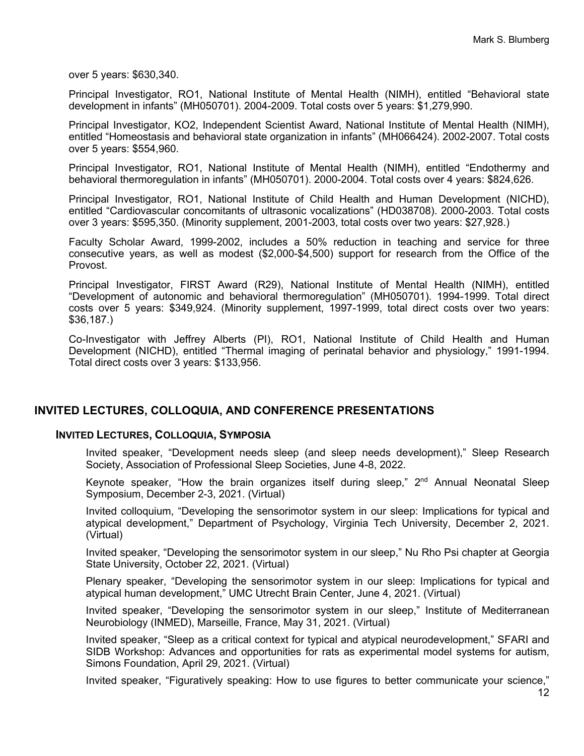over 5 years: $630,340.

Principal Investigator, RO1, National Institute of Mental Health (NIMH), entitled "Behavioral state development in infants" (MH050701). 2004-2009. Total costs over 5 years: $1,279,990.

Principal Investigator, KO2, Independent Scientist Award, National Institute of Mental Health (NIMH), entitled "Homeostasis and behavioral state organization in infants" (MH066424). 2002-2007. Total costs over 5 years: $554,960.

Principal Investigator, RO1, National Institute of Mental Health (NIMH), entitled "Endothermy and behavioral thermoregulation in infants" (MH050701). 2000-2004. Total costs over 4 years: $824,626.

Principal Investigator, RO1, National Institute of Child Health and Human Development (NICHD), entitled "Cardiovascular concomitants of ultrasonic vocalizations" (HD038708). 2000-2003. Total costs over 3 years: $595,350. (Minority supplement, 2001-2003, total costs over two years: $27,928.)

Faculty Scholar Award, 1999-2002, includes a 50% reduction in teaching and service for three consecutive years, as well as modest ($2,000-$4,500) support for research from the Office of the Provost.

Principal Investigator, FIRST Award (R29), National Institute of Mental Health (NIMH), entitled "Development of autonomic and behavioral thermoregulation" (MH050701). 1994-1999. Total direct costs over 5 years: $349,924. (Minority supplement, 1997-1999, total direct costs over two years: $36,187.)

Co-Investigator with Jeffrey Alberts (PI), RO1, National Institute of Child Health and Human Development (NICHD), entitled "Thermal imaging of perinatal behavior and physiology," 1991-1994. Total direct costs over 3 years: $133,956.

## INVITED LECTURES, COLLOQUIA, AND CONFERENCE PRESENTATIONS

### INVITED LECTURES, COLLOQUIA, SYMPOSIA

Invited speaker, "Development needs sleep (and sleep needs development)," Sleep Research Society, Association of Professional Sleep Societies, June 4-8, 2022.

Keynote speaker, "How the brain organizes itself during sleep," 2nd Annual Neonatal Sleep Symposium, December 2-3, 2021. (Virtual)

Invited colloquium, "Developing the sensorimotor system in our sleep: Implications for typical and atypical development," Department of Psychology, Virginia Tech University, December 2, 2021. (Virtual)

Invited speaker, "Developing the sensorimotor system in our sleep," Nu Rho Psi chapter at Georgia State University, October 22, 2021. (Virtual)

Plenary speaker, "Developing the sensorimotor system in our sleep: Implications for typical and atypical human development," UMC Utrecht Brain Center, June 4, 2021. (Virtual)

Invited speaker, "Developing the sensorimotor system in our sleep," Institute of Mediterranean Neurobiology (INMED), Marseille, France, May 31, 2021. (Virtual)

Invited speaker, "Sleep as a critical context for typical and atypical neurodevelopment," SFARI and SIDB Workshop: Advances and opportunities for rats as experimental model systems for autism, Simons Foundation, April 29, 2021. (Virtual)

Invited speaker, "Figuratively speaking: How to use figures to better communicate your science,"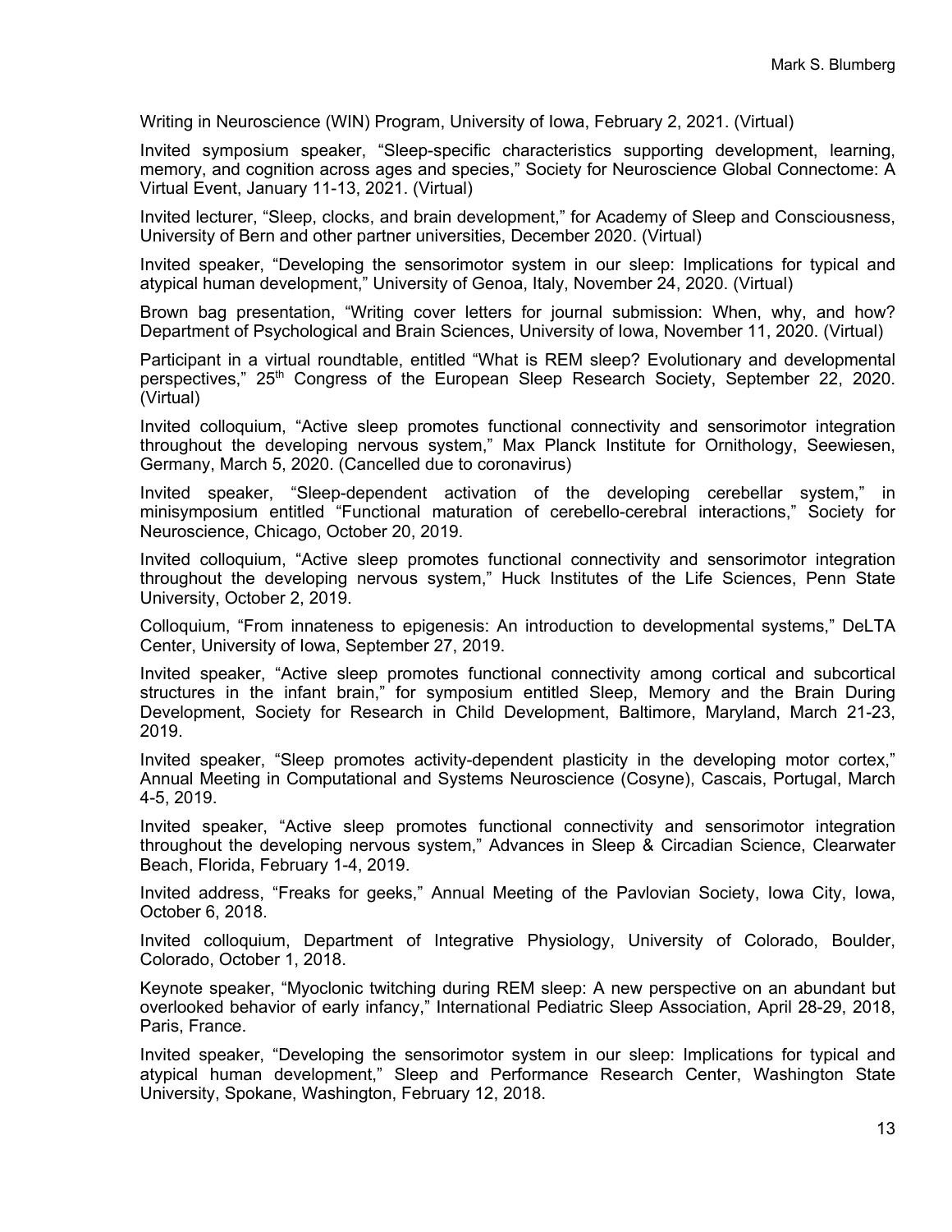Writing in Neuroscience (WIN) Program, University of Iowa, February 2, 2021. (Virtual)

Invited symposium speaker, "Sleep-specific characteristics supporting development, learning, memory, and cognition across ages and species," Society for Neuroscience Global Connectome: A Virtual Event, January 11-13, 2021. (Virtual)

Invited lecturer, "Sleep, clocks, and brain development," for Academy of Sleep and Consciousness, University of Bern and other partner universities, December 2020. (Virtual)

Invited speaker, "Developing the sensorimotor system in our sleep: Implications for typical and atypical human development," University of Genoa, Italy, November 24, 2020. (Virtual)

Brown bag presentation, "Writing cover letters for journal submission: When, why, and how? Department of Psychological and Brain Sciences, University of Iowa, November 11, 2020. (Virtual)

Participant in a virtual roundtable, entitled "What is REM sleep? Evolutionary and developmental perspectives," 25th Congress of the European Sleep Research Society, September 22, 2020. (Virtual)

Invited colloquium, "Active sleep promotes functional connectivity and sensorimotor integration throughout the developing nervous system," Max Planck Institute for Ornithology, Seewiesen, Germany, March 5, 2020. (Cancelled due to coronavirus)

Invited speaker, "Sleep-dependent activation of the developing cerebellar system," in minisymposium entitled "Functional maturation of cerebello-cerebral interactions," Society for Neuroscience, Chicago, October 20, 2019.

Invited colloquium, "Active sleep promotes functional connectivity and sensorimotor integration throughout the developing nervous system," Huck Institutes of the Life Sciences, Penn State University, October 2, 2019.

Colloquium, "From innateness to epigenesis: An introduction to developmental systems," DeLTA Center, University of Iowa, September 27, 2019.

Invited speaker, "Active sleep promotes functional connectivity among cortical and subcortical structures in the infant brain," for symposium entitled Sleep, Memory and the Brain During Development, Society for Research in Child Development, Baltimore, Maryland, March 21-23, 2019.

Invited speaker, "Sleep promotes activity-dependent plasticity in the developing motor cortex," Annual Meeting in Computational and Systems Neuroscience (Cosyne), Cascais, Portugal, March 4-5, 2019.

Invited speaker, "Active sleep promotes functional connectivity and sensorimotor integration throughout the developing nervous system," Advances in Sleep & Circadian Science, Clearwater Beach, Florida, February 1-4, 2019.

Invited address, "Freaks for geeks," Annual Meeting of the Pavlovian Society, Iowa City, Iowa, October 6, 2018.

Invited colloquium, Department of Integrative Physiology, University of Colorado, Boulder, Colorado, October 1, 2018.

Keynote speaker, "Myoclonic twitching during REM sleep: A new perspective on an abundant but overlooked behavior of early infancy," International Pediatric Sleep Association, April 28-29, 2018, Paris, France.

Invited speaker, "Developing the sensorimotor system in our sleep: Implications for typical and atypical human development," Sleep and Performance Research Center, Washington State University, Spokane, Washington, February 12, 2018.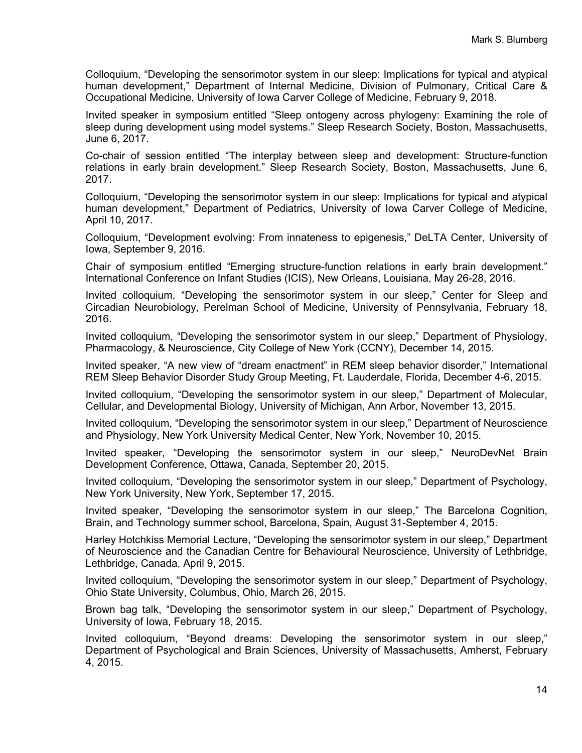Colloquium, “Developing the sensorimotor system in our sleep: Implications for typical and atypical human development,” Department of Internal Medicine, Division of Pulmonary, Critical Care & Occupational Medicine, University of Iowa Carver College of Medicine, February 9, 2018.

Invited speaker in symposium entitled “Sleep ontogeny across phylogeny: Examining the role of sleep during development using model systems.” Sleep Research Society, Boston, Massachusetts, June 6, 2017.

Co-chair of session entitled “The interplay between sleep and development: Structure-function relations in early brain development.” Sleep Research Society, Boston, Massachusetts, June 6, 2017.

Colloquium, “Developing the sensorimotor system in our sleep: Implications for typical and atypical human development,” Department of Pediatrics, University of Iowa Carver College of Medicine, April 10, 2017.

Colloquium, “Development evolving: From innateness to epigenesis,” DeLTA Center, University of Iowa, September 9, 2016.

Chair of symposium entitled “Emerging structure-function relations in early brain development.” International Conference on Infant Studies (ICIS), New Orleans, Louisiana, May 26-28, 2016.

Invited colloquium, “Developing the sensorimotor system in our sleep,” Center for Sleep and Circadian Neurobiology, Perelman School of Medicine, University of Pennsylvania, February 18, 2016.

Invited colloquium, “Developing the sensorimotor system in our sleep,” Department of Physiology, Pharmacology, & Neuroscience, City College of New York (CCNY), December 14, 2015.

Invited speaker, “A new view of “dream enactment” in REM sleep behavior disorder,” International REM Sleep Behavior Disorder Study Group Meeting, Ft. Lauderdale, Florida, December 4-6, 2015.

Invited colloquium, “Developing the sensorimotor system in our sleep,” Department of Molecular, Cellular, and Developmental Biology, University of Michigan, Ann Arbor, November 13, 2015.

Invited colloquium, “Developing the sensorimotor system in our sleep,” Department of Neuroscience and Physiology, New York University Medical Center, New York, November 10, 2015.

Invited speaker, “Developing the sensorimotor system in our sleep,” NeuroDevNet Brain Development Conference, Ottawa, Canada, September 20, 2015.

Invited colloquium, “Developing the sensorimotor system in our sleep,” Department of Psychology, New York University, New York, September 17, 2015.

Invited speaker, “Developing the sensorimotor system in our sleep,” The Barcelona Cognition, Brain, and Technology summer school, Barcelona, Spain, August 31-September 4, 2015.

Harley Hotchkiss Memorial Lecture, “Developing the sensorimotor system in our sleep,” Department of Neuroscience and the Canadian Centre for Behavioural Neuroscience, University of Lethbridge, Lethbridge, Canada, April 9, 2015.

Invited colloquium, “Developing the sensorimotor system in our sleep,” Department of Psychology, Ohio State University, Columbus, Ohio, March 26, 2015.

Brown bag talk, “Developing the sensorimotor system in our sleep,” Department of Psychology, University of Iowa, February 18, 2015.

Invited colloquium, “Beyond dreams: Developing the sensorimotor system in our sleep,” Department of Psychological and Brain Sciences, University of Massachusetts, Amherst, February 4, 2015.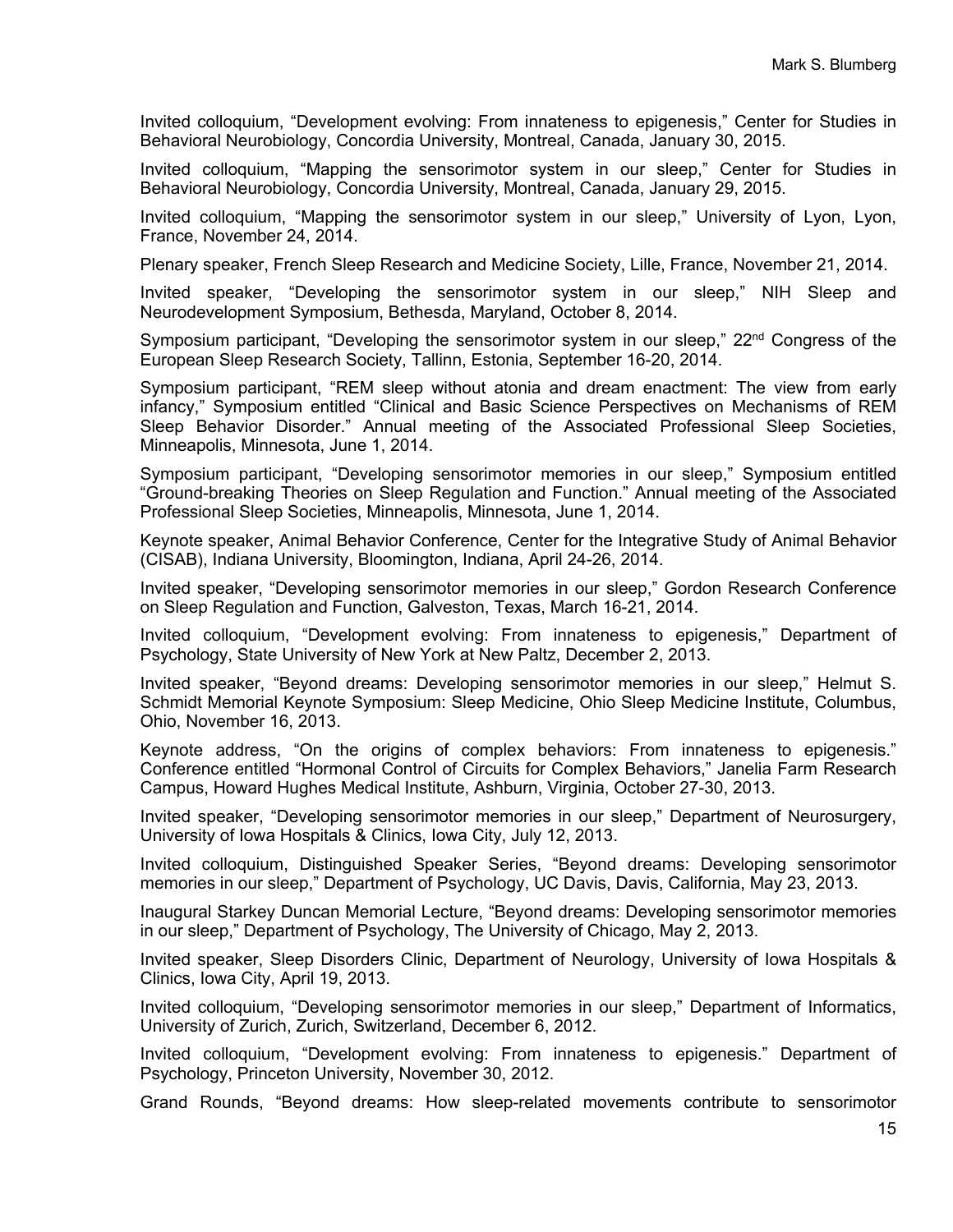Invited colloquium, "Development evolving: From innateness to epigenesis," Center for Studies in Behavioral Neurobiology, Concordia University, Montreal, Canada, January 30, 2015.

Invited colloquium, "Mapping the sensorimotor system in our sleep," Center for Studies in Behavioral Neurobiology, Concordia University, Montreal, Canada, January 29, 2015.

Invited colloquium, "Mapping the sensorimotor system in our sleep," University of Lyon, Lyon, France, November 24, 2014.

Plenary speaker, French Sleep Research and Medicine Society, Lille, France, November 21, 2014.

Invited speaker, "Developing the sensorimotor system in our sleep," NIH Sleep and Neurodevelopment Symposium, Bethesda, Maryland, October 8, 2014.

Symposium participant, "Developing the sensorimotor system in our sleep," 22nd Congress of the European Sleep Research Society, Tallinn, Estonia, September 16-20, 2014.

Symposium participant, "REM sleep without atonia and dream enactment: The view from early infancy," Symposium entitled "Clinical and Basic Science Perspectives on Mechanisms of REM Sleep Behavior Disorder." Annual meeting of the Associated Professional Sleep Societies, Minneapolis, Minnesota, June 1, 2014.

Symposium participant, "Developing sensorimotor memories in our sleep," Symposium entitled "Ground-breaking Theories on Sleep Regulation and Function." Annual meeting of the Associated Professional Sleep Societies, Minneapolis, Minnesota, June 1, 2014.

Keynote speaker, Animal Behavior Conference, Center for the Integrative Study of Animal Behavior (CISAB), Indiana University, Bloomington, Indiana, April 24-26, 2014.

Invited speaker, "Developing sensorimotor memories in our sleep," Gordon Research Conference on Sleep Regulation and Function, Galveston, Texas, March 16-21, 2014.

Invited colloquium, "Development evolving: From innateness to epigenesis," Department of Psychology, State University of New York at New Paltz, December 2, 2013.

Invited speaker, "Beyond dreams: Developing sensorimotor memories in our sleep," Helmut S. Schmidt Memorial Keynote Symposium: Sleep Medicine, Ohio Sleep Medicine Institute, Columbus, Ohio, November 16, 2013.

Keynote address, "On the origins of complex behaviors: From innateness to epigenesis." Conference entitled "Hormonal Control of Circuits for Complex Behaviors," Janelia Farm Research Campus, Howard Hughes Medical Institute, Ashburn, Virginia, October 27-30, 2013.

Invited speaker, "Developing sensorimotor memories in our sleep," Department of Neurosurgery, University of Iowa Hospitals & Clinics, Iowa City, July 12, 2013.

Invited colloquium, Distinguished Speaker Series, "Beyond dreams: Developing sensorimotor memories in our sleep," Department of Psychology, UC Davis, Davis, California, May 23, 2013.

Inaugural Starkey Duncan Memorial Lecture, "Beyond dreams: Developing sensorimotor memories in our sleep," Department of Psychology, The University of Chicago, May 2, 2013.

Invited speaker, Sleep Disorders Clinic, Department of Neurology, University of Iowa Hospitals & Clinics, Iowa City, April 19, 2013.

Invited colloquium, "Developing sensorimotor memories in our sleep," Department of Informatics, University of Zurich, Zurich, Switzerland, December 6, 2012.

Invited colloquium, "Development evolving: From innateness to epigenesis." Department of Psychology, Princeton University, November 30, 2012.

Grand Rounds, "Beyond dreams: How sleep-related movements contribute to sensorimotor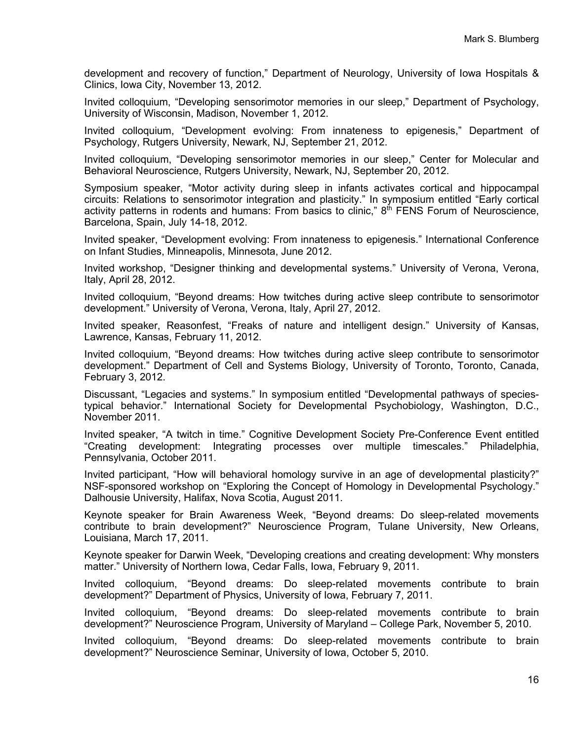development and recovery of function," Department of Neurology, University of Iowa Hospitals & Clinics, Iowa City, November 13, 2012.

Invited colloquium, "Developing sensorimotor memories in our sleep," Department of Psychology, University of Wisconsin, Madison, November 1, 2012.

Invited colloquium, "Development evolving: From innateness to epigenesis," Department of Psychology, Rutgers University, Newark, NJ, September 21, 2012.

Invited colloquium, "Developing sensorimotor memories in our sleep," Center for Molecular and Behavioral Neuroscience, Rutgers University, Newark, NJ, September 20, 2012.

Symposium speaker, "Motor activity during sleep in infants activates cortical and hippocampal circuits: Relations to sensorimotor integration and plasticity." In symposium entitled "Early cortical activity patterns in rodents and humans: From basics to clinic," 8th FENS Forum of Neuroscience, Barcelona, Spain, July 14-18, 2012.

Invited speaker, "Development evolving: From innateness to epigenesis." International Conference on Infant Studies, Minneapolis, Minnesota, June 2012.

Invited workshop, "Designer thinking and developmental systems." University of Verona, Verona, Italy, April 28, 2012.

Invited colloquium, "Beyond dreams: How twitches during active sleep contribute to sensorimotor development." University of Verona, Verona, Italy, April 27, 2012.

Invited speaker, Reasonfest, "Freaks of nature and intelligent design." University of Kansas, Lawrence, Kansas, February 11, 2012.

Invited colloquium, "Beyond dreams: How twitches during active sleep contribute to sensorimotor development." Department of Cell and Systems Biology, University of Toronto, Toronto, Canada, February 3, 2012.

Discussant, "Legacies and systems." In symposium entitled "Developmental pathways of species-typical behavior." International Society for Developmental Psychobiology, Washington, D.C., November 2011.

Invited speaker, "A twitch in time." Cognitive Development Society Pre-Conference Event entitled "Creating development: Integrating processes over multiple timescales." Philadelphia, Pennsylvania, October 2011.

Invited participant, "How will behavioral homology survive in an age of developmental plasticity?" NSF-sponsored workshop on "Exploring the Concept of Homology in Developmental Psychology." Dalhousie University, Halifax, Nova Scotia, August 2011.

Keynote speaker for Brain Awareness Week, "Beyond dreams: Do sleep-related movements contribute to brain development?" Neuroscience Program, Tulane University, New Orleans, Louisiana, March 17, 2011.

Keynote speaker for Darwin Week, "Developing creations and creating development: Why monsters matter." University of Northern Iowa, Cedar Falls, Iowa, February 9, 2011.

Invited colloquium, "Beyond dreams: Do sleep-related movements contribute to brain development?" Department of Physics, University of Iowa, February 7, 2011.

Invited colloquium, "Beyond dreams: Do sleep-related movements contribute to brain development?" Neuroscience Program, University of Maryland – College Park, November 5, 2010.

Invited colloquium, "Beyond dreams: Do sleep-related movements contribute to brain development?" Neuroscience Seminar, University of Iowa, October 5, 2010.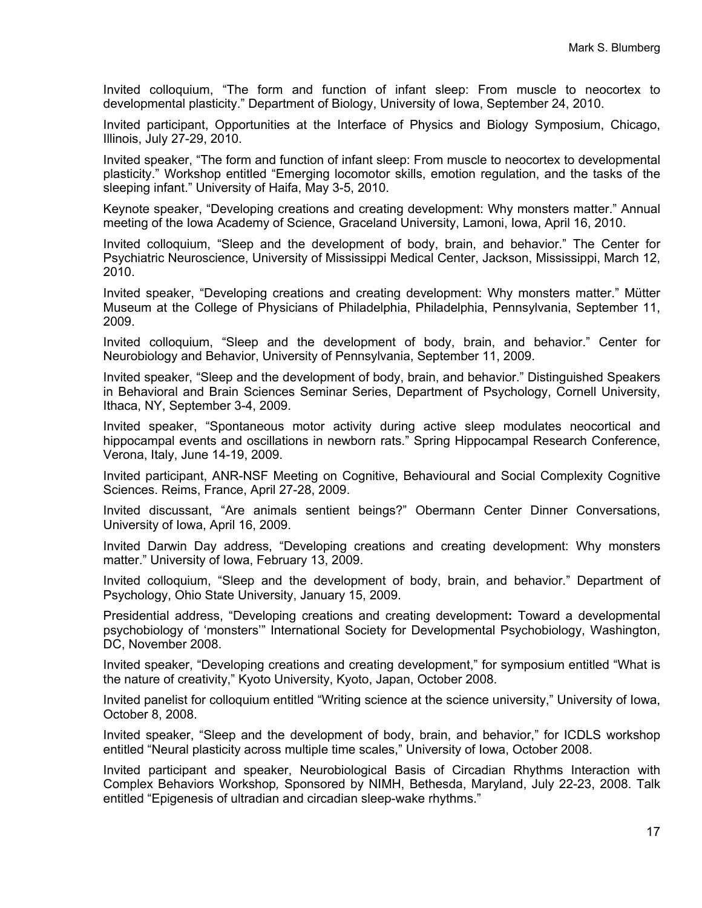Invited colloquium, "The form and function of infant sleep: From muscle to neocortex to developmental plasticity." Department of Biology, University of Iowa, September 24, 2010.

Invited participant, Opportunities at the Interface of Physics and Biology Symposium, Chicago, Illinois, July 27-29, 2010.

Invited speaker, "The form and function of infant sleep: From muscle to neocortex to developmental plasticity." Workshop entitled "Emerging locomotor skills, emotion regulation, and the tasks of the sleeping infant." University of Haifa, May 3-5, 2010.

Keynote speaker, "Developing creations and creating development: Why monsters matter." Annual meeting of the Iowa Academy of Science, Graceland University, Lamoni, Iowa, April 16, 2010.

Invited colloquium, "Sleep and the development of body, brain, and behavior." The Center for Psychiatric Neuroscience, University of Mississippi Medical Center, Jackson, Mississippi, March 12, 2010.

Invited speaker, "Developing creations and creating development: Why monsters matter." Mütter Museum at the College of Physicians of Philadelphia, Philadelphia, Pennsylvania, September 11, 2009.

Invited colloquium, "Sleep and the development of body, brain, and behavior." Center for Neurobiology and Behavior, University of Pennsylvania, September 11, 2009.

Invited speaker, "Sleep and the development of body, brain, and behavior." Distinguished Speakers in Behavioral and Brain Sciences Seminar Series, Department of Psychology, Cornell University, Ithaca, NY, September 3-4, 2009.

Invited speaker, "Spontaneous motor activity during active sleep modulates neocortical and hippocampal events and oscillations in newborn rats." Spring Hippocampal Research Conference, Verona, Italy, June 14-19, 2009.

Invited participant, ANR-NSF Meeting on Cognitive, Behavioural and Social Complexity Cognitive Sciences. Reims, France, April 27-28, 2009.

Invited discussant, "Are animals sentient beings?" Obermann Center Dinner Conversations, University of Iowa, April 16, 2009.

Invited Darwin Day address, "Developing creations and creating development: Why monsters matter." University of Iowa, February 13, 2009.

Invited colloquium, "Sleep and the development of body, brain, and behavior." Department of Psychology, Ohio State University, January 15, 2009.

Presidential address, "Developing creations and creating development**:** Toward a developmental psychobiology of 'monsters'" International Society for Developmental Psychobiology, Washington, DC, November 2008.

Invited speaker, "Developing creations and creating development," for symposium entitled "What is the nature of creativity," Kyoto University, Kyoto, Japan, October 2008.

Invited panelist for colloquium entitled "Writing science at the science university," University of Iowa, October 8, 2008.

Invited speaker, "Sleep and the development of body, brain, and behavior," for ICDLS workshop entitled "Neural plasticity across multiple time scales," University of Iowa, October 2008.

Invited participant and speaker, Neurobiological Basis of Circadian Rhythms Interaction with Complex Behaviors Workshop*,* Sponsored by NIMH, Bethesda, Maryland, July 22-23, 2008. Talk entitled "Epigenesis of ultradian and circadian sleep-wake rhythms."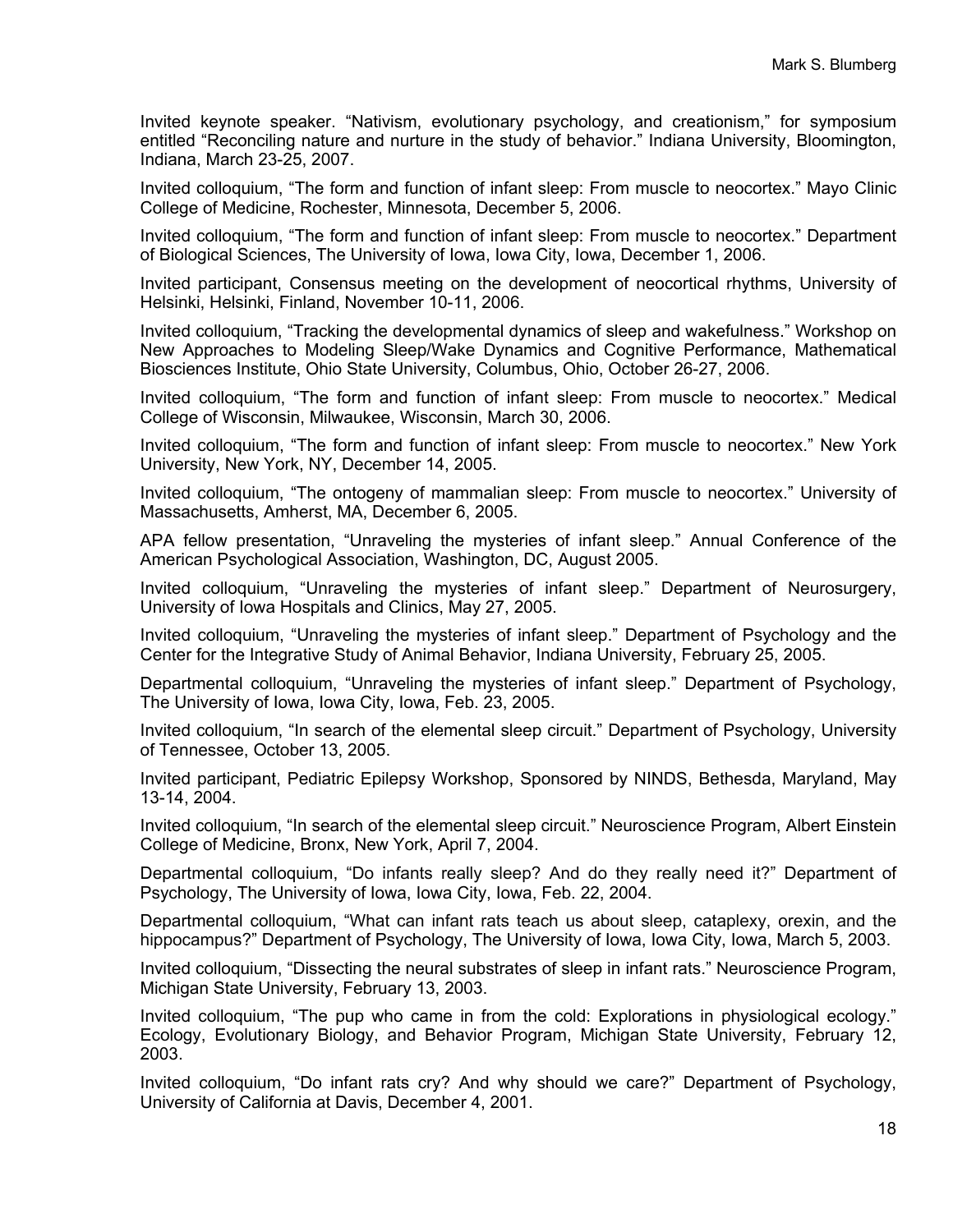Invited keynote speaker. "Nativism, evolutionary psychology, and creationism," for symposium entitled "Reconciling nature and nurture in the study of behavior." Indiana University, Bloomington, Indiana, March 23-25, 2007.

Invited colloquium, "The form and function of infant sleep: From muscle to neocortex." Mayo Clinic College of Medicine, Rochester, Minnesota, December 5, 2006.

Invited colloquium, "The form and function of infant sleep: From muscle to neocortex." Department of Biological Sciences, The University of Iowa, Iowa City, Iowa, December 1, 2006.

Invited participant, Consensus meeting on the development of neocortical rhythms, University of Helsinki, Helsinki, Finland, November 10-11, 2006.

Invited colloquium, "Tracking the developmental dynamics of sleep and wakefulness." Workshop on New Approaches to Modeling Sleep/Wake Dynamics and Cognitive Performance, Mathematical Biosciences Institute, Ohio State University, Columbus, Ohio, October 26-27, 2006.

Invited colloquium, "The form and function of infant sleep: From muscle to neocortex." Medical College of Wisconsin, Milwaukee, Wisconsin, March 30, 2006.

Invited colloquium, "The form and function of infant sleep: From muscle to neocortex." New York University, New York, NY, December 14, 2005.

Invited colloquium, "The ontogeny of mammalian sleep: From muscle to neocortex." University of Massachusetts, Amherst, MA, December 6, 2005.

APA fellow presentation, "Unraveling the mysteries of infant sleep." Annual Conference of the American Psychological Association, Washington, DC, August 2005.

Invited colloquium, "Unraveling the mysteries of infant sleep." Department of Neurosurgery, University of Iowa Hospitals and Clinics, May 27, 2005.

Invited colloquium, "Unraveling the mysteries of infant sleep." Department of Psychology and the Center for the Integrative Study of Animal Behavior, Indiana University, February 25, 2005.

Departmental colloquium, "Unraveling the mysteries of infant sleep." Department of Psychology, The University of Iowa, Iowa City, Iowa, Feb. 23, 2005.

Invited colloquium, "In search of the elemental sleep circuit." Department of Psychology, University of Tennessee, October 13, 2005.

Invited participant, Pediatric Epilepsy Workshop, Sponsored by NINDS, Bethesda, Maryland, May 13-14, 2004.

Invited colloquium, "In search of the elemental sleep circuit." Neuroscience Program, Albert Einstein College of Medicine, Bronx, New York, April 7, 2004.

Departmental colloquium, "Do infants really sleep? And do they really need it?" Department of Psychology, The University of Iowa, Iowa City, Iowa, Feb. 22, 2004.

Departmental colloquium, "What can infant rats teach us about sleep, cataplexy, orexin, and the hippocampus?" Department of Psychology, The University of Iowa, Iowa City, Iowa, March 5, 2003.

Invited colloquium, "Dissecting the neural substrates of sleep in infant rats." Neuroscience Program, Michigan State University, February 13, 2003.

Invited colloquium, "The pup who came in from the cold: Explorations in physiological ecology." Ecology, Evolutionary Biology, and Behavior Program, Michigan State University, February 12, 2003.

Invited colloquium, "Do infant rats cry? And why should we care?" Department of Psychology, University of California at Davis, December 4, 2001.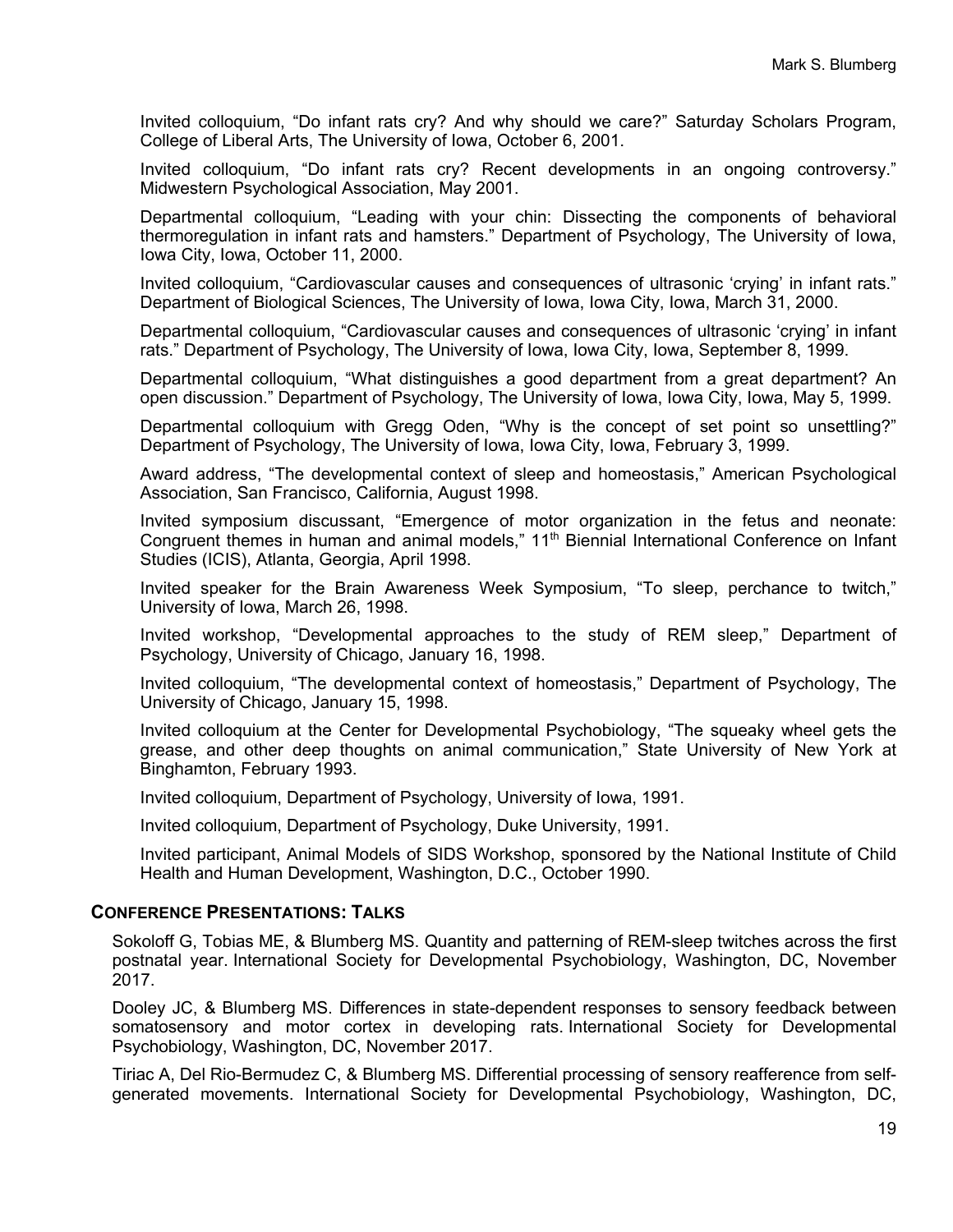Invited colloquium, “Do infant rats cry? And why should we care?” Saturday Scholars Program, College of Liberal Arts, The University of Iowa, October 6, 2001.

Invited colloquium, “Do infant rats cry? Recent developments in an ongoing controversy.” Midwestern Psychological Association, May 2001.

Departmental colloquium, “Leading with your chin: Dissecting the components of behavioral thermoregulation in infant rats and hamsters.” Department of Psychology, The University of Iowa, Iowa City, Iowa, October 11, 2000.

Invited colloquium, “Cardiovascular causes and consequences of ultrasonic ‘crying’ in infant rats.” Department of Biological Sciences, The University of Iowa, Iowa City, Iowa, March 31, 2000.

Departmental colloquium, “Cardiovascular causes and consequences of ultrasonic ‘crying’ in infant rats.” Department of Psychology, The University of Iowa, Iowa City, Iowa, September 8, 1999.

Departmental colloquium, “What distinguishes a good department from a great department? An open discussion.” Department of Psychology, The University of Iowa, Iowa City, Iowa, May 5, 1999.

Departmental colloquium with Gregg Oden, “Why is the concept of set point so unsettling?” Department of Psychology, The University of Iowa, Iowa City, Iowa, February 3, 1999.

Award address, “The developmental context of sleep and homeostasis,” American Psychological Association, San Francisco, California, August 1998.

Invited symposium discussant, “Emergence of motor organization in the fetus and neonate: Congruent themes in human and animal models,” 11th Biennial International Conference on Infant Studies (ICIS), Atlanta, Georgia, April 1998.

Invited speaker for the Brain Awareness Week Symposium, “To sleep, perchance to twitch,” University of Iowa, March 26, 1998.

Invited workshop, “Developmental approaches to the study of REM sleep,” Department of Psychology, University of Chicago, January 16, 1998.

Invited colloquium, “The developmental context of homeostasis,” Department of Psychology, The University of Chicago, January 15, 1998.

Invited colloquium at the Center for Developmental Psychobiology, “The squeaky wheel gets the grease, and other deep thoughts on animal communication,” State University of New York at Binghamton, February 1993.

Invited colloquium, Department of Psychology, University of Iowa, 1991.

Invited colloquium, Department of Psychology, Duke University, 1991.

Invited participant, Animal Models of SIDS Workshop, sponsored by the National Institute of Child Health and Human Development, Washington, D.C., October 1990.

## CONFERENCE PRESENTATIONS: TALKS

Sokoloff G, Tobias ME, & Blumberg MS. Quantity and patterning of REM-sleep twitches across the first postnatal year. International Society for Developmental Psychobiology, Washington, DC, November 2017.

Dooley JC, & Blumberg MS. Differences in state-dependent responses to sensory feedback between somatosensory and motor cortex in developing rats. International Society for Developmental Psychobiology, Washington, DC, November 2017.

Tiriac A, Del Rio-Bermudez C, & Blumberg MS. Differential processing of sensory reafference from self-generated movements. International Society for Developmental Psychobiology, Washington, DC,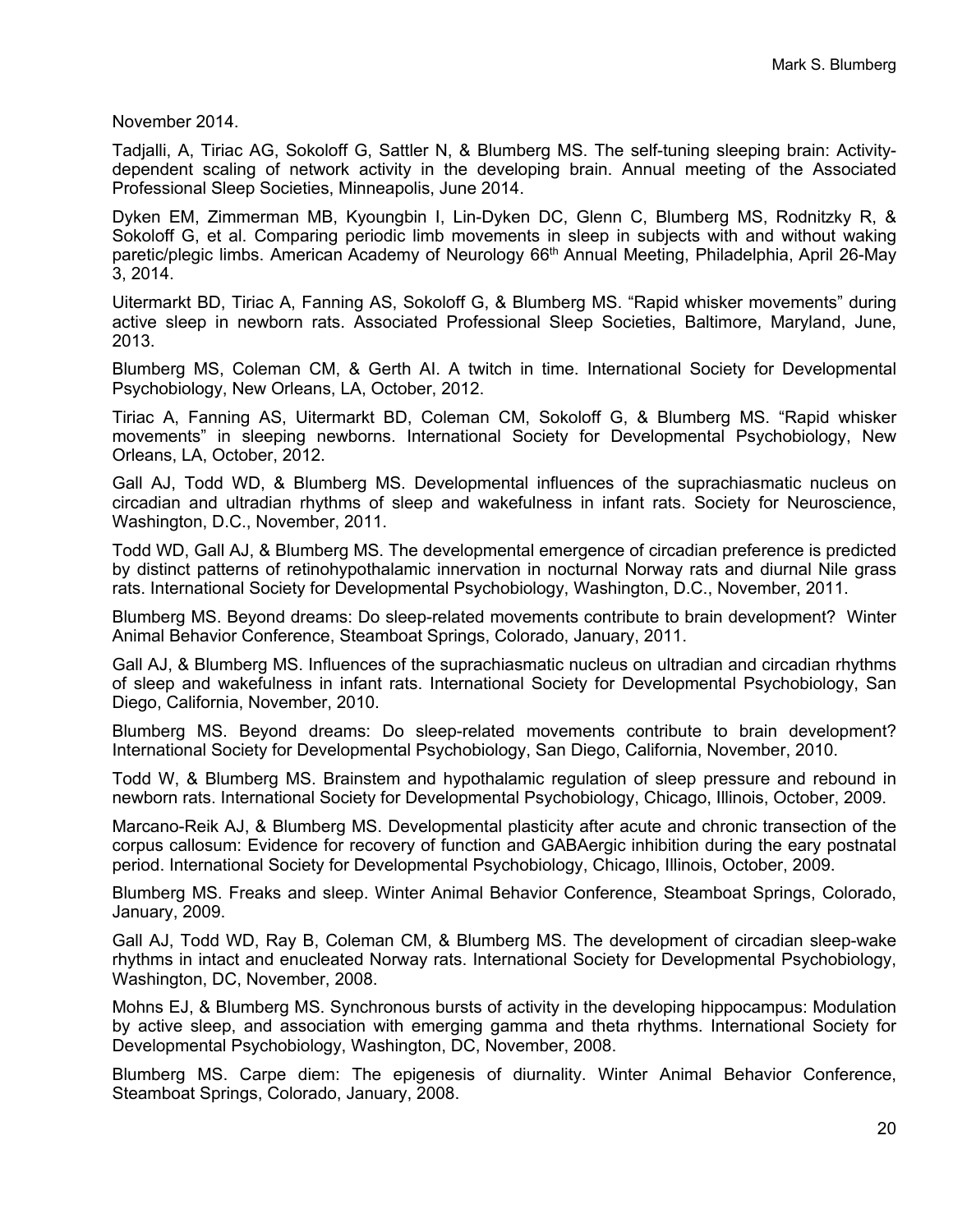November 2014.

Tadjalli, A, Tiriac AG, Sokoloff G, Sattler N, & Blumberg MS. The self-tuning sleeping brain: Activity-dependent scaling of network activity in the developing brain. Annual meeting of the Associated Professional Sleep Societies, Minneapolis, June 2014.

Dyken EM, Zimmerman MB, Kyoungbin I, Lin-Dyken DC, Glenn C, Blumberg MS, Rodnitzky R, & Sokoloff G, et al. Comparing periodic limb movements in sleep in subjects with and without waking paretic/plegic limbs. American Academy of Neurology 66th Annual Meeting, Philadelphia, April 26-May 3, 2014.

Uitermarkt BD, Tiriac A, Fanning AS, Sokoloff G, & Blumberg MS. "Rapid whisker movements" during active sleep in newborn rats. Associated Professional Sleep Societies, Baltimore, Maryland, June, 2013.

Blumberg MS, Coleman CM, & Gerth AI. A twitch in time. International Society for Developmental Psychobiology, New Orleans, LA, October, 2012.

Tiriac A, Fanning AS, Uitermarkt BD, Coleman CM, Sokoloff G, & Blumberg MS. "Rapid whisker movements" in sleeping newborns. International Society for Developmental Psychobiology, New Orleans, LA, October, 2012.

Gall AJ, Todd WD, & Blumberg MS. Developmental influences of the suprachiasmatic nucleus on circadian and ultradian rhythms of sleep and wakefulness in infant rats. Society for Neuroscience, Washington, D.C., November, 2011.

Todd WD, Gall AJ, & Blumberg MS. The developmental emergence of circadian preference is predicted by distinct patterns of retinohypothalamic innervation in nocturnal Norway rats and diurnal Nile grass rats. International Society for Developmental Psychobiology, Washington, D.C., November, 2011.

Blumberg MS. Beyond dreams: Do sleep-related movements contribute to brain development? Winter Animal Behavior Conference, Steamboat Springs, Colorado, January, 2011.

Gall AJ, & Blumberg MS. Influences of the suprachiasmatic nucleus on ultradian and circadian rhythms of sleep and wakefulness in infant rats. International Society for Developmental Psychobiology, San Diego, California, November, 2010.

Blumberg MS. Beyond dreams: Do sleep-related movements contribute to brain development? International Society for Developmental Psychobiology, San Diego, California, November, 2010.

Todd W, & Blumberg MS. Brainstem and hypothalamic regulation of sleep pressure and rebound in newborn rats. International Society for Developmental Psychobiology, Chicago, Illinois, October, 2009.

Marcano-Reik AJ, & Blumberg MS. Developmental plasticity after acute and chronic transection of the corpus callosum: Evidence for recovery of function and GABAergic inhibition during the eary postnatal period. International Society for Developmental Psychobiology, Chicago, Illinois, October, 2009.

Blumberg MS. Freaks and sleep. Winter Animal Behavior Conference, Steamboat Springs, Colorado, January, 2009.

Gall AJ, Todd WD, Ray B, Coleman CM, & Blumberg MS. The development of circadian sleep-wake rhythms in intact and enucleated Norway rats. International Society for Developmental Psychobiology, Washington, DC, November, 2008.

Mohns EJ, & Blumberg MS. Synchronous bursts of activity in the developing hippocampus: Modulation by active sleep, and association with emerging gamma and theta rhythms. International Society for Developmental Psychobiology, Washington, DC, November, 2008.

Blumberg MS. Carpe diem: The epigenesis of diurnality. Winter Animal Behavior Conference, Steamboat Springs, Colorado, January, 2008.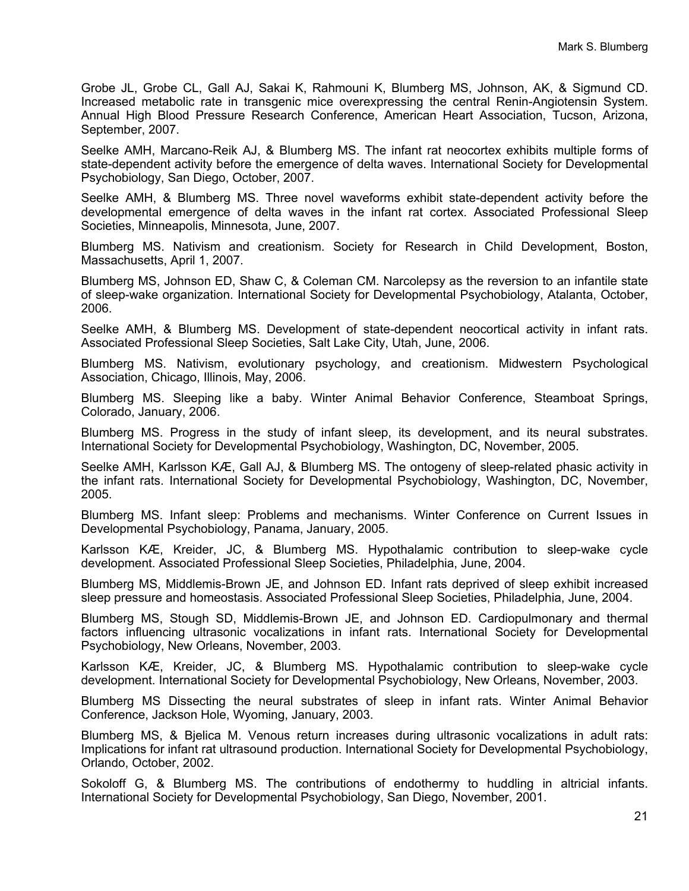Grobe JL, Grobe CL, Gall AJ, Sakai K, Rahmouni K, Blumberg MS, Johnson, AK, & Sigmund CD. Increased metabolic rate in transgenic mice overexpressing the central Renin-Angiotensin System. Annual High Blood Pressure Research Conference, American Heart Association, Tucson, Arizona, September, 2007.

Seelke AMH, Marcano-Reik AJ, & Blumberg MS. The infant rat neocortex exhibits multiple forms of state-dependent activity before the emergence of delta waves. International Society for Developmental Psychobiology, San Diego, October, 2007.

Seelke AMH, & Blumberg MS. Three novel waveforms exhibit state-dependent activity before the developmental emergence of delta waves in the infant rat cortex. Associated Professional Sleep Societies, Minneapolis, Minnesota, June, 2007.

Blumberg MS. Nativism and creationism. Society for Research in Child Development, Boston, Massachusetts, April 1, 2007.

Blumberg MS, Johnson ED, Shaw C, & Coleman CM. Narcolepsy as the reversion to an infantile state of sleep-wake organization. International Society for Developmental Psychobiology, Atalanta, October, 2006.

Seelke AMH, & Blumberg MS. Development of state-dependent neocortical activity in infant rats. Associated Professional Sleep Societies, Salt Lake City, Utah, June, 2006.

Blumberg MS. Nativism, evolutionary psychology, and creationism. Midwestern Psychological Association, Chicago, Illinois, May, 2006.

Blumberg MS. Sleeping like a baby. Winter Animal Behavior Conference, Steamboat Springs, Colorado, January, 2006.

Blumberg MS. Progress in the study of infant sleep, its development, and its neural substrates. International Society for Developmental Psychobiology, Washington, DC, November, 2005.

Seelke AMH, Karlsson KÆ, Gall AJ, & Blumberg MS. The ontogeny of sleep-related phasic activity in the infant rats. International Society for Developmental Psychobiology, Washington, DC, November, 2005.

Blumberg MS. Infant sleep: Problems and mechanisms. Winter Conference on Current Issues in Developmental Psychobiology, Panama, January, 2005.

Karlsson KÆ, Kreider, JC, & Blumberg MS. Hypothalamic contribution to sleep-wake cycle development. Associated Professional Sleep Societies, Philadelphia, June, 2004.

Blumberg MS, Middlemis-Brown JE, and Johnson ED. Infant rats deprived of sleep exhibit increased sleep pressure and homeostasis. Associated Professional Sleep Societies, Philadelphia, June, 2004.

Blumberg MS, Stough SD, Middlemis-Brown JE, and Johnson ED. Cardiopulmonary and thermal factors influencing ultrasonic vocalizations in infant rats. International Society for Developmental Psychobiology, New Orleans, November, 2003.

Karlsson KÆ, Kreider, JC, & Blumberg MS. Hypothalamic contribution to sleep-wake cycle development. International Society for Developmental Psychobiology, New Orleans, November, 2003.

Blumberg MS Dissecting the neural substrates of sleep in infant rats. Winter Animal Behavior Conference, Jackson Hole, Wyoming, January, 2003.

Blumberg MS, & Bjelica M. Venous return increases during ultrasonic vocalizations in adult rats: Implications for infant rat ultrasound production. International Society for Developmental Psychobiology, Orlando, October, 2002.

Sokoloff G, & Blumberg MS. The contributions of endothermy to huddling in altricial infants. International Society for Developmental Psychobiology, San Diego, November, 2001.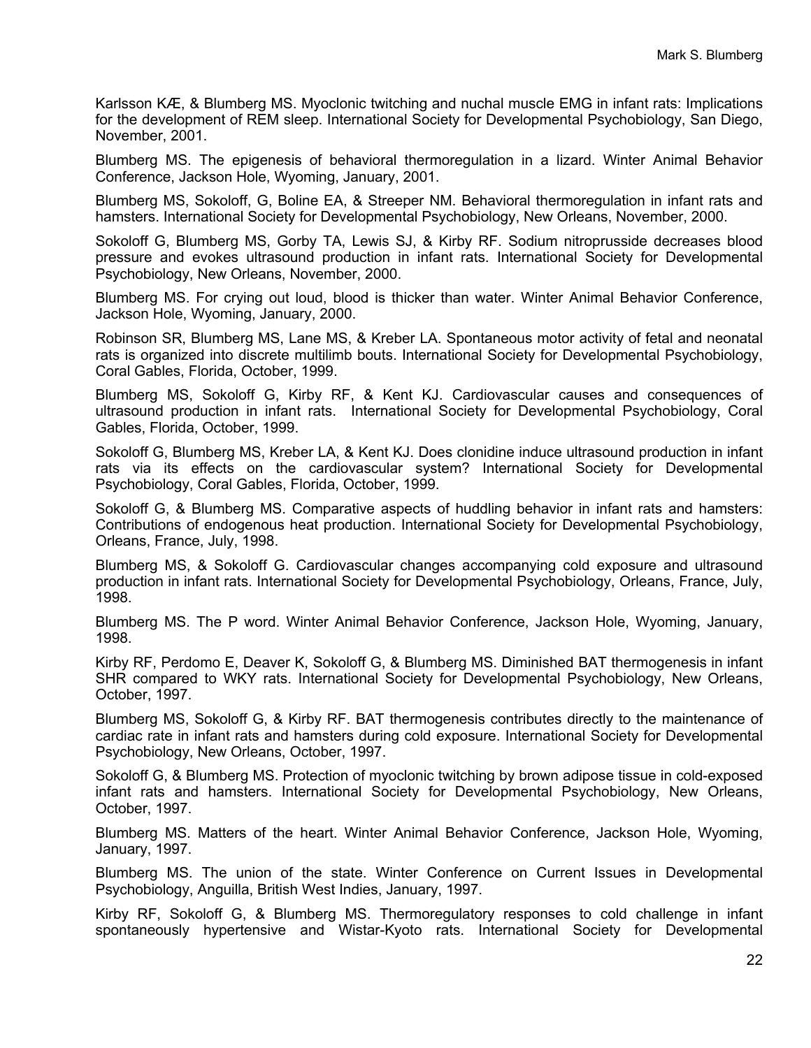Karlsson KÆ, & Blumberg MS. Myoclonic twitching and nuchal muscle EMG in infant rats: Implications for the development of REM sleep. International Society for Developmental Psychobiology, San Diego, November, 2001.

Blumberg MS. The epigenesis of behavioral thermoregulation in a lizard. Winter Animal Behavior Conference, Jackson Hole, Wyoming, January, 2001.

Blumberg MS, Sokoloff, G, Boline EA, & Streeper NM. Behavioral thermoregulation in infant rats and hamsters. International Society for Developmental Psychobiology, New Orleans, November, 2000.

Sokoloff G, Blumberg MS, Gorby TA, Lewis SJ, & Kirby RF. Sodium nitroprusside decreases blood pressure and evokes ultrasound production in infant rats. International Society for Developmental Psychobiology, New Orleans, November, 2000.

Blumberg MS. For crying out loud, blood is thicker than water. Winter Animal Behavior Conference, Jackson Hole, Wyoming, January, 2000.

Robinson SR, Blumberg MS, Lane MS, & Kreber LA. Spontaneous motor activity of fetal and neonatal rats is organized into discrete multilimb bouts. International Society for Developmental Psychobiology, Coral Gables, Florida, October, 1999.

Blumberg MS, Sokoloff G, Kirby RF, & Kent KJ. Cardiovascular causes and consequences of ultrasound production in infant rats. International Society for Developmental Psychobiology, Coral Gables, Florida, October, 1999.

Sokoloff G, Blumberg MS, Kreber LA, & Kent KJ. Does clonidine induce ultrasound production in infant rats via its effects on the cardiovascular system? International Society for Developmental Psychobiology, Coral Gables, Florida, October, 1999.

Sokoloff G, & Blumberg MS. Comparative aspects of huddling behavior in infant rats and hamsters: Contributions of endogenous heat production. International Society for Developmental Psychobiology, Orleans, France, July, 1998.

Blumberg MS, & Sokoloff G. Cardiovascular changes accompanying cold exposure and ultrasound production in infant rats. International Society for Developmental Psychobiology, Orleans, France, July, 1998.

Blumberg MS. The P word. Winter Animal Behavior Conference, Jackson Hole, Wyoming, January, 1998.

Kirby RF, Perdomo E, Deaver K, Sokoloff G, & Blumberg MS. Diminished BAT thermogenesis in infant SHR compared to WKY rats. International Society for Developmental Psychobiology, New Orleans, October, 1997.

Blumberg MS, Sokoloff G, & Kirby RF. BAT thermogenesis contributes directly to the maintenance of cardiac rate in infant rats and hamsters during cold exposure. International Society for Developmental Psychobiology, New Orleans, October, 1997.

Sokoloff G, & Blumberg MS. Protection of myoclonic twitching by brown adipose tissue in cold-exposed infant rats and hamsters. International Society for Developmental Psychobiology, New Orleans, October, 1997.

Blumberg MS. Matters of the heart. Winter Animal Behavior Conference, Jackson Hole, Wyoming, January, 1997.

Blumberg MS. The union of the state. Winter Conference on Current Issues in Developmental Psychobiology, Anguilla, British West Indies, January, 1997.

Kirby RF, Sokoloff G, & Blumberg MS. Thermoregulatory responses to cold challenge in infant spontaneously hypertensive and Wistar-Kyoto rats. International Society for Developmental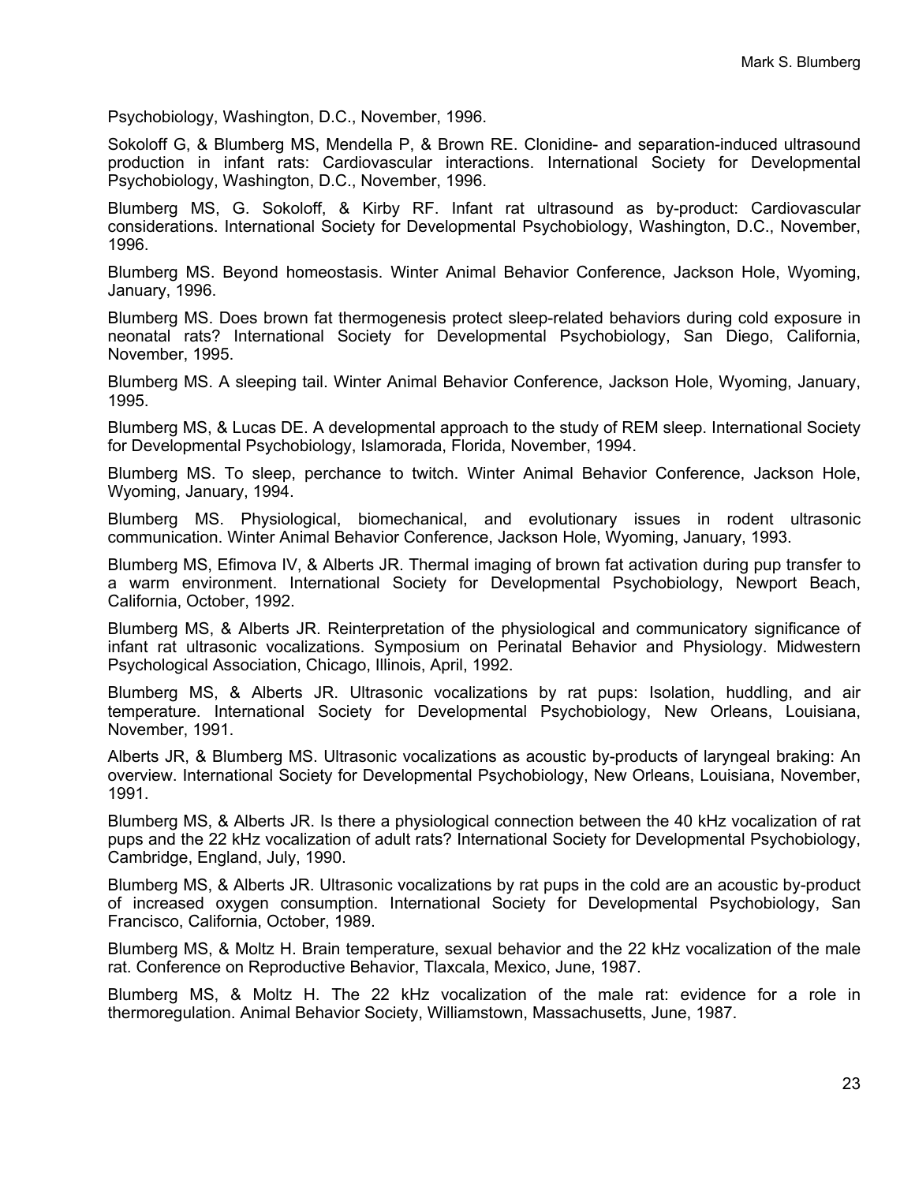Psychobiology, Washington, D.C., November, 1996.

Sokoloff G, & Blumberg MS, Mendella P, & Brown RE. Clonidine- and separation-induced ultrasound production in infant rats: Cardiovascular interactions. International Society for Developmental Psychobiology, Washington, D.C., November, 1996.

Blumberg MS, G. Sokoloff, & Kirby RF. Infant rat ultrasound as by-product: Cardiovascular considerations. International Society for Developmental Psychobiology, Washington, D.C., November, 1996.

Blumberg MS. Beyond homeostasis. Winter Animal Behavior Conference, Jackson Hole, Wyoming, January, 1996.

Blumberg MS. Does brown fat thermogenesis protect sleep-related behaviors during cold exposure in neonatal rats? International Society for Developmental Psychobiology, San Diego, California, November, 1995.

Blumberg MS. A sleeping tail. Winter Animal Behavior Conference, Jackson Hole, Wyoming, January, 1995.

Blumberg MS, & Lucas DE. A developmental approach to the study of REM sleep. International Society for Developmental Psychobiology, Islamorada, Florida, November, 1994.

Blumberg MS. To sleep, perchance to twitch. Winter Animal Behavior Conference, Jackson Hole, Wyoming, January, 1994.

Blumberg MS. Physiological, biomechanical, and evolutionary issues in rodent ultrasonic communication. Winter Animal Behavior Conference, Jackson Hole, Wyoming, January, 1993.

Blumberg MS, Efimova IV, & Alberts JR. Thermal imaging of brown fat activation during pup transfer to a warm environment. International Society for Developmental Psychobiology, Newport Beach, California, October, 1992.

Blumberg MS, & Alberts JR. Reinterpretation of the physiological and communicatory significance of infant rat ultrasonic vocalizations. Symposium on Perinatal Behavior and Physiology. Midwestern Psychological Association, Chicago, Illinois, April, 1992.

Blumberg MS, & Alberts JR. Ultrasonic vocalizations by rat pups: Isolation, huddling, and air temperature. International Society for Developmental Psychobiology, New Orleans, Louisiana, November, 1991.

Alberts JR, & Blumberg MS. Ultrasonic vocalizations as acoustic by-products of laryngeal braking: An overview. International Society for Developmental Psychobiology, New Orleans, Louisiana, November, 1991.

Blumberg MS, & Alberts JR. Is there a physiological connection between the 40 kHz vocalization of rat pups and the 22 kHz vocalization of adult rats? International Society for Developmental Psychobiology, Cambridge, England, July, 1990.

Blumberg MS, & Alberts JR. Ultrasonic vocalizations by rat pups in the cold are an acoustic by-product of increased oxygen consumption. International Society for Developmental Psychobiology, San Francisco, California, October, 1989.

Blumberg MS, & Moltz H. Brain temperature, sexual behavior and the 22 kHz vocalization of the male rat. Conference on Reproductive Behavior, Tlaxcala, Mexico, June, 1987.

Blumberg MS, & Moltz H. The 22 kHz vocalization of the male rat: evidence for a role in thermoregulation. Animal Behavior Society, Williamstown, Massachusetts, June, 1987.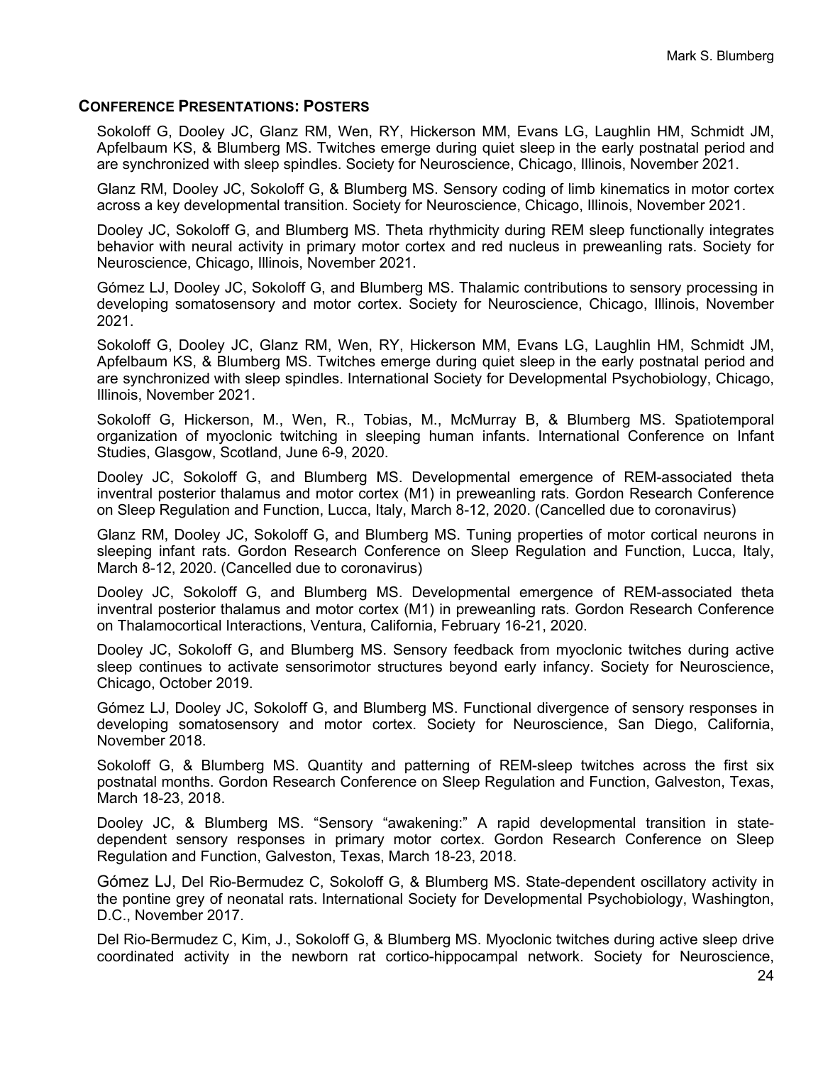## CONFERENCE PRESENTATIONS: POSTERS

Sokoloff G, Dooley JC, Glanz RM, Wen, RY, Hickerson MM, Evans LG, Laughlin HM, Schmidt JM, Apfelbaum KS, & Blumberg MS. Twitches emerge during quiet sleep in the early postnatal period and are synchronized with sleep spindles. Society for Neuroscience, Chicago, Illinois, November 2021.

Glanz RM, Dooley JC, Sokoloff G, & Blumberg MS. Sensory coding of limb kinematics in motor cortex across a key developmental transition. Society for Neuroscience, Chicago, Illinois, November 2021.

Dooley JC, Sokoloff G, and Blumberg MS. Theta rhythmicity during REM sleep functionally integrates behavior with neural activity in primary motor cortex and red nucleus in preweanling rats. Society for Neuroscience, Chicago, Illinois, November 2021.

Gómez LJ, Dooley JC, Sokoloff G, and Blumberg MS. Thalamic contributions to sensory processing in developing somatosensory and motor cortex. Society for Neuroscience, Chicago, Illinois, November 2021.

Sokoloff G, Dooley JC, Glanz RM, Wen, RY, Hickerson MM, Evans LG, Laughlin HM, Schmidt JM, Apfelbaum KS, & Blumberg MS. Twitches emerge during quiet sleep in the early postnatal period and are synchronized with sleep spindles. International Society for Developmental Psychobiology, Chicago, Illinois, November 2021.

Sokoloff G, Hickerson, M., Wen, R., Tobias, M., McMurray B, & Blumberg MS. Spatiotemporal organization of myoclonic twitching in sleeping human infants. International Conference on Infant Studies, Glasgow, Scotland, June 6-9, 2020.

Dooley JC, Sokoloff G, and Blumberg MS. Developmental emergence of REM-associated theta inventral posterior thalamus and motor cortex (M1) in preweanling rats. Gordon Research Conference on Sleep Regulation and Function, Lucca, Italy, March 8-12, 2020. (Cancelled due to coronavirus)

Glanz RM, Dooley JC, Sokoloff G, and Blumberg MS. Tuning properties of motor cortical neurons in sleeping infant rats. Gordon Research Conference on Sleep Regulation and Function, Lucca, Italy, March 8-12, 2020. (Cancelled due to coronavirus)

Dooley JC, Sokoloff G, and Blumberg MS. Developmental emergence of REM-associated theta inventral posterior thalamus and motor cortex (M1) in preweanling rats. Gordon Research Conference on Thalamocortical Interactions, Ventura, California, February 16-21, 2020.

Dooley JC, Sokoloff G, and Blumberg MS. Sensory feedback from myoclonic twitches during active sleep continues to activate sensorimotor structures beyond early infancy. Society for Neuroscience, Chicago, October 2019.

Gómez LJ, Dooley JC, Sokoloff G, and Blumberg MS. Functional divergence of sensory responses in developing somatosensory and motor cortex. Society for Neuroscience, San Diego, California, November 2018.

Sokoloff G, & Blumberg MS. Quantity and patterning of REM-sleep twitches across the first six postnatal months. Gordon Research Conference on Sleep Regulation and Function, Galveston, Texas, March 18-23, 2018.

Dooley JC, & Blumberg MS. "Sensory "awakening:" A rapid developmental transition in state-dependent sensory responses in primary motor cortex. Gordon Research Conference on Sleep Regulation and Function, Galveston, Texas, March 18-23, 2018.

Gómez LJ, Del Rio-Bermudez C, Sokoloff G, & Blumberg MS. State-dependent oscillatory activity in the pontine grey of neonatal rats. International Society for Developmental Psychobiology, Washington, D.C., November 2017.

Del Rio-Bermudez C, Kim, J., Sokoloff G, & Blumberg MS. Myoclonic twitches during active sleep drive coordinated activity in the newborn rat cortico-hippocampal network. Society for Neuroscience,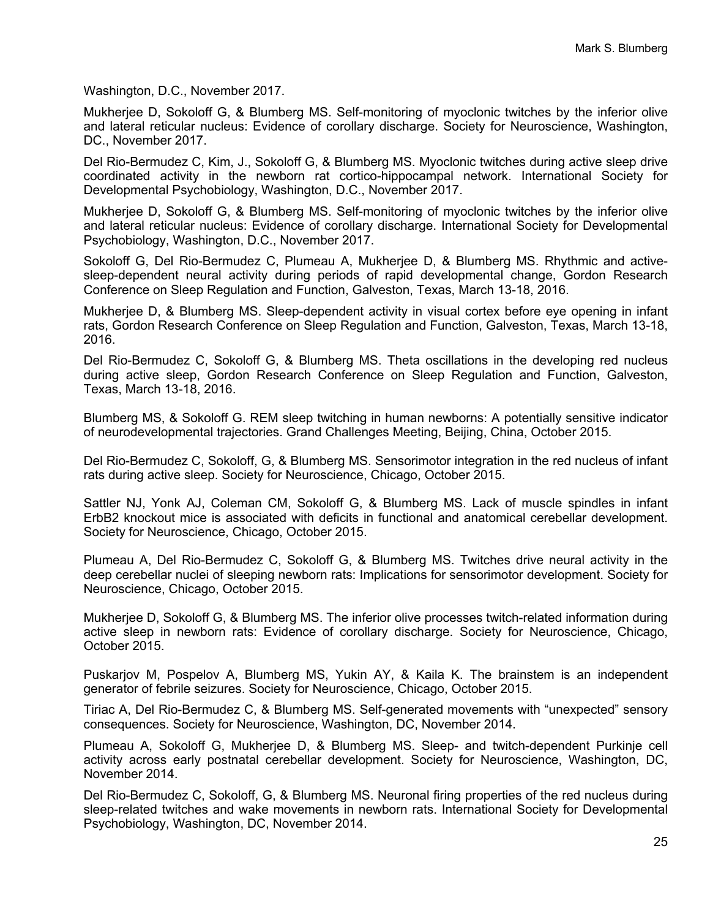Washington, D.C., November 2017.

Mukherjee D, Sokoloff G, & Blumberg MS. Self-monitoring of myoclonic twitches by the inferior olive and lateral reticular nucleus: Evidence of corollary discharge. Society for Neuroscience, Washington, DC., November 2017.

Del Rio-Bermudez C, Kim, J., Sokoloff G, & Blumberg MS. Myoclonic twitches during active sleep drive coordinated activity in the newborn rat cortico-hippocampal network. International Society for Developmental Psychobiology, Washington, D.C., November 2017.

Mukherjee D, Sokoloff G, & Blumberg MS. Self-monitoring of myoclonic twitches by the inferior olive and lateral reticular nucleus: Evidence of corollary discharge. International Society for Developmental Psychobiology, Washington, D.C., November 2017.

Sokoloff G, Del Rio-Bermudez C, Plumeau A, Mukherjee D, & Blumberg MS. Rhythmic and active-sleep-dependent neural activity during periods of rapid developmental change, Gordon Research Conference on Sleep Regulation and Function, Galveston, Texas, March 13-18, 2016.

Mukherjee D, & Blumberg MS. Sleep-dependent activity in visual cortex before eye opening in infant rats, Gordon Research Conference on Sleep Regulation and Function, Galveston, Texas, March 13-18, 2016.

Del Rio-Bermudez C, Sokoloff G, & Blumberg MS. Theta oscillations in the developing red nucleus during active sleep, Gordon Research Conference on Sleep Regulation and Function, Galveston, Texas, March 13-18, 2016.

Blumberg MS, & Sokoloff G. REM sleep twitching in human newborns: A potentially sensitive indicator of neurodevelopmental trajectories. Grand Challenges Meeting, Beijing, China, October 2015.

Del Rio-Bermudez C, Sokoloff, G, & Blumberg MS. Sensorimotor integration in the red nucleus of infant rats during active sleep. Society for Neuroscience, Chicago, October 2015.

Sattler NJ, Yonk AJ, Coleman CM, Sokoloff G, & Blumberg MS. Lack of muscle spindles in infant ErbB2 knockout mice is associated with deficits in functional and anatomical cerebellar development. Society for Neuroscience, Chicago, October 2015.

Plumeau A, Del Rio-Bermudez C, Sokoloff G, & Blumberg MS. Twitches drive neural activity in the deep cerebellar nuclei of sleeping newborn rats: Implications for sensorimotor development. Society for Neuroscience, Chicago, October 2015.

Mukherjee D, Sokoloff G, & Blumberg MS. The inferior olive processes twitch-related information during active sleep in newborn rats: Evidence of corollary discharge. Society for Neuroscience, Chicago, October 2015.

Puskarjov M, Pospelov A, Blumberg MS, Yukin AY, & Kaila K. The brainstem is an independent generator of febrile seizures. Society for Neuroscience, Chicago, October 2015.

Tiriac A, Del Rio-Bermudez C, & Blumberg MS. Self-generated movements with "unexpected" sensory consequences. Society for Neuroscience, Washington, DC, November 2014.

Plumeau A, Sokoloff G, Mukherjee D, & Blumberg MS. Sleep- and twitch-dependent Purkinje cell activity across early postnatal cerebellar development. Society for Neuroscience, Washington, DC, November 2014.

Del Rio-Bermudez C, Sokoloff, G, & Blumberg MS. Neuronal firing properties of the red nucleus during sleep-related twitches and wake movements in newborn rats. International Society for Developmental Psychobiology, Washington, DC, November 2014.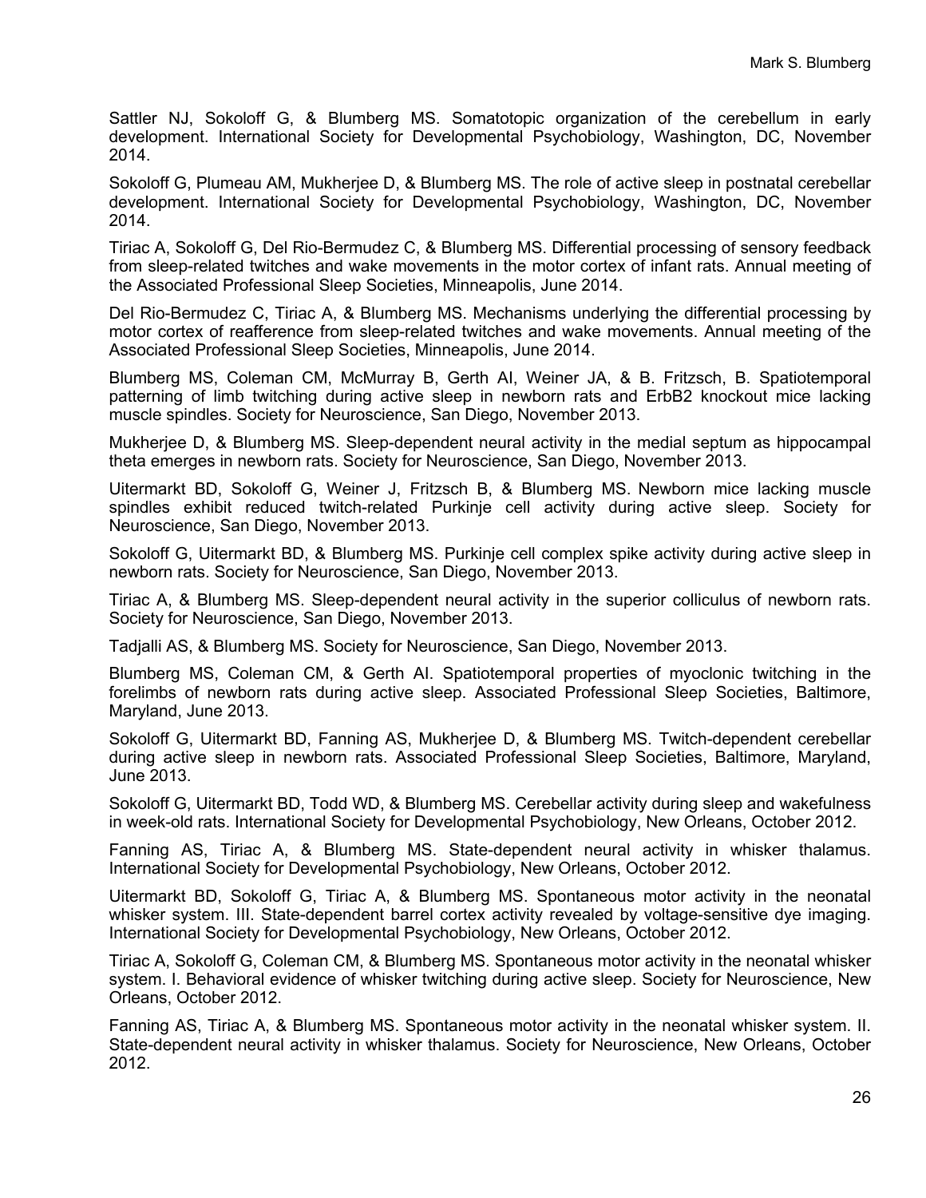Sattler NJ, Sokoloff G, & Blumberg MS. Somatotopic organization of the cerebellum in early development. International Society for Developmental Psychobiology, Washington, DC, November 2014.

Sokoloff G, Plumeau AM, Mukherjee D, & Blumberg MS. The role of active sleep in postnatal cerebellar development. International Society for Developmental Psychobiology, Washington, DC, November 2014.

Tiriac A, Sokoloff G, Del Rio-Bermudez C, & Blumberg MS. Differential processing of sensory feedback from sleep-related twitches and wake movements in the motor cortex of infant rats. Annual meeting of the Associated Professional Sleep Societies, Minneapolis, June 2014.

Del Rio-Bermudez C, Tiriac A, & Blumberg MS. Mechanisms underlying the differential processing by motor cortex of reafference from sleep-related twitches and wake movements. Annual meeting of the Associated Professional Sleep Societies, Minneapolis, June 2014.

Blumberg MS, Coleman CM, McMurray B, Gerth AI, Weiner JA, & B. Fritzsch, B. Spatiotemporal patterning of limb twitching during active sleep in newborn rats and ErbB2 knockout mice lacking muscle spindles. Society for Neuroscience, San Diego, November 2013.

Mukherjee D, & Blumberg MS. Sleep-dependent neural activity in the medial septum as hippocampal theta emerges in newborn rats. Society for Neuroscience, San Diego, November 2013.

Uitermarkt BD, Sokoloff G, Weiner J, Fritzsch B, & Blumberg MS. Newborn mice lacking muscle spindles exhibit reduced twitch-related Purkinje cell activity during active sleep. Society for Neuroscience, San Diego, November 2013.

Sokoloff G, Uitermarkt BD, & Blumberg MS. Purkinje cell complex spike activity during active sleep in newborn rats. Society for Neuroscience, San Diego, November 2013.

Tiriac A, & Blumberg MS. Sleep-dependent neural activity in the superior colliculus of newborn rats. Society for Neuroscience, San Diego, November 2013.

Tadjalli AS, & Blumberg MS. Society for Neuroscience, San Diego, November 2013.

Blumberg MS, Coleman CM, & Gerth AI. Spatiotemporal properties of myoclonic twitching in the forelimbs of newborn rats during active sleep. Associated Professional Sleep Societies, Baltimore, Maryland, June 2013.

Sokoloff G, Uitermarkt BD, Fanning AS, Mukherjee D, & Blumberg MS. Twitch-dependent cerebellar during active sleep in newborn rats. Associated Professional Sleep Societies, Baltimore, Maryland, June 2013.

Sokoloff G, Uitermarkt BD, Todd WD, & Blumberg MS. Cerebellar activity during sleep and wakefulness in week-old rats. International Society for Developmental Psychobiology, New Orleans, October 2012.

Fanning AS, Tiriac A, & Blumberg MS. State-dependent neural activity in whisker thalamus. International Society for Developmental Psychobiology, New Orleans, October 2012.

Uitermarkt BD, Sokoloff G, Tiriac A, & Blumberg MS. Spontaneous motor activity in the neonatal whisker system. III. State-dependent barrel cortex activity revealed by voltage-sensitive dye imaging. International Society for Developmental Psychobiology, New Orleans, October 2012.

Tiriac A, Sokoloff G, Coleman CM, & Blumberg MS. Spontaneous motor activity in the neonatal whisker system. I. Behavioral evidence of whisker twitching during active sleep. Society for Neuroscience, New Orleans, October 2012.

Fanning AS, Tiriac A, & Blumberg MS. Spontaneous motor activity in the neonatal whisker system. II. State-dependent neural activity in whisker thalamus. Society for Neuroscience, New Orleans, October 2012.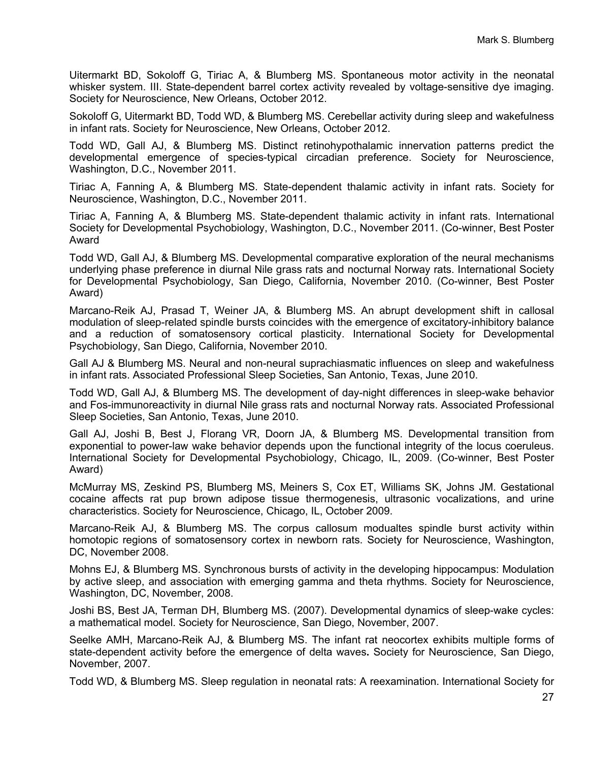Uitermarkt BD, Sokoloff G, Tiriac A, & Blumberg MS. Spontaneous motor activity in the neonatal whisker system. III. State-dependent barrel cortex activity revealed by voltage-sensitive dye imaging. Society for Neuroscience, New Orleans, October 2012.

Sokoloff G, Uitermarkt BD, Todd WD, & Blumberg MS. Cerebellar activity during sleep and wakefulness in infant rats. Society for Neuroscience, New Orleans, October 2012.

Todd WD, Gall AJ, & Blumberg MS. Distinct retinohypothalamic innervation patterns predict the developmental emergence of species-typical circadian preference. Society for Neuroscience, Washington, D.C., November 2011.

Tiriac A, Fanning A, & Blumberg MS. State-dependent thalamic activity in infant rats. Society for Neuroscience, Washington, D.C., November 2011.

Tiriac A, Fanning A, & Blumberg MS. State-dependent thalamic activity in infant rats. International Society for Developmental Psychobiology, Washington, D.C., November 2011. (Co-winner, Best Poster Award

Todd WD, Gall AJ, & Blumberg MS. Developmental comparative exploration of the neural mechanisms underlying phase preference in diurnal Nile grass rats and nocturnal Norway rats. International Society for Developmental Psychobiology, San Diego, California, November 2010. (Co-winner, Best Poster Award)

Marcano-Reik AJ, Prasad T, Weiner JA, & Blumberg MS. An abrupt development shift in callosal modulation of sleep-related spindle bursts coincides with the emergence of excitatory-inhibitory balance and a reduction of somatosensory cortical plasticity. International Society for Developmental Psychobiology, San Diego, California, November 2010.

Gall AJ & Blumberg MS. Neural and non-neural suprachiasmatic influences on sleep and wakefulness in infant rats. Associated Professional Sleep Societies, San Antonio, Texas, June 2010.

Todd WD, Gall AJ, & Blumberg MS. The development of day-night differences in sleep-wake behavior and Fos-immunoreactivity in diurnal Nile grass rats and nocturnal Norway rats. Associated Professional Sleep Societies, San Antonio, Texas, June 2010.

Gall AJ, Joshi B, Best J, Florang VR, Doorn JA, & Blumberg MS. Developmental transition from exponential to power-law wake behavior depends upon the functional integrity of the locus coeruleus. International Society for Developmental Psychobiology, Chicago, IL, 2009. (Co-winner, Best Poster Award)

McMurray MS, Zeskind PS, Blumberg MS, Meiners S, Cox ET, Williams SK, Johns JM. Gestational cocaine affects rat pup brown adipose tissue thermogenesis, ultrasonic vocalizations, and urine characteristics. Society for Neuroscience, Chicago, IL, October 2009.

Marcano-Reik AJ, & Blumberg MS. The corpus callosum modualtes spindle burst activity within homotopic regions of somatosensory cortex in newborn rats. Society for Neuroscience, Washington, DC, November 2008.

Mohns EJ, & Blumberg MS. Synchronous bursts of activity in the developing hippocampus: Modulation by active sleep, and association with emerging gamma and theta rhythms. Society for Neuroscience, Washington, DC, November, 2008.

Joshi BS, Best JA, Terman DH, Blumberg MS. (2007). Developmental dynamics of sleep-wake cycles: a mathematical model. Society for Neuroscience, San Diego, November, 2007.

Seelke AMH, Marcano-Reik AJ, & Blumberg MS. The infant rat neocortex exhibits multiple forms of state-dependent activity before the emergence of delta waves**.** Society for Neuroscience, San Diego, November, 2007.

Todd WD, & Blumberg MS. Sleep regulation in neonatal rats: A reexamination. International Society for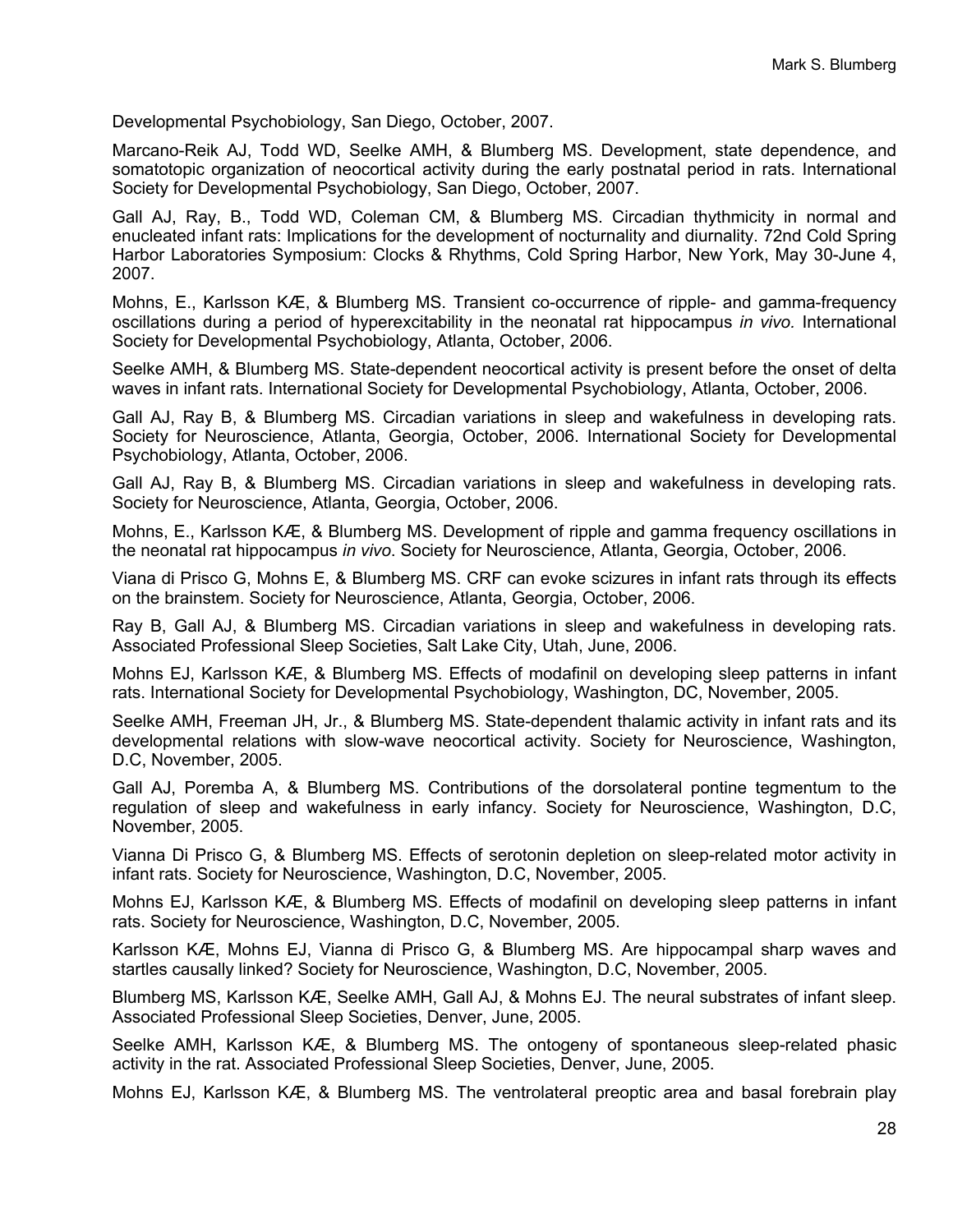Developmental Psychobiology, San Diego, October, 2007.

Marcano-Reik AJ, Todd WD, Seelke AMH, & Blumberg MS. Development, state dependence, and somatotopic organization of neocortical activity during the early postnatal period in rats. International Society for Developmental Psychobiology, San Diego, October, 2007.

Gall AJ, Ray, B., Todd WD, Coleman CM, & Blumberg MS. Circadian thythmicity in normal and enucleated infant rats: Implications for the development of nocturnality and diurnality. 72nd Cold Spring Harbor Laboratories Symposium: Clocks & Rhythms, Cold Spring Harbor, New York, May 30-June 4, 2007.

Mohns, E., Karlsson KÆ, & Blumberg MS. Transient co-occurrence of ripple- and gamma-frequency oscillations during a period of hyperexcitability in the neonatal rat hippocampus *in vivo.* International Society for Developmental Psychobiology, Atlanta, October, 2006.

Seelke AMH, & Blumberg MS. State-dependent neocortical activity is present before the onset of delta waves in infant rats. International Society for Developmental Psychobiology, Atlanta, October, 2006.

Gall AJ, Ray B, & Blumberg MS. Circadian variations in sleep and wakefulness in developing rats. Society for Neuroscience, Atlanta, Georgia, October, 2006. International Society for Developmental Psychobiology, Atlanta, October, 2006.

Gall AJ, Ray B, & Blumberg MS. Circadian variations in sleep and wakefulness in developing rats. Society for Neuroscience, Atlanta, Georgia, October, 2006.

Mohns, E., Karlsson KÆ, & Blumberg MS. Development of ripple and gamma frequency oscillations in the neonatal rat hippocampus *in vivo*. Society for Neuroscience, Atlanta, Georgia, October, 2006.

Viana di Prisco G, Mohns E, & Blumberg MS. CRF can evoke scizures in infant rats through its effects on the brainstem. Society for Neuroscience, Atlanta, Georgia, October, 2006.

Ray B, Gall AJ, & Blumberg MS. Circadian variations in sleep and wakefulness in developing rats. Associated Professional Sleep Societies, Salt Lake City, Utah, June, 2006.

Mohns EJ, Karlsson KÆ, & Blumberg MS. Effects of modafinil on developing sleep patterns in infant rats. International Society for Developmental Psychobiology, Washington, DC, November, 2005.

Seelke AMH, Freeman JH, Jr., & Blumberg MS. State-dependent thalamic activity in infant rats and its developmental relations with slow-wave neocortical activity. Society for Neuroscience, Washington, D.C, November, 2005.

Gall AJ, Poremba A, & Blumberg MS. Contributions of the dorsolateral pontine tegmentum to the regulation of sleep and wakefulness in early infancy. Society for Neuroscience, Washington, D.C, November, 2005.

Vianna Di Prisco G, & Blumberg MS. Effects of serotonin depletion on sleep-related motor activity in infant rats. Society for Neuroscience, Washington, D.C, November, 2005.

Mohns EJ, Karlsson KÆ, & Blumberg MS. Effects of modafinil on developing sleep patterns in infant rats. Society for Neuroscience, Washington, D.C, November, 2005.

Karlsson KÆ, Mohns EJ, Vianna di Prisco G, & Blumberg MS. Are hippocampal sharp waves and startles causally linked? Society for Neuroscience, Washington, D.C, November, 2005.

Blumberg MS, Karlsson KÆ, Seelke AMH, Gall AJ, & Mohns EJ. The neural substrates of infant sleep. Associated Professional Sleep Societies, Denver, June, 2005.

Seelke AMH, Karlsson KÆ, & Blumberg MS. The ontogeny of spontaneous sleep-related phasic activity in the rat. Associated Professional Sleep Societies, Denver, June, 2005.

Mohns EJ, Karlsson KÆ, & Blumberg MS. The ventrolateral preoptic area and basal forebrain play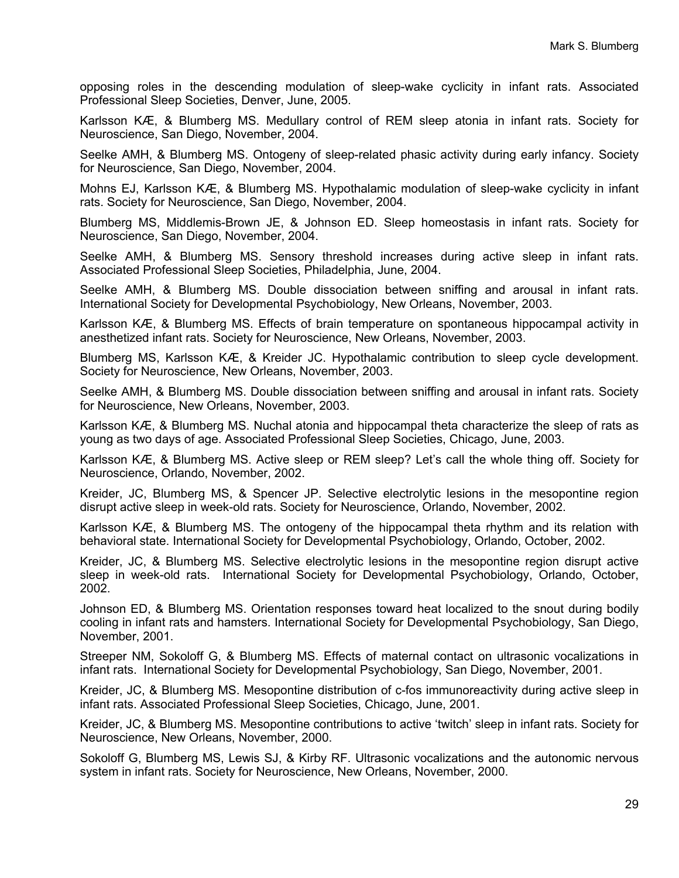opposing roles in the descending modulation of sleep-wake cyclicity in infant rats. Associated Professional Sleep Societies, Denver, June, 2005.

Karlsson KÆ, & Blumberg MS. Medullary control of REM sleep atonia in infant rats. Society for Neuroscience, San Diego, November, 2004.

Seelke AMH, & Blumberg MS. Ontogeny of sleep-related phasic activity during early infancy. Society for Neuroscience, San Diego, November, 2004.

Mohns EJ, Karlsson KÆ, & Blumberg MS. Hypothalamic modulation of sleep-wake cyclicity in infant rats. Society for Neuroscience, San Diego, November, 2004.

Blumberg MS, Middlemis-Brown JE, & Johnson ED. Sleep homeostasis in infant rats. Society for Neuroscience, San Diego, November, 2004.

Seelke AMH, & Blumberg MS. Sensory threshold increases during active sleep in infant rats. Associated Professional Sleep Societies, Philadelphia, June, 2004.

Seelke AMH, & Blumberg MS. Double dissociation between sniffing and arousal in infant rats. International Society for Developmental Psychobiology, New Orleans, November, 2003.

Karlsson KÆ, & Blumberg MS. Effects of brain temperature on spontaneous hippocampal activity in anesthetized infant rats. Society for Neuroscience, New Orleans, November, 2003.

Blumberg MS, Karlsson KÆ, & Kreider JC. Hypothalamic contribution to sleep cycle development. Society for Neuroscience, New Orleans, November, 2003.

Seelke AMH, & Blumberg MS. Double dissociation between sniffing and arousal in infant rats. Society for Neuroscience, New Orleans, November, 2003.

Karlsson KÆ, & Blumberg MS. Nuchal atonia and hippocampal theta characterize the sleep of rats as young as two days of age. Associated Professional Sleep Societies, Chicago, June, 2003.

Karlsson KÆ, & Blumberg MS. Active sleep or REM sleep? Let's call the whole thing off. Society for Neuroscience, Orlando, November, 2002.

Kreider, JC, Blumberg MS, & Spencer JP. Selective electrolytic lesions in the mesopontine region disrupt active sleep in week-old rats. Society for Neuroscience, Orlando, November, 2002.

Karlsson KÆ, & Blumberg MS. The ontogeny of the hippocampal theta rhythm and its relation with behavioral state. International Society for Developmental Psychobiology, Orlando, October, 2002.

Kreider, JC, & Blumberg MS. Selective electrolytic lesions in the mesopontine region disrupt active sleep in week-old rats. International Society for Developmental Psychobiology, Orlando, October, 2002.

Johnson ED, & Blumberg MS. Orientation responses toward heat localized to the snout during bodily cooling in infant rats and hamsters. International Society for Developmental Psychobiology, San Diego, November, 2001.

Streeper NM, Sokoloff G, & Blumberg MS. Effects of maternal contact on ultrasonic vocalizations in infant rats. International Society for Developmental Psychobiology, San Diego, November, 2001.

Kreider, JC, & Blumberg MS. Mesopontine distribution of c-fos immunoreactivity during active sleep in infant rats. Associated Professional Sleep Societies, Chicago, June, 2001.

Kreider, JC, & Blumberg MS. Mesopontine contributions to active 'twitch' sleep in infant rats. Society for Neuroscience, New Orleans, November, 2000.

Sokoloff G, Blumberg MS, Lewis SJ, & Kirby RF. Ultrasonic vocalizations and the autonomic nervous system in infant rats. Society for Neuroscience, New Orleans, November, 2000.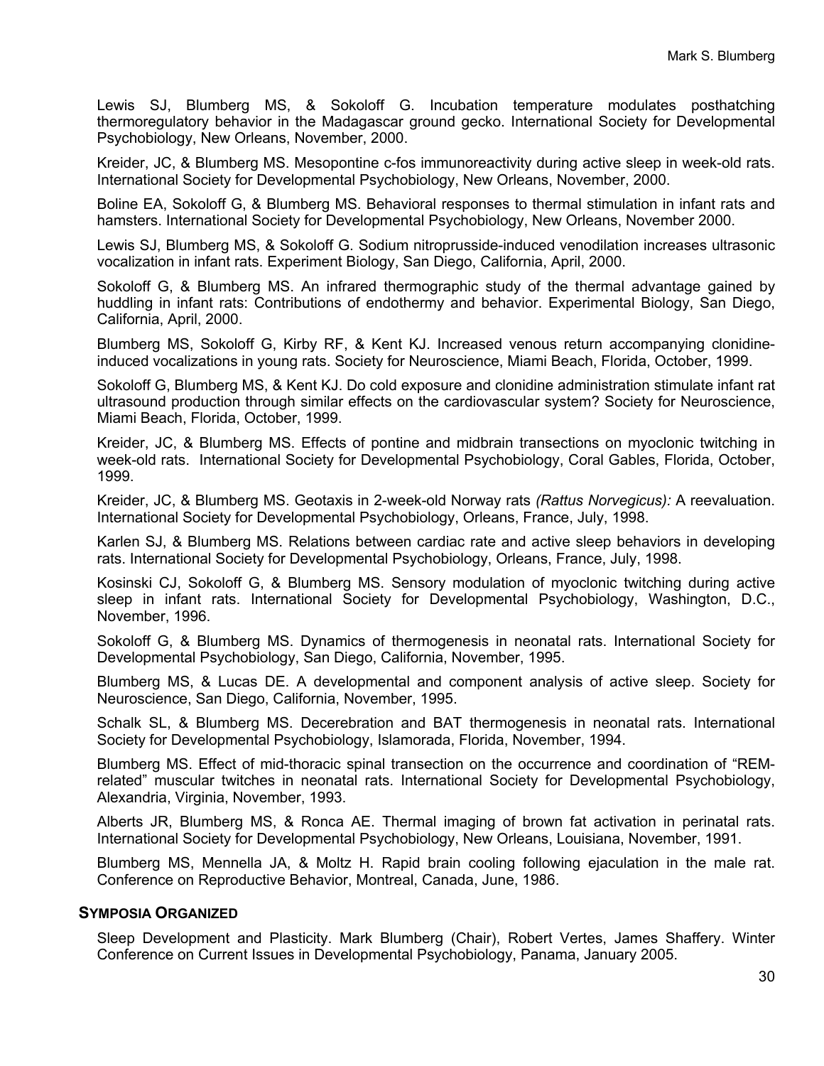Lewis SJ, Blumberg MS, & Sokoloff G. Incubation temperature modulates posthatching thermoregulatory behavior in the Madagascar ground gecko. International Society for Developmental Psychobiology, New Orleans, November, 2000.

Kreider, JC, & Blumberg MS. Mesopontine c-fos immunoreactivity during active sleep in week-old rats. International Society for Developmental Psychobiology, New Orleans, November, 2000.

Boline EA, Sokoloff G, & Blumberg MS. Behavioral responses to thermal stimulation in infant rats and hamsters. International Society for Developmental Psychobiology, New Orleans, November 2000.

Lewis SJ, Blumberg MS, & Sokoloff G. Sodium nitroprusside-induced venodilation increases ultrasonic vocalization in infant rats. Experiment Biology, San Diego, California, April, 2000.

Sokoloff G, & Blumberg MS. An infrared thermographic study of the thermal advantage gained by huddling in infant rats: Contributions of endothermy and behavior. Experimental Biology, San Diego, California, April, 2000.

Blumberg MS, Sokoloff G, Kirby RF, & Kent KJ. Increased venous return accompanying clonidine-induced vocalizations in young rats. Society for Neuroscience, Miami Beach, Florida, October, 1999.

Sokoloff G, Blumberg MS, & Kent KJ. Do cold exposure and clonidine administration stimulate infant rat ultrasound production through similar effects on the cardiovascular system? Society for Neuroscience, Miami Beach, Florida, October, 1999.

Kreider, JC, & Blumberg MS. Effects of pontine and midbrain transections on myoclonic twitching in week-old rats. International Society for Developmental Psychobiology, Coral Gables, Florida, October, 1999.

Kreider, JC, & Blumberg MS. Geotaxis in 2-week-old Norway rats *(Rattus Norvegicus):* A reevaluation. International Society for Developmental Psychobiology, Orleans, France, July, 1998.

Karlen SJ, & Blumberg MS. Relations between cardiac rate and active sleep behaviors in developing rats. International Society for Developmental Psychobiology, Orleans, France, July, 1998.

Kosinski CJ, Sokoloff G, & Blumberg MS. Sensory modulation of myoclonic twitching during active sleep in infant rats. International Society for Developmental Psychobiology, Washington, D.C., November, 1996.

Sokoloff G, & Blumberg MS. Dynamics of thermogenesis in neonatal rats. International Society for Developmental Psychobiology, San Diego, California, November, 1995.

Blumberg MS, & Lucas DE. A developmental and component analysis of active sleep. Society for Neuroscience, San Diego, California, November, 1995.

Schalk SL, & Blumberg MS. Decerebration and BAT thermogenesis in neonatal rats. International Society for Developmental Psychobiology, Islamorada, Florida, November, 1994.

Blumberg MS. Effect of mid-thoracic spinal transection on the occurrence and coordination of "REM-related" muscular twitches in neonatal rats. International Society for Developmental Psychobiology, Alexandria, Virginia, November, 1993.

Alberts JR, Blumberg MS, & Ronca AE. Thermal imaging of brown fat activation in perinatal rats. International Society for Developmental Psychobiology, New Orleans, Louisiana, November, 1991.

Blumberg MS, Mennella JA, & Moltz H. Rapid brain cooling following ejaculation in the male rat. Conference on Reproductive Behavior, Montreal, Canada, June, 1986.

## Symposia Organized

Sleep Development and Plasticity. Mark Blumberg (Chair), Robert Vertes, James Shaffery. Winter Conference on Current Issues in Developmental Psychobiology, Panama, January 2005.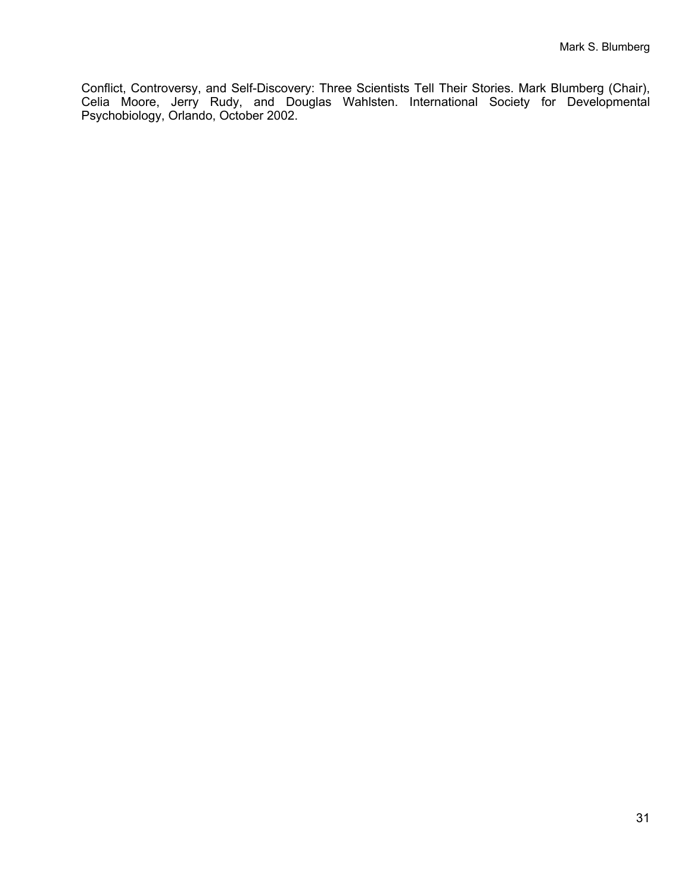Conflict, Controversy, and Self-Discovery: Three Scientists Tell Their Stories. Mark Blumberg (Chair), Celia Moore, Jerry Rudy, and Douglas Wahlsten. International Society for Developmental Psychobiology, Orlando, October 2002.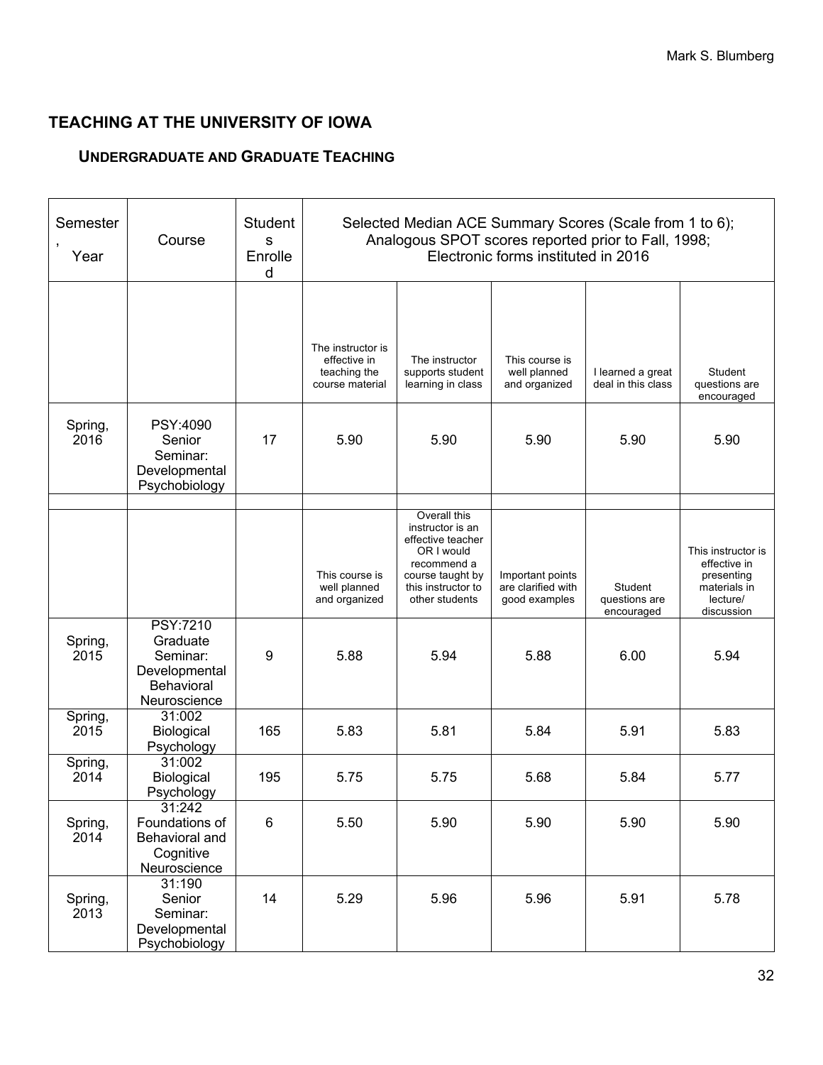## TEACHING AT THE UNIVERSITY OF IOWA

### UNDERGRADUATE AND GRADUATE TEACHING

| Semester, Year | Course | Students Enrolled | Selected Median ACE Summary Scores (Scale from 1 to 6); Analogous SPOT scores reported prior to Fall, 1998; Electronic forms instituted in 2016 | | | | |
|---|---|---|---|---|---|---|---|
| | | | The instructor is effective in teaching the course material | The instructor supports student learning in class | This course is well planned and organized | I learned a great deal in this class | Student questions are encouraged |
| Spring, 2016 | PSY:4090 Senior Seminar: Developmental Psychobiology | 17 | 5.90 | 5.90 | 5.90 | 5.90 | 5.90 |
| | | | | | | | |
| | | | This course is well planned and organized | Overall this instructor is an effective teacher OR I would recommend a course taught by this instructor to other students | Important points are clarified with good examples | Student questions are encouraged | This instructor is effective in presenting materials in lecture/ discussion |
| Spring, 2015 | PSY:7210 Graduate Seminar: Developmental Behavioral Neuroscience | 9 | 5.88 | 5.94 | 5.88 | 6.00 | 5.94 |
| Spring, 2015 | 31:002 Biological Psychology | 165 | 5.83 | 5.81 | 5.84 | 5.91 | 5.83 |
| Spring, 2014 | 31:002 Biological Psychology | 195 | 5.75 | 5.75 | 5.68 | 5.84 | 5.77 |
| Spring, 2014 | 31:242 Foundations of Behavioral and Cognitive Neuroscience | 6 | 5.50 | 5.90 | 5.90 | 5.90 | 5.90 |
| Spring, 2013 | 31:190 Senior Seminar: Developmental Psychobiology | 14 | 5.29 | 5.96 | 5.96 | 5.91 | 5.78 |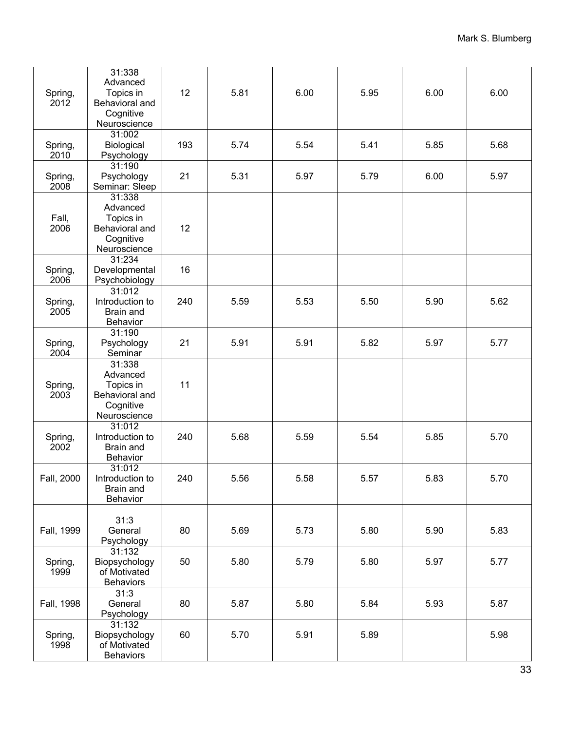| Spring, 2012 | 31:338 Advanced Topics in Behavioral and Cognitive Neuroscience | 12 | 5.81 | 6.00 | 5.95 | 6.00 | 6.00 |
|---|---|---|---|---|---|---|---|
| Spring, 2010 | 31:002 Biological Psychology | 193 | 5.74 | 5.54 | 5.41 | 5.85 | 5.68 |
| Spring, 2008 | 31:190 Psychology Seminar: Sleep | 21 | 5.31 | 5.97 | 5.79 | 6.00 | 5.97 |
| Fall, 2006 | 31:338 Advanced Topics in Behavioral and Cognitive Neuroscience | 12 | | | | | |
| Spring, 2006 | 31:234 Developmental Psychobiology | 16 | | | | | |
| Spring, 2005 | 31:012 Introduction to Brain and Behavior | 240 | 5.59 | 5.53 | 5.50 | 5.90 | 5.62 |
| Spring, 2004 | 31:190 Psychology Seminar | 21 | 5.91 | 5.91 | 5.82 | 5.97 | 5.77 |
| Spring, 2003 | 31:338 Advanced Topics in Behavioral and Cognitive Neuroscience | 11 | | | | | |
| Spring, 2002 | 31:012 Introduction to Brain and Behavior | 240 | 5.68 | 5.59 | 5.54 | 5.85 | 5.70 |
| Fall, 2000 | 31:012 Introduction to Brain and Behavior | 240 | 5.56 | 5.58 | 5.57 | 5.83 | 5.70 |
| Fall, 1999 | 31:3 General Psychology | 80 | 5.69 | 5.73 | 5.80 | 5.90 | 5.83 |
| Spring, 1999 | 31:132 Biopsychology of Motivated Behaviors | 50 | 5.80 | 5.79 | 5.80 | 5.97 | 5.77 |
| Fall, 1998 | 31:3 General Psychology | 80 | 5.87 | 5.80 | 5.84 | 5.93 | 5.87 |
| Spring, 1998 | 31:132 Biopsychology of Motivated Behaviors | 60 | 5.70 | 5.91 | 5.89 | | 5.98 |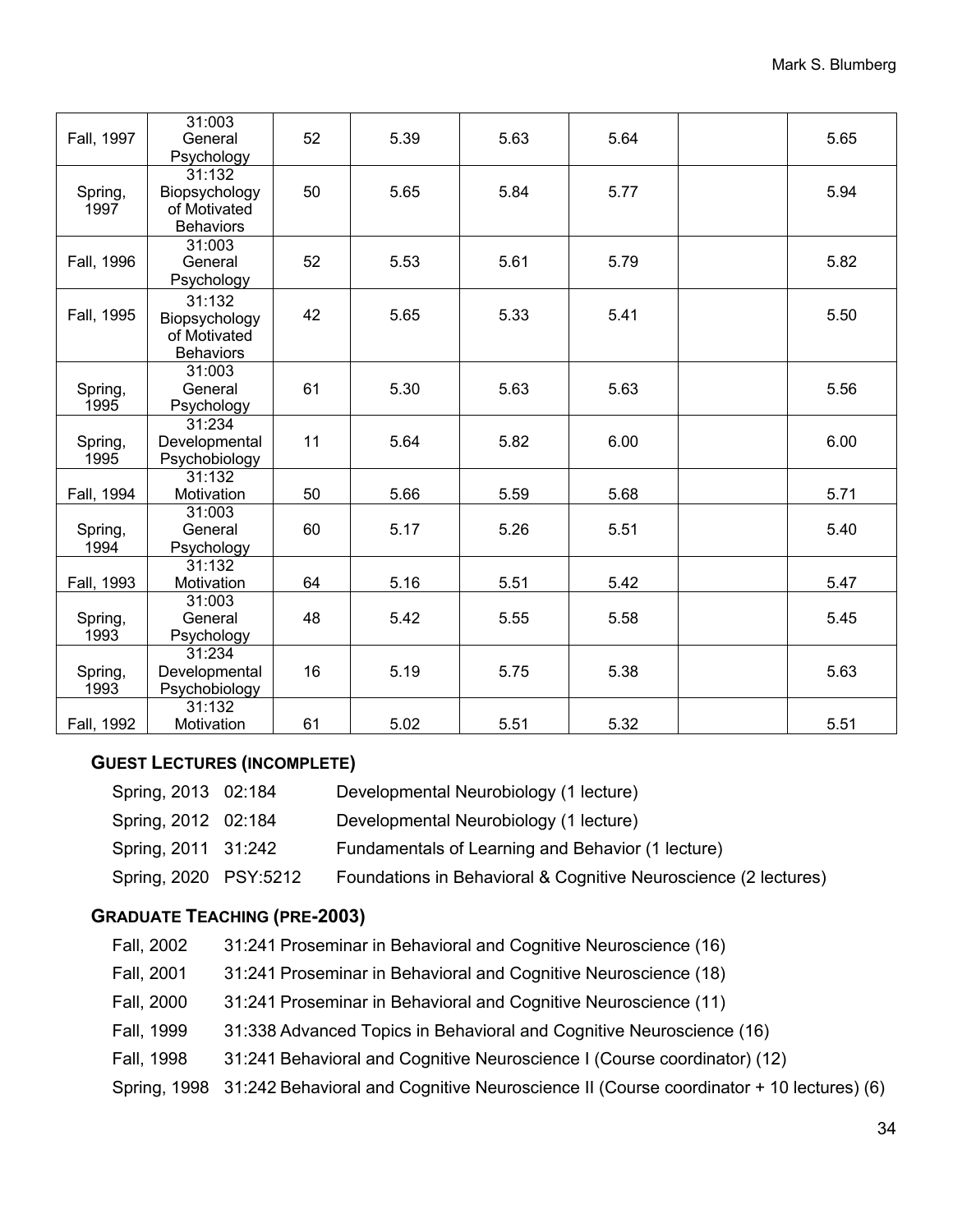| | | | | | | | |
|---|---|---|---|---|---|---|---|
| Fall, 1997 | 31:003 General Psychology | 52 | 5.39 | 5.63 | 5.64 | | 5.65 |
| Spring, 1997 | 31:132 Biopsychology of Motivated Behaviors | 50 | 5.65 | 5.84 | 5.77 | | 5.94 |
| Fall, 1996 | 31:003 General Psychology | 52 | 5.53 | 5.61 | 5.79 | | 5.82 |
| Fall, 1995 | 31:132 Biopsychology of Motivated Behaviors | 42 | 5.65 | 5.33 | 5.41 | | 5.50 |
| Spring, 1995 | 31:003 General Psychology | 61 | 5.30 | 5.63 | 5.63 | | 5.56 |
| Spring, 1995 | 31:234 Developmental Psychobiology | 11 | 5.64 | 5.82 | 6.00 | | 6.00 |
| Fall, 1994 | 31:132 Motivation | 50 | 5.66 | 5.59 | 5.68 | | 5.71 |
| Spring, 1994 | 31:003 General Psychology | 60 | 5.17 | 5.26 | 5.51 | | 5.40 |
| Fall, 1993 | 31:132 Motivation | 64 | 5.16 | 5.51 | 5.42 | | 5.47 |
| Spring, 1993 | 31:003 General Psychology | 48 | 5.42 | 5.55 | 5.58 | | 5.45 |
| Spring, 1993 | 31:234 Developmental Psychobiology | 16 | 5.19 | 5.75 | 5.38 | | 5.63 |
| Fall, 1992 | 31:132 Motivation | 61 | 5.02 | 5.51 | 5.32 | | 5.51 |

### GUEST LECTURES (INCOMPLETE)

| | | |
|---|---|---|
| Spring, 2013 | 02:184 | Developmental Neurobiology (1 lecture) |
| Spring, 2012 | 02:184 | Developmental Neurobiology (1 lecture) |
| Spring, 2011 | 31:242 | Fundamentals of Learning and Behavior (1 lecture) |
| Spring, 2020 | PSY:5212 | Foundations in Behavioral & Cognitive Neuroscience (2 lectures) |

### GRADUATE TEACHING (PRE-2003)

| | |
|---|---|
| Fall, 2002 | 31:241 Proseminar in Behavioral and Cognitive Neuroscience (16) |
| Fall, 2001 | 31:241 Proseminar in Behavioral and Cognitive Neuroscience (18) |
| Fall, 2000 | 31:241 Proseminar in Behavioral and Cognitive Neuroscience (11) |
| Fall, 1999 | 31:338 Advanced Topics in Behavioral and Cognitive Neuroscience (16) |
| Fall, 1998 | 31:241 Behavioral and Cognitive Neuroscience I (Course coordinator) (12) |
| Spring, 1998 | 31:242 Behavioral and Cognitive Neuroscience II (Course coordinator + 10 lectures) (6) |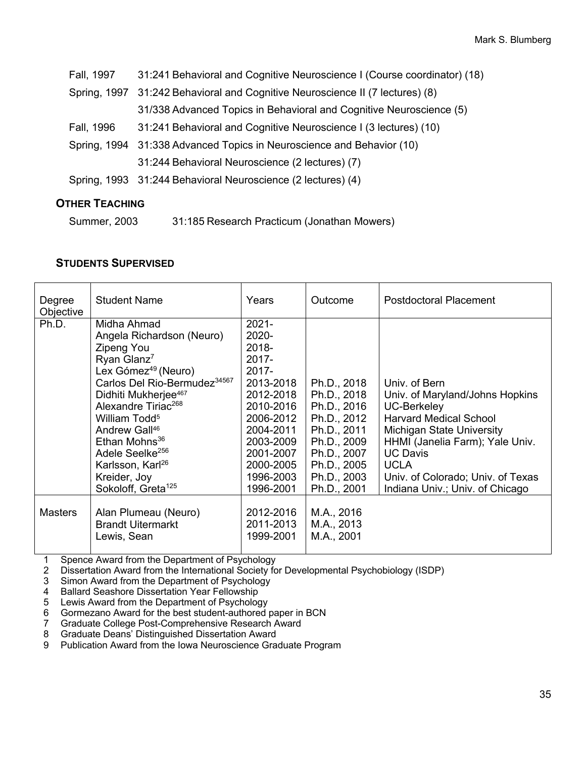| | |
|---|---|
| Fall, 1997 | 31:241 Behavioral and Cognitive Neuroscience I (Course coordinator) (18) |
| Spring, 1997 | 31:242 Behavioral and Cognitive Neuroscience II (7 lectures) (8) |
| | 31/338 Advanced Topics in Behavioral and Cognitive Neuroscience (5) |
| Fall, 1996 | 31:241 Behavioral and Cognitive Neuroscience I (3 lectures) (10) |
| Spring, 1994 | 31:338 Advanced Topics in Neuroscience and Behavior (10) |
| | 31:244 Behavioral Neuroscience (2 lectures) (7) |
| Spring, 1993 | 31:244 Behavioral Neuroscience (2 lectures) (4) |

### OTHER TEACHING

Summer, 2003 31:185 Research Practicum (Jonathan Mowers)

### STUDENTS SUPERVISED

| Degree Objective | Student Name | Years | Outcome | Postdoctoral Placement |
|---|---|---|---|---|
| Ph.D. | Midha Ahmad | 2021- | | |
| | Angela Richardson (Neuro) | 2020- | | |
| | Zipeng You | 2018- | | |
| | Ryan Glanz[7] | 2017- | | |
| | Lex Gómez[4,9] (Neuro) | 2017- | | |
| | Carlos Del Rio-Bermudez[3,4,5,6,7] | 2013-2018 | Ph.D., 2018 | Univ. of Bern |
| | Didhiti Mukherjee[4,6,7] | 2012-2018 | Ph.D., 2018 | Univ. of Maryland/Johns Hopkins |
| | Alexandre Tiriac[2,6,8] | 2010-2016 | Ph.D., 2016 | UC-Berkeley |
| | William Todd[5] | 2006-2012 | Ph.D., 2012 | Harvard Medical School |
| | Andrew Gall[4,6] | 2004-2011 | Ph.D., 2011 | Michigan State University |
| | Ethan Mohns[3,6] | 2003-2009 | Ph.D., 2009 | HHMI (Janelia Farm); Yale Univ. |
| | Adele Seelke[2,5,6] | 2001-2007 | Ph.D., 2007 | UC Davis |
| | Karlsson, Karl[2,6] | 2000-2005 | Ph.D., 2005 | UCLA |
| | Kreider, Joy | 1996-2003 | Ph.D., 2003 | Univ. of Colorado; Univ. of Texas |
| | Sokoloff, Greta[1,2,5] | 1996-2001 | Ph.D., 2001 | Indiana Univ.; Univ. of Chicago |
| Masters | Alan Plumeau (Neuro) | 2012-2016 | M.A., 2016 | |
| | Brandt Uitermarkt | 2011-2013 | M.A., 2013 | |
| | Lewis, Sean | 1999-2001 | M.A., 2001 | |

1 Spence Award from the Department of Psychology
2 Dissertation Award from the International Society for Developmental Psychobiology (ISDP)
3 Simon Award from the Department of Psychology
4 Ballard Seashore Dissertation Year Fellowship
5 Lewis Award from the Department of Psychology
6 Gormezano Award for the best student-authored paper in BCN
7 Graduate College Post-Comprehensive Research Award
8 Graduate Deans' Distinguished Dissertation Award
9 Publication Award from the Iowa Neuroscience Graduate Program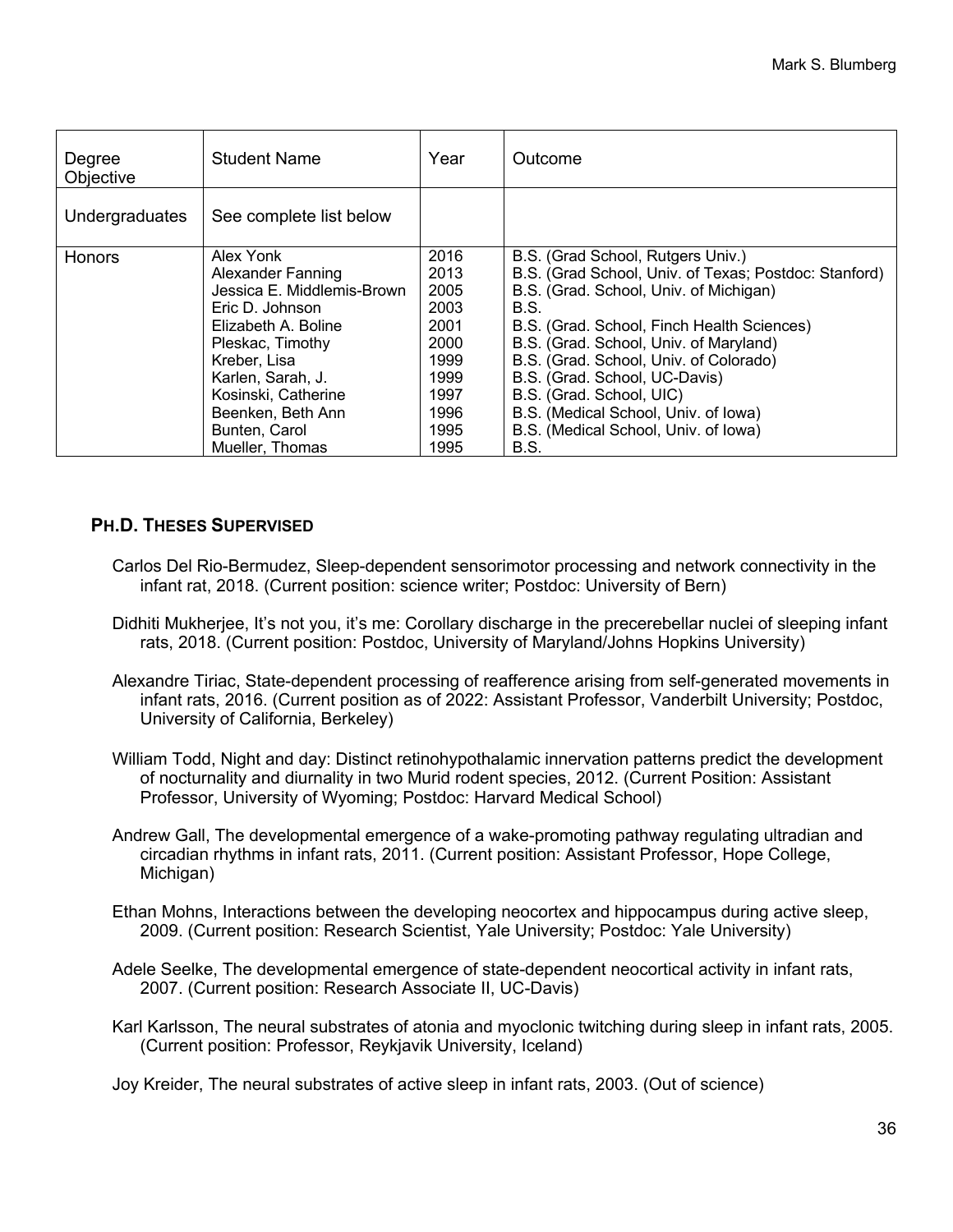| Degree Objective | Student Name | Year | Outcome |
|---|---|---|---|
| Undergraduates | See complete list below | | |
| Honors | Alex Yonk | 2016 | B.S. (Grad School, Rutgers Univ.) |
| | Alexander Fanning | 2013 | B.S. (Grad School, Univ. of Texas; Postdoc: Stanford) |
| | Jessica E. Middlemis-Brown | 2005 | B.S. (Grad. School, Univ. of Michigan) |
| | Eric D. Johnson | 2003 | B.S. |
| | Elizabeth A. Boline | 2001 | B.S. (Grad. School, Finch Health Sciences) |
| | Pleskac, Timothy | 2000 | B.S. (Grad. School, Univ. of Maryland) |
| | Kreber, Lisa | 1999 | B.S. (Grad. School, Univ. of Colorado) |
| | Karlen, Sarah, J. | 1999 | B.S. (Grad. School, UC-Davis) |
| | Kosinski, Catherine | 1997 | B.S. (Grad. School, UIC) |
| | Beenken, Beth Ann | 1996 | B.S. (Medical School, Univ. of Iowa) |
| | Bunten, Carol | 1995 | B.S. (Medical School, Univ. of Iowa) |
| | Mueller, Thomas | 1995 | B.S. |

## PH.D. THESES SUPERVISED

Carlos Del Rio-Bermudez, Sleep-dependent sensorimotor processing and network connectivity in the infant rat, 2018. (Current position: science writer; Postdoc: University of Bern)

Didhiti Mukherjee, It's not you, it's me: Corollary discharge in the precerebellar nuclei of sleeping infant rats, 2018. (Current position: Postdoc, University of Maryland/Johns Hopkins University)

Alexandre Tiriac, State-dependent processing of reafference arising from self-generated movements in infant rats, 2016. (Current position as of 2022: Assistant Professor, Vanderbilt University; Postdoc, University of California, Berkeley)

William Todd, Night and day: Distinct retinohypothalamic innervation patterns predict the development of nocturnality and diurnality in two Murid rodent species, 2012. (Current Position: Assistant Professor, University of Wyoming; Postdoc: Harvard Medical School)

Andrew Gall, The developmental emergence of a wake-promoting pathway regulating ultradian and circadian rhythms in infant rats, 2011. (Current position: Assistant Professor, Hope College, Michigan)

Ethan Mohns, Interactions between the developing neocortex and hippocampus during active sleep, 2009. (Current position: Research Scientist, Yale University; Postdoc: Yale University)

Adele Seelke, The developmental emergence of state-dependent neocortical activity in infant rats, 2007. (Current position: Research Associate II, UC-Davis)

Karl Karlsson, The neural substrates of atonia and myoclonic twitching during sleep in infant rats, 2005. (Current position: Professor, Reykjavik University, Iceland)

Joy Kreider, The neural substrates of active sleep in infant rats, 2003. (Out of science)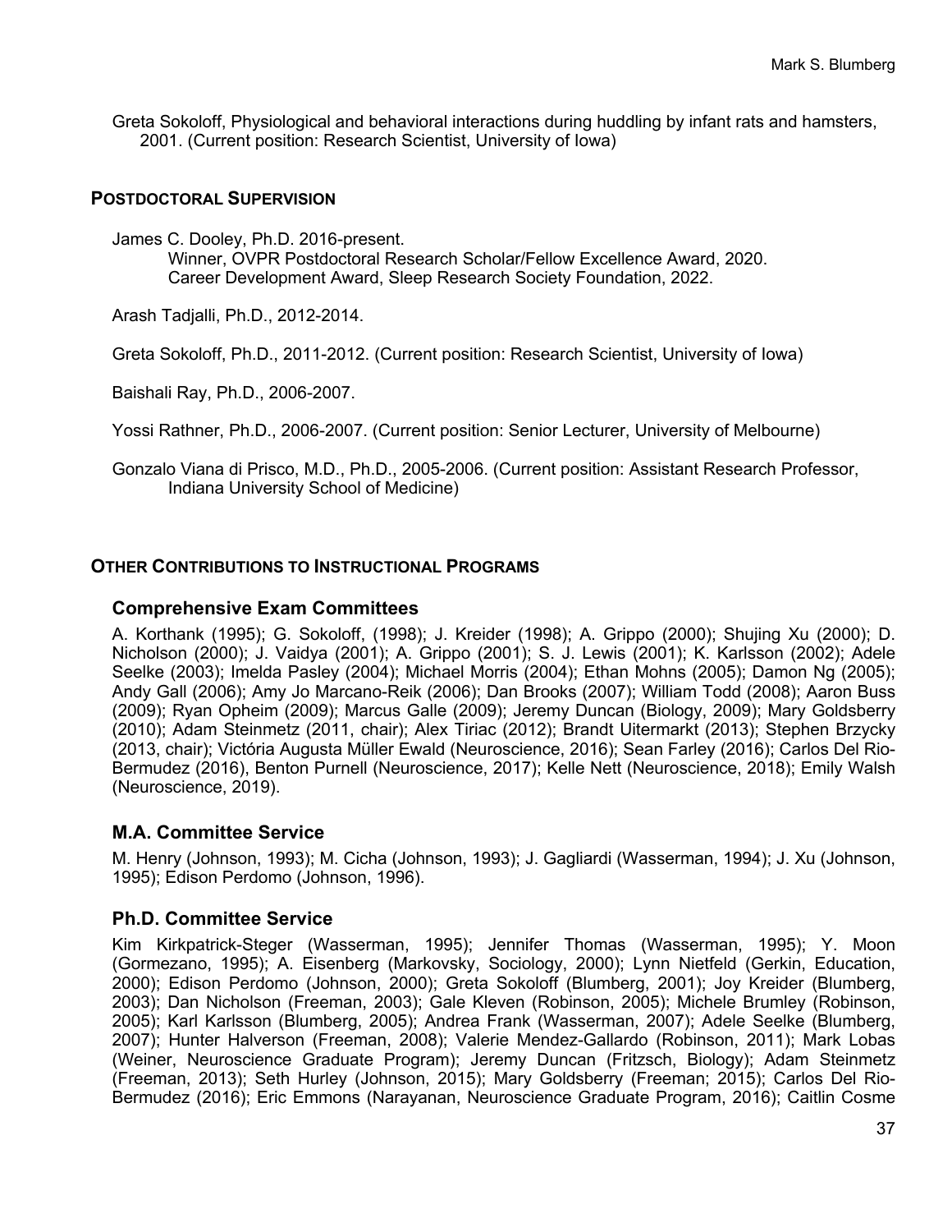Greta Sokoloff, Physiological and behavioral interactions during huddling by infant rats and hamsters, 2001. (Current position: Research Scientist, University of Iowa)

## POSTDOCTORAL SUPERVISION

James C. Dooley, Ph.D. 2016-present.
Winner, OVPR Postdoctoral Research Scholar/Fellow Excellence Award, 2020.
Career Development Award, Sleep Research Society Foundation, 2022.

Arash Tadjalli, Ph.D., 2012-2014.

Greta Sokoloff, Ph.D., 2011-2012. (Current position: Research Scientist, University of Iowa)

Baishali Ray, Ph.D., 2006-2007.

Yossi Rathner, Ph.D., 2006-2007. (Current position: Senior Lecturer, University of Melbourne)

Gonzalo Viana di Prisco, M.D., Ph.D., 2005-2006. (Current position: Assistant Research Professor, Indiana University School of Medicine)

## OTHER CONTRIBUTIONS TO INSTRUCTIONAL PROGRAMS

### Comprehensive Exam Committees

A. Korthank (1995); G. Sokoloff, (1998); J. Kreider (1998); A. Grippo (2000); Shujing Xu (2000); D. Nicholson (2000); J. Vaidya (2001); A. Grippo (2001); S. J. Lewis (2001); K. Karlsson (2002); Adele Seelke (2003); Imelda Pasley (2004); Michael Morris (2004); Ethan Mohns (2005); Damon Ng (2005); Andy Gall (2006); Amy Jo Marcano-Reik (2006); Dan Brooks (2007); William Todd (2008); Aaron Buss (2009); Ryan Opheim (2009); Marcus Galle (2009); Jeremy Duncan (Biology, 2009); Mary Goldsberry (2010); Adam Steinmetz (2011, chair); Alex Tiriac (2012); Brandt Uitermarkt (2013); Stephen Brzycky (2013, chair); Victória Augusta Müller Ewald (Neuroscience, 2016); Sean Farley (2016); Carlos Del Rio-Bermudez (2016), Benton Purnell (Neuroscience, 2017); Kelle Nett (Neuroscience, 2018); Emily Walsh (Neuroscience, 2019).

### M.A. Committee Service

M. Henry (Johnson, 1993); M. Cicha (Johnson, 1993); J. Gagliardi (Wasserman, 1994); J. Xu (Johnson, 1995); Edison Perdomo (Johnson, 1996).

### Ph.D. Committee Service

Kim Kirkpatrick-Steger (Wasserman, 1995); Jennifer Thomas (Wasserman, 1995); Y. Moon (Gormezano, 1995); A. Eisenberg (Markovsky, Sociology, 2000); Lynn Nietfeld (Gerkin, Education, 2000); Edison Perdomo (Johnson, 2000); Greta Sokoloff (Blumberg, 2001); Joy Kreider (Blumberg, 2003); Dan Nicholson (Freeman, 2003); Gale Kleven (Robinson, 2005); Michele Brumley (Robinson, 2005); Karl Karlsson (Blumberg, 2005); Andrea Frank (Wasserman, 2007); Adele Seelke (Blumberg, 2007); Hunter Halverson (Freeman, 2008); Valerie Mendez-Gallardo (Robinson, 2011); Mark Lobas (Weiner, Neuroscience Graduate Program); Jeremy Duncan (Fritzsch, Biology); Adam Steinmetz (Freeman, 2013); Seth Hurley (Johnson, 2015); Mary Goldsberry (Freeman; 2015); Carlos Del Rio-Bermudez (2016); Eric Emmons (Narayanan, Neuroscience Graduate Program, 2016); Caitlin Cosme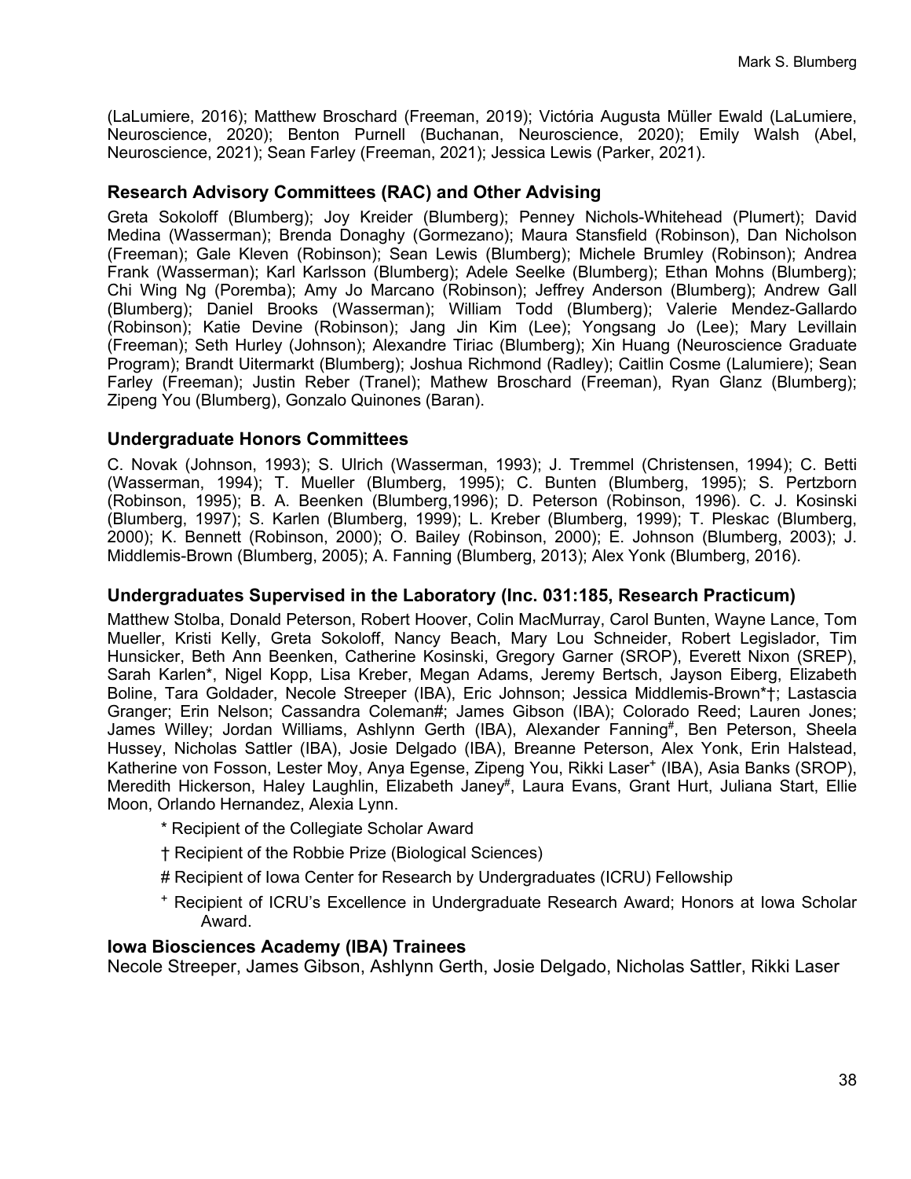(LaLumiere, 2016); Matthew Broschard (Freeman, 2019); Victória Augusta Müller Ewald (LaLumiere, Neuroscience, 2020); Benton Purnell (Buchanan, Neuroscience, 2020); Emily Walsh (Abel, Neuroscience, 2021); Sean Farley (Freeman, 2021); Jessica Lewis (Parker, 2021).

### Research Advisory Committees (RAC) and Other Advising

Greta Sokoloff (Blumberg); Joy Kreider (Blumberg); Penney Nichols-Whitehead (Plumert); David Medina (Wasserman); Brenda Donaghy (Gormezano); Maura Stansfield (Robinson), Dan Nicholson (Freeman); Gale Kleven (Robinson); Sean Lewis (Blumberg); Michele Brumley (Robinson); Andrea Frank (Wasserman); Karl Karlsson (Blumberg); Adele Seelke (Blumberg); Ethan Mohns (Blumberg); Chi Wing Ng (Poremba); Amy Jo Marcano (Robinson); Jeffrey Anderson (Blumberg); Andrew Gall (Blumberg); Daniel Brooks (Wasserman); William Todd (Blumberg); Valerie Mendez-Gallardo (Robinson); Katie Devine (Robinson); Jang Jin Kim (Lee); Yongsang Jo (Lee); Mary Levillain (Freeman); Seth Hurley (Johnson); Alexandre Tiriac (Blumberg); Xin Huang (Neuroscience Graduate Program); Brandt Uitermarkt (Blumberg); Joshua Richmond (Radley); Caitlin Cosme (Lalumiere); Sean Farley (Freeman); Justin Reber (Tranel); Mathew Broschard (Freeman), Ryan Glanz (Blumberg); Zipeng You (Blumberg), Gonzalo Quinones (Baran).

### Undergraduate Honors Committees

C. Novak (Johnson, 1993); S. Ulrich (Wasserman, 1993); J. Tremmel (Christensen, 1994); C. Betti (Wasserman, 1994); T. Mueller (Blumberg, 1995); C. Bunten (Blumberg, 1995); S. Pertzborn (Robinson, 1995); B. A. Beenken (Blumberg,1996); D. Peterson (Robinson, 1996). C. J. Kosinski (Blumberg, 1997); S. Karlen (Blumberg, 1999); L. Kreber (Blumberg, 1999); T. Pleskac (Blumberg, 2000); K. Bennett (Robinson, 2000); O. Bailey (Robinson, 2000); E. Johnson (Blumberg, 2003); J. Middlemis-Brown (Blumberg, 2005); A. Fanning (Blumberg, 2013); Alex Yonk (Blumberg, 2016).

### Undergraduates Supervised in the Laboratory (Inc. 031:185, Research Practicum)

Matthew Stolba, Donald Peterson, Robert Hoover, Colin MacMurray, Carol Bunten, Wayne Lance, Tom Mueller, Kristi Kelly, Greta Sokoloff, Nancy Beach, Mary Lou Schneider, Robert Legislador, Tim Hunsicker, Beth Ann Beenken, Catherine Kosinski, Gregory Garner (SROP), Everett Nixon (SREP), Sarah Karlen*, Nigel Kopp, Lisa Kreber, Megan Adams, Jeremy Bertsch, Jayson Eiberg, Elizabeth Boline, Tara Goldader, Necole Streeper (IBA), Eric Johnson; Jessica Middlemis-Brown*†; Lastascia Granger; Erin Nelson; Cassandra Coleman#; James Gibson (IBA); Colorado Reed; Lauren Jones; James Willey; Jordan Williams, Ashlynn Gerth (IBA), Alexander Fanning#, Ben Peterson, Sheela Hussey, Nicholas Sattler (IBA), Josie Delgado (IBA), Breanne Peterson, Alex Yonk, Erin Halstead, Katherine von Fosson, Lester Moy, Anya Egense, Zipeng You, Rikki Laser+ (IBA), Asia Banks (SROP), Meredith Hickerson, Haley Laughlin, Elizabeth Janey#, Laura Evans, Grant Hurt, Juliana Start, Ellie Moon, Orlando Hernandez, Alexia Lynn.

- \* Recipient of the Collegiate Scholar Award
- † Recipient of the Robbie Prize (Biological Sciences)
- \# Recipient of Iowa Center for Research by Undergraduates (ICRU) Fellowship
- \+ Recipient of ICRU's Excellence in Undergraduate Research Award; Honors at Iowa Scholar Award.

### Iowa Biosciences Academy (IBA) Trainees

Necole Streeper, James Gibson, Ashlynn Gerth, Josie Delgado, Nicholas Sattler, Rikki Laser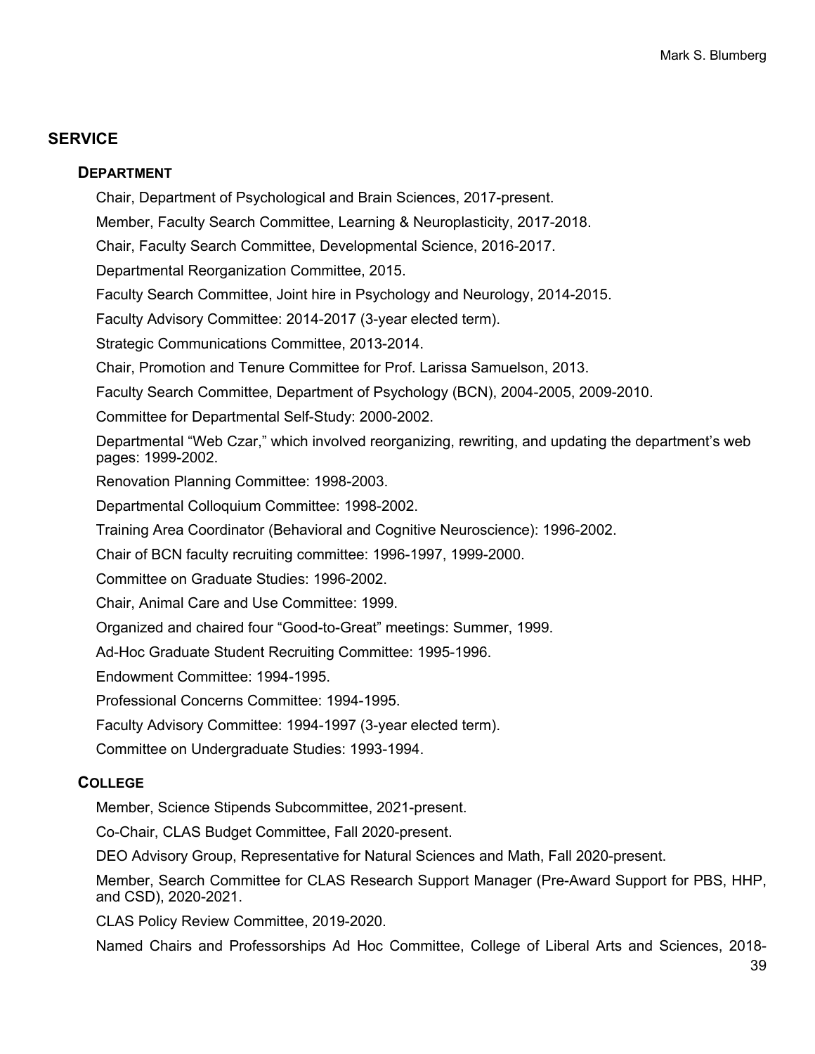## SERVICE

### DEPARTMENT

Chair, Department of Psychological and Brain Sciences, 2017-present.

Member, Faculty Search Committee, Learning & Neuroplasticity, 2017-2018.

Chair, Faculty Search Committee, Developmental Science, 2016-2017.

Departmental Reorganization Committee, 2015.

Faculty Search Committee, Joint hire in Psychology and Neurology, 2014-2015.

Faculty Advisory Committee: 2014-2017 (3-year elected term).

Strategic Communications Committee, 2013-2014.

Chair, Promotion and Tenure Committee for Prof. Larissa Samuelson, 2013.

Faculty Search Committee, Department of Psychology (BCN), 2004-2005, 2009-2010.

Committee for Departmental Self-Study: 2000-2002.

Departmental "Web Czar," which involved reorganizing, rewriting, and updating the department's web pages: 1999-2002.

Renovation Planning Committee: 1998-2003.

Departmental Colloquium Committee: 1998-2002.

Training Area Coordinator (Behavioral and Cognitive Neuroscience): 1996-2002.

Chair of BCN faculty recruiting committee: 1996-1997, 1999-2000.

Committee on Graduate Studies: 1996-2002.

Chair, Animal Care and Use Committee: 1999.

Organized and chaired four "Good-to-Great" meetings: Summer, 1999.

Ad-Hoc Graduate Student Recruiting Committee: 1995-1996.

Endowment Committee: 1994-1995.

Professional Concerns Committee: 1994-1995.

Faculty Advisory Committee: 1994-1997 (3-year elected term).

Committee on Undergraduate Studies: 1993-1994.

### COLLEGE

Member, Science Stipends Subcommittee, 2021-present.

Co-Chair, CLAS Budget Committee, Fall 2020-present.

DEO Advisory Group, Representative for Natural Sciences and Math, Fall 2020-present.

Member, Search Committee for CLAS Research Support Manager (Pre-Award Support for PBS, HHP, and CSD), 2020-2021.

CLAS Policy Review Committee, 2019-2020.

Named Chairs and Professorships Ad Hoc Committee, College of Liberal Arts and Sciences, 2018-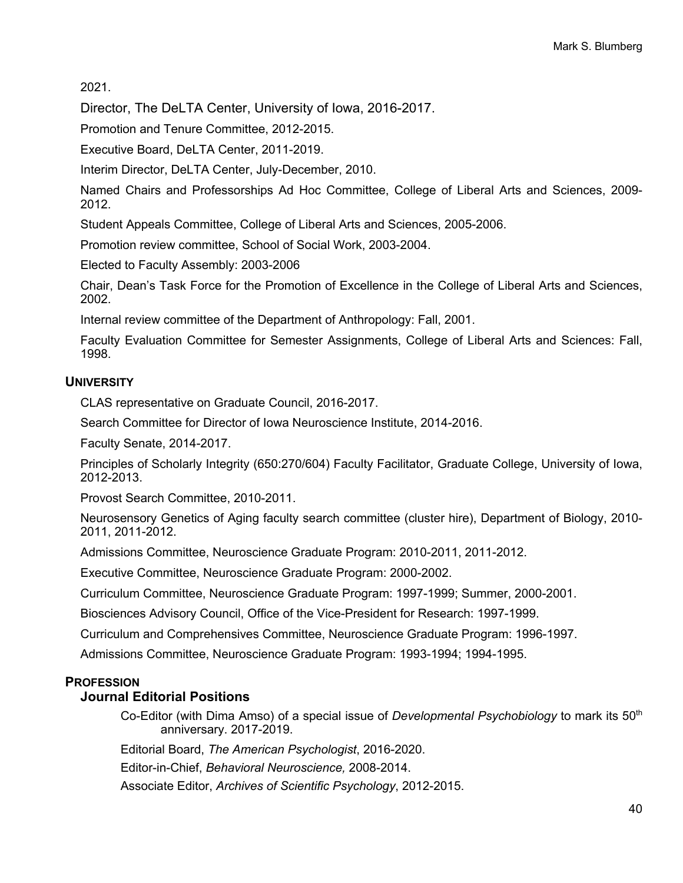2021.

Director, The DeLTA Center, University of Iowa, 2016-2017.

Promotion and Tenure Committee, 2012-2015.

Executive Board, DeLTA Center, 2011-2019.

Interim Director, DeLTA Center, July-December, 2010.

Named Chairs and Professorships Ad Hoc Committee, College of Liberal Arts and Sciences, 2009-2012.

Student Appeals Committee, College of Liberal Arts and Sciences, 2005-2006.

Promotion review committee, School of Social Work, 2003-2004.

Elected to Faculty Assembly: 2003-2006

Chair, Dean's Task Force for the Promotion of Excellence in the College of Liberal Arts and Sciences, 2002.

Internal review committee of the Department of Anthropology: Fall, 2001.

Faculty Evaluation Committee for Semester Assignments, College of Liberal Arts and Sciences: Fall, 1998.

### UNIVERSITY

CLAS representative on Graduate Council, 2016-2017.

Search Committee for Director of Iowa Neuroscience Institute, 2014-2016.

Faculty Senate, 2014-2017.

Principles of Scholarly Integrity (650:270/604) Faculty Facilitator, Graduate College, University of Iowa, 2012-2013.

Provost Search Committee, 2010-2011.

Neurosensory Genetics of Aging faculty search committee (cluster hire), Department of Biology, 2010-2011, 2011-2012.

Admissions Committee, Neuroscience Graduate Program: 2010-2011, 2011-2012.

Executive Committee, Neuroscience Graduate Program: 2000-2002.

Curriculum Committee, Neuroscience Graduate Program: 1997-1999; Summer, 2000-2001.

Biosciences Advisory Council, Office of the Vice-President for Research: 1997-1999.

Curriculum and Comprehensives Committee, Neuroscience Graduate Program: 1996-1997.

Admissions Committee, Neuroscience Graduate Program: 1993-1994; 1994-1995.

### PROFESSION

#### Journal Editorial Positions

Co-Editor (with Dima Amso) of a special issue of *Developmental Psychobiology* to mark its 50th anniversary. 2017-2019.

Editorial Board, *The American Psychologist*, 2016-2020.

Editor-in-Chief, *Behavioral Neuroscience,* 2008-2014.

Associate Editor, *Archives of Scientific Psychology*, 2012-2015.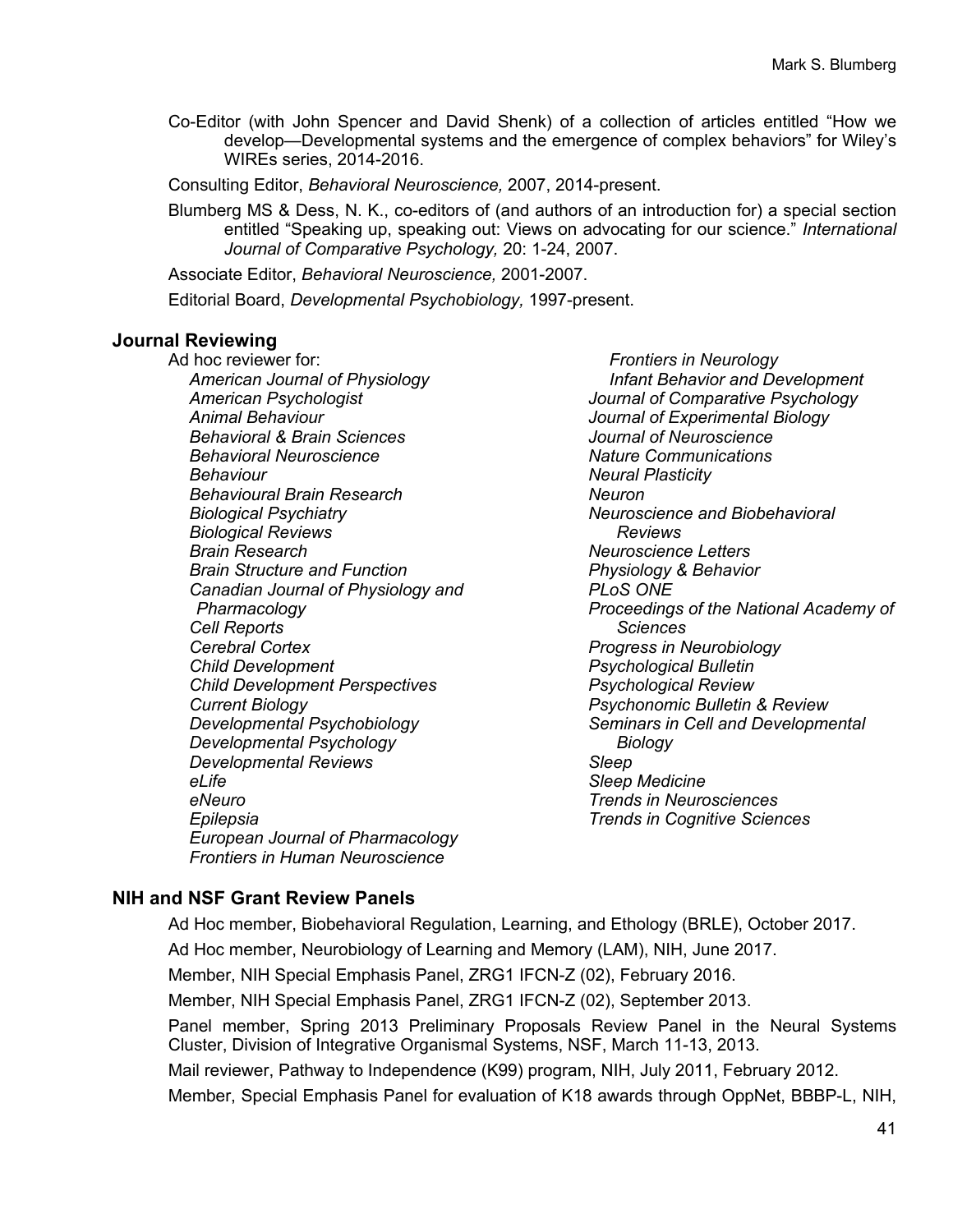Co-Editor (with John Spencer and David Shenk) of a collection of articles entitled "How we develop—Developmental systems and the emergence of complex behaviors" for Wiley's WIREs series, 2014-2016.

Consulting Editor, *Behavioral Neuroscience,* 2007, 2014-present.

Blumberg MS & Dess, N. K., co-editors of (and authors of an introduction for) a special section entitled "Speaking up, speaking out: Views on advocating for our science." *International Journal of Comparative Psychology,* 20: 1-24, 2007.

Associate Editor, *Behavioral Neuroscience,* 2001-2007.

Editorial Board, *Developmental Psychobiology,* 1997-present.

## Journal Reviewing

Ad hoc reviewer for:

*American Journal of Physiology*
*American Psychologist*
*Animal Behaviour*
*Behavioral & Brain Sciences*
*Behavioral Neuroscience*
*Behaviour*
*Behavioural Brain Research*
*Biological Psychiatry*
*Biological Reviews*
*Brain Research*
*Brain Structure and Function*
*Canadian Journal of Physiology and Pharmacology*
*Cell Reports*
*Cerebral Cortex*
*Child Development*
*Child Development Perspectives*
*Current Biology*
*Developmental Psychobiology*
*Developmental Psychology*
*Developmental Reviews*
*eLife*
*eNeuro*
*Epilepsia*
*European Journal of Pharmacology*
*Frontiers in Human Neuroscience*
*Frontiers in Neurology*
*Infant Behavior and Development*
*Journal of Comparative Psychology*
*Journal of Experimental Biology*
*Journal of Neuroscience*
*Nature Communications*
*Neural Plasticity*
*Neuron*
*Neuroscience and Biobehavioral Reviews*
*Neuroscience Letters*
*Physiology & Behavior*
*PLoS ONE*
*Proceedings of the National Academy of Sciences*
*Progress in Neurobiology*
*Psychological Bulletin*
*Psychological Review*
*Psychonomic Bulletin & Review*
*Seminars in Cell and Developmental Biology*
*Sleep*
*Sleep Medicine*
*Trends in Neurosciences*
*Trends in Cognitive Sciences*

## NIH and NSF Grant Review Panels

Ad Hoc member, Biobehavioral Regulation, Learning, and Ethology (BRLE), October 2017.

Ad Hoc member, Neurobiology of Learning and Memory (LAM), NIH, June 2017.

Member, NIH Special Emphasis Panel, ZRG1 IFCN-Z (02), February 2016.

Member, NIH Special Emphasis Panel, ZRG1 IFCN-Z (02), September 2013.

Panel member, Spring 2013 Preliminary Proposals Review Panel in the Neural Systems Cluster, Division of Integrative Organismal Systems, NSF, March 11-13, 2013.

Mail reviewer, Pathway to Independence (K99) program, NIH, July 2011, February 2012.

Member, Special Emphasis Panel for evaluation of K18 awards through OppNet, BBBP-L, NIH,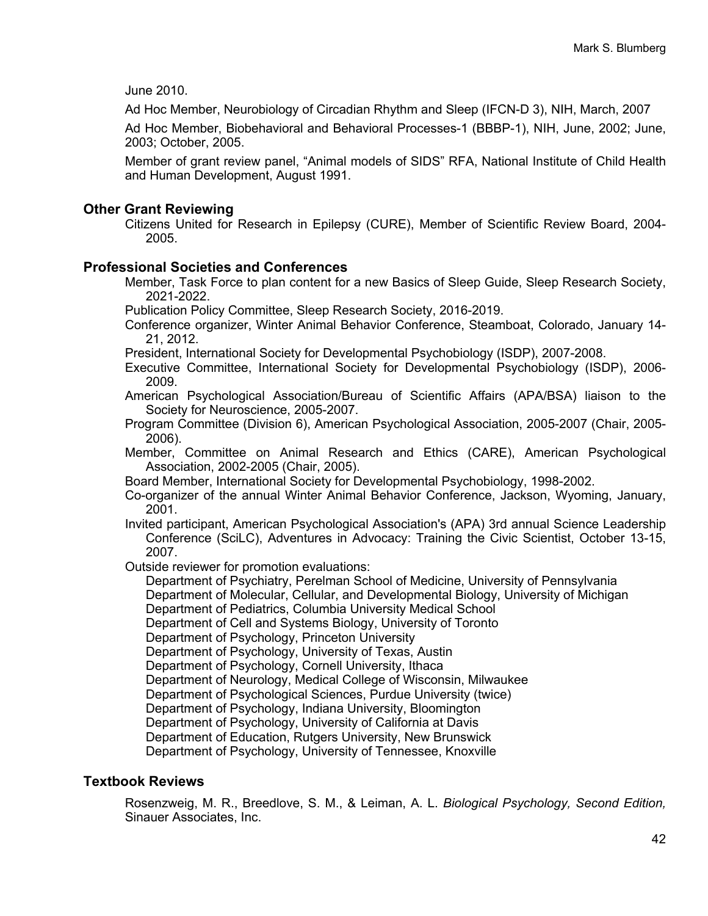June 2010.

Ad Hoc Member, Neurobiology of Circadian Rhythm and Sleep (IFCN-D 3), NIH, March, 2007

Ad Hoc Member, Biobehavioral and Behavioral Processes-1 (BBBP-1), NIH, June, 2002; June, 2003; October, 2005.

Member of grant review panel, "Animal models of SIDS" RFA, National Institute of Child Health and Human Development, August 1991.

## Other Grant Reviewing

Citizens United for Research in Epilepsy (CURE), Member of Scientific Review Board, 2004-2005.

## Professional Societies and Conferences

Member, Task Force to plan content for a new Basics of Sleep Guide, Sleep Research Society, 2021-2022.

Publication Policy Committee, Sleep Research Society, 2016-2019.

Conference organizer, Winter Animal Behavior Conference, Steamboat, Colorado, January 14-21, 2012.

President, International Society for Developmental Psychobiology (ISDP), 2007-2008.

Executive Committee, International Society for Developmental Psychobiology (ISDP), 2006-2009.

American Psychological Association/Bureau of Scientific Affairs (APA/BSA) liaison to the Society for Neuroscience, 2005-2007.

Program Committee (Division 6), American Psychological Association, 2005-2007 (Chair, 2005-2006).

Member, Committee on Animal Research and Ethics (CARE), American Psychological Association, 2002-2005 (Chair, 2005).

Board Member, International Society for Developmental Psychobiology, 1998-2002.

Co-organizer of the annual Winter Animal Behavior Conference, Jackson, Wyoming, January, 2001.

Invited participant, American Psychological Association's (APA) 3rd annual Science Leadership Conference (SciLC), Adventures in Advocacy: Training the Civic Scientist, October 13-15, 2007.

Outside reviewer for promotion evaluations:

- Department of Psychiatry, Perelman School of Medicine, University of Pennsylvania
- Department of Molecular, Cellular, and Developmental Biology, University of Michigan
- Department of Pediatrics, Columbia University Medical School
- Department of Cell and Systems Biology, University of Toronto
- Department of Psychology, Princeton University
- Department of Psychology, University of Texas, Austin
- Department of Psychology, Cornell University, Ithaca
- Department of Neurology, Medical College of Wisconsin, Milwaukee
- Department of Psychological Sciences, Purdue University (twice)
- Department of Psychology, Indiana University, Bloomington
- Department of Psychology, University of California at Davis
- Department of Education, Rutgers University, New Brunswick
- Department of Psychology, University of Tennessee, Knoxville

## Textbook Reviews

Rosenzweig, M. R., Breedlove, S. M., & Leiman, A. L. *Biological Psychology, Second Edition,* Sinauer Associates, Inc.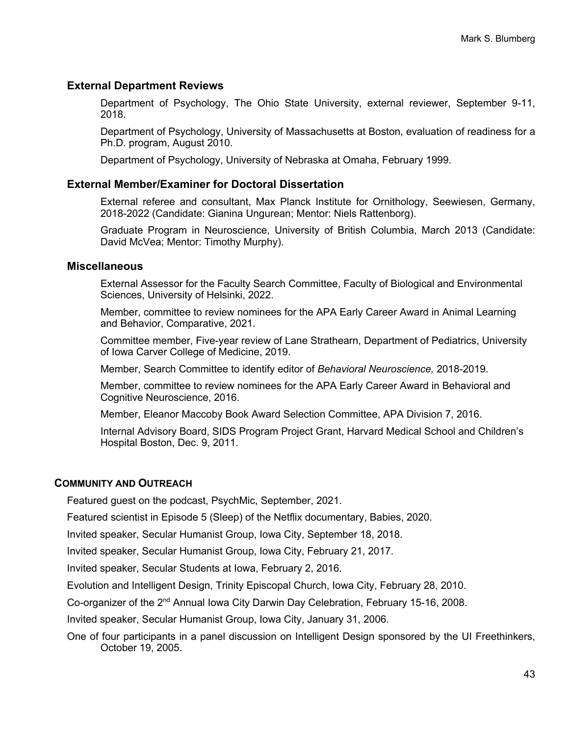### External Department Reviews

Department of Psychology, The Ohio State University, external reviewer, September 9-11, 2018.

Department of Psychology, University of Massachusetts at Boston, evaluation of readiness for a Ph.D. program, August 2010.

Department of Psychology, University of Nebraska at Omaha, February 1999.

### External Member/Examiner for Doctoral Dissertation

External referee and consultant, Max Planck Institute for Ornithology, Seewiesen, Germany, 2018-2022 (Candidate: Gianina Ungurean; Mentor: Niels Rattenborg).

Graduate Program in Neuroscience, University of British Columbia, March 2013 (Candidate: David McVea; Mentor: Timothy Murphy).

### Miscellaneous

External Assessor for the Faculty Search Committee, Faculty of Biological and Environmental Sciences, University of Helsinki, 2022.

Member, committee to review nominees for the APA Early Career Award in Animal Learning and Behavior, Comparative, 2021.

Committee member, Five-year review of Lane Strathearn, Department of Pediatrics, University of Iowa Carver College of Medicine, 2019.

Member, Search Committee to identify editor of *Behavioral Neuroscience,* 2018-2019.

Member, committee to review nominees for the APA Early Career Award in Behavioral and Cognitive Neuroscience, 2016.

Member, Eleanor Maccoby Book Award Selection Committee, APA Division 7, 2016.

Internal Advisory Board, SIDS Program Project Grant, Harvard Medical School and Children's Hospital Boston, Dec. 9, 2011.

## COMMUNITY AND OUTREACH

Featured guest on the podcast, PsychMic, September, 2021.

Featured scientist in Episode 5 (Sleep) of the Netflix documentary, Babies, 2020.

Invited speaker, Secular Humanist Group, Iowa City, September 18, 2018.

Invited speaker, Secular Humanist Group, Iowa City, February 21, 2017.

Invited speaker, Secular Students at Iowa, February 2, 2016.

Evolution and Intelligent Design, Trinity Episcopal Church, Iowa City, February 28, 2010.

Co-organizer of the 2nd Annual Iowa City Darwin Day Celebration, February 15-16, 2008.

Invited speaker, Secular Humanist Group, Iowa City, January 31, 2006.

One of four participants in a panel discussion on Intelligent Design sponsored by the UI Freethinkers, October 19, 2005.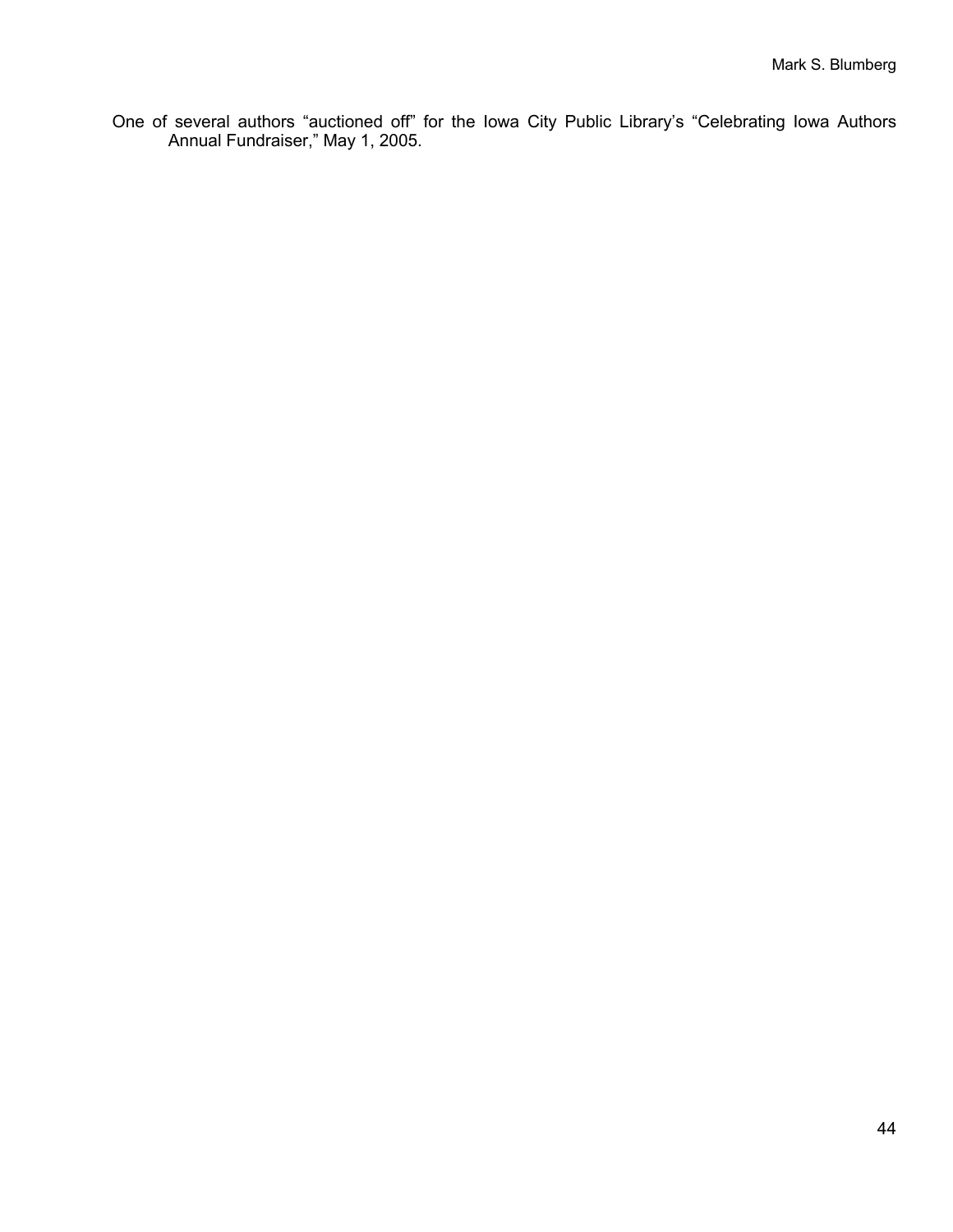One of several authors "auctioned off" for the Iowa City Public Library's "Celebrating Iowa Authors Annual Fundraiser," May 1, 2005.